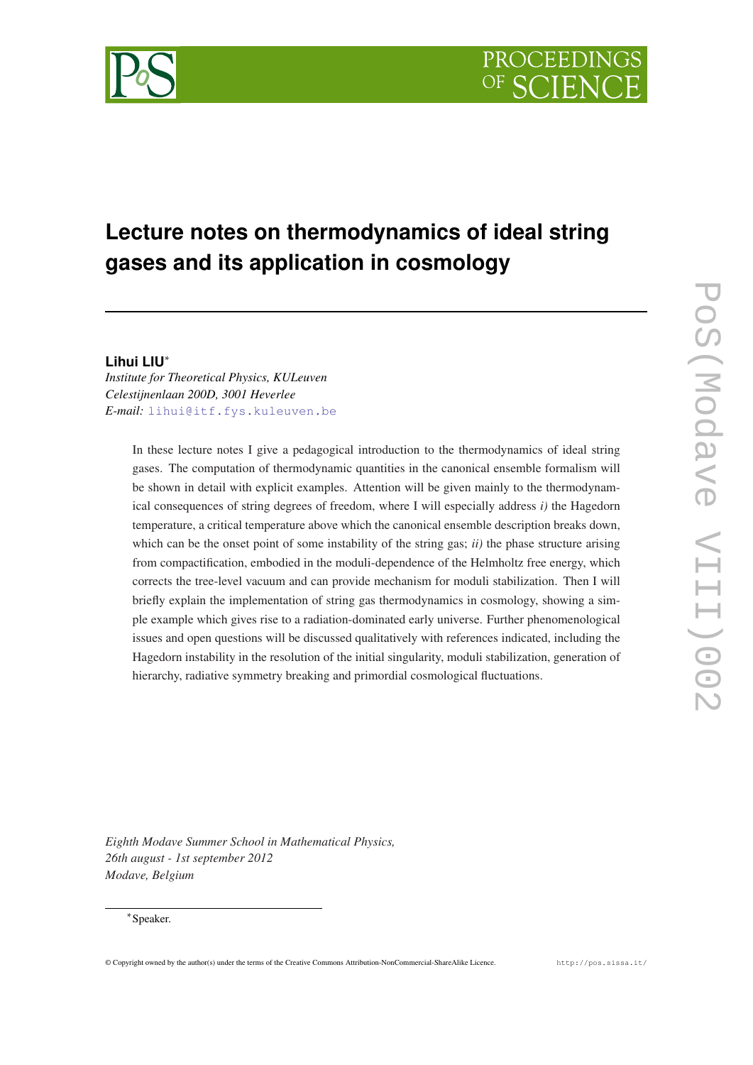# Lecture notes on thermodynamics of ideal string gases and its application in cosmology

**Lihui LIU***
*Institute for Theoretical Physics, KULeuven*
*Celestijnenlaan 200D, 3001 Heverlee*
*E-mail:* lihui@itf.fys.kuleuven.be

In these lecture notes I give a pedagogical introduction to the thermodynamics of ideal string gases. The computation of thermodynamic quantities in the canonical ensemble formalism will be shown in detail with explicit examples. Attention will be given mainly to the thermodynamical consequences of string degrees of freedom, where I will especially address *i)* the Hagedorn temperature, a critical temperature above which the canonical ensemble description breaks down, which can be the onset point of some instability of the string gas; *ii)* the phase structure arising from compactification, embodied in the moduli-dependence of the Helmholtz free energy, which corrects the tree-level vacuum and can provide mechanism for moduli stabilization. Then I will briefly explain the implementation of string gas thermodynamics in cosmology, showing a simple example which gives rise to a radiation-dominated early universe. Further phenomenological issues and open questions will be discussed qualitatively with references indicated, including the Hagedorn instability in the resolution of the initial singularity, moduli stabilization, generation of hierarchy, radiative symmetry breaking and primordial cosmological fluctuations.

*Eighth Modave Summer School in Mathematical Physics,*
*26th august - 1st september 2012*
*Modave, Belgium*

*Speaker.

© Copyright owned by the author(s) under the terms of the Creative Commons Attribution-NonCommercial-ShareAlike Licence. http://pos.sissa.it/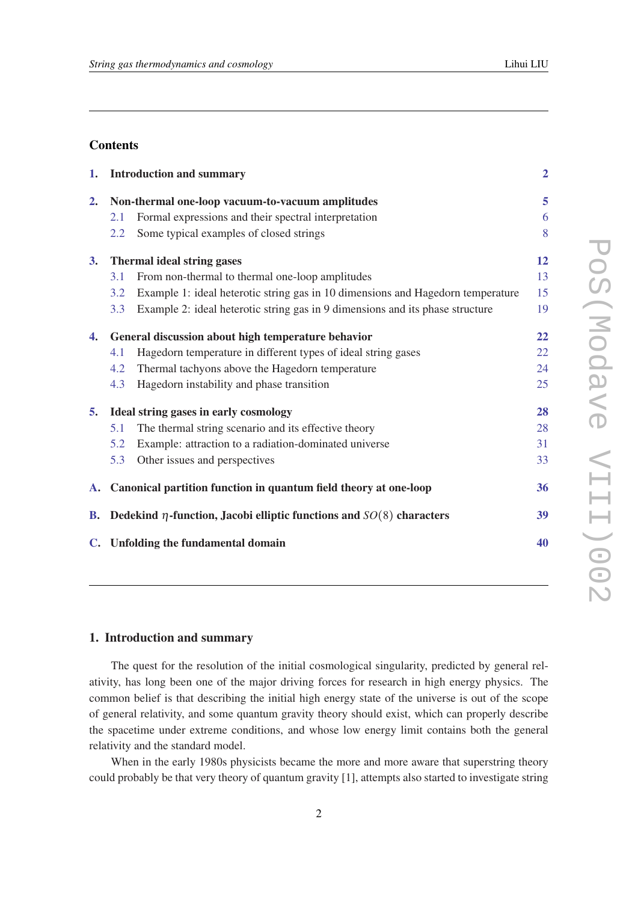## Contents

| | | |
|---|---|---|
| **1.** | **Introduction and summary** | **2** |
| **2.** | **Non-thermal one-loop vacuum-to-vacuum amplitudes** | **5** |
| | 2.1 Formal expressions and their spectral interpretation | 6 |
| | 2.2 Some typical examples of closed strings | 8 |
| **3.** | **Thermal ideal string gases** | **12** |
| | 3.1 From non-thermal to thermal one-loop amplitudes | 13 |
| | 3.2 Example 1: ideal heterotic string gas in 10 dimensions and Hagedorn temperature | 15 |
| | 3.3 Example 2: ideal heterotic string gas in 9 dimensions and its phase structure | 19 |
| **4.** | **General discussion about high temperature behavior** | **22** |
| | 4.1 Hagedorn temperature in different types of ideal string gases | 22 |
| | 4.2 Thermal tachyons above the Hagedorn temperature | 24 |
| | 4.3 Hagedorn instability and phase transition | 25 |
| **5.** | **Ideal string gases in early cosmology** | **28** |
| | 5.1 The thermal string scenario and its effective theory | 28 |
| | 5.2 Example: attraction to a radiation-dominated universe | 31 |
| | 5.3 Other issues and perspectives | 33 |
| **A.** | **Canonical partition function in quantum field theory at one-loop** | **36** |
| **B.** | **Dedekind $\eta$-function, Jacobi elliptic functions and $SO(8)$ characters** | **39** |
| **C.** | **Unfolding the fundamental domain** | **40** |

## 1. Introduction and summary

The quest for the resolution of the initial cosmological singularity, predicted by general relativity, has long been one of the major driving forces for research in high energy physics. The common belief is that describing the initial high energy state of the universe is out of the scope of general relativity, and some quantum gravity theory should exist, which can properly describe the spacetime under extreme conditions, and whose low energy limit contains both the general relativity and the standard model.

When in the early 1980s physicists became the more and more aware that superstring theory could probably be that very theory of quantum gravity [1], attempts also started to investigate string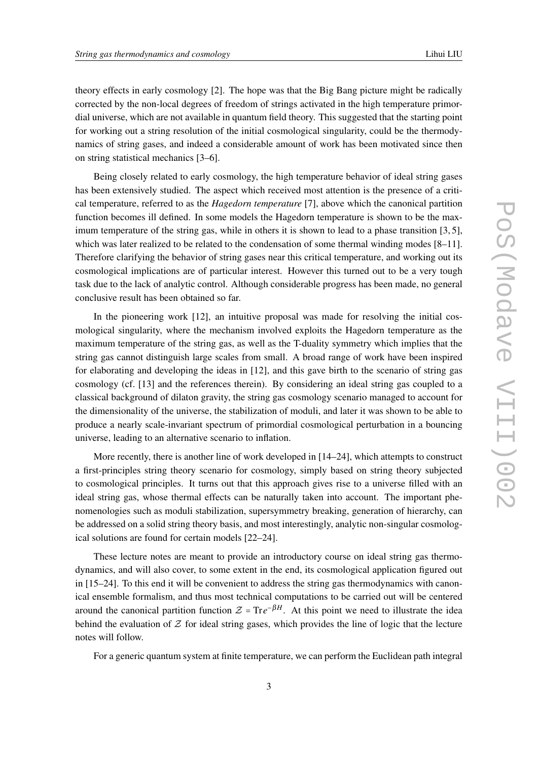theory effects in early cosmology [2]. The hope was that the Big Bang picture might be radically corrected by the non-local degrees of freedom of strings activated in the high temperature primordial universe, which are not available in quantum field theory. This suggested that the starting point for working out a string resolution of the initial cosmological singularity, could be the thermodynamics of string gases, and indeed a considerable amount of work has been motivated since then on string statistical mechanics [3–6].

Being closely related to early cosmology, the high temperature behavior of ideal string gases has been extensively studied. The aspect which received most attention is the presence of a critical temperature, referred to as the *Hagedorn temperature* [7], above which the canonical partition function becomes ill defined. In some models the Hagedorn temperature is shown to be the maximum temperature of the string gas, while in others it is shown to lead to a phase transition [3, 5], which was later realized to be related to the condensation of some thermal winding modes [8–11]. Therefore clarifying the behavior of string gases near this critical temperature, and working out its cosmological implications are of particular interest. However this turned out to be a very tough task due to the lack of analytic control. Although considerable progress has been made, no general conclusive result has been obtained so far.

In the pioneering work [12], an intuitive proposal was made for resolving the initial cosmological singularity, where the mechanism involved exploits the Hagedorn temperature as the maximum temperature of the string gas, as well as the T-duality symmetry which implies that the string gas cannot distinguish large scales from small. A broad range of work have been inspired for elaborating and developing the ideas in [12], and this gave birth to the scenario of string gas cosmology (cf. [13] and the references therein). By considering an ideal string gas coupled to a classical background of dilaton gravity, the string gas cosmology scenario managed to account for the dimensionality of the universe, the stabilization of moduli, and later it was shown to be able to produce a nearly scale-invariant spectrum of primordial cosmological perturbation in a bouncing universe, leading to an alternative scenario to inflation.

More recently, there is another line of work developed in [14–24], which attempts to construct a first-principles string theory scenario for cosmology, simply based on string theory subjected to cosmological principles. It turns out that this approach gives rise to a universe filled with an ideal string gas, whose thermal effects can be naturally taken into account. The important phenomenologies such as moduli stabilization, supersymmetry breaking, generation of hierarchy, can be addressed on a solid string theory basis, and most interestingly, analytic non-singular cosmological solutions are found for certain models [22–24].

These lecture notes are meant to provide an introductory course on ideal string gas thermodynamics, and will also cover, to some extent in the end, its cosmological application figured out in [15–24]. To this end it will be convenient to address the string gas thermodynamics with canonical ensemble formalism, and thus most technical computations to be carried out will be centered around the canonical partition function $\mathcal{Z} = \mathrm{Tr}\, e^{-\beta H}$. At this point we need to illustrate the idea behind the evaluation of $\mathcal{Z}$ for ideal string gases, which provides the line of logic that the lecture notes will follow.

For a generic quantum system at finite temperature, we can perform the Euclidean path integral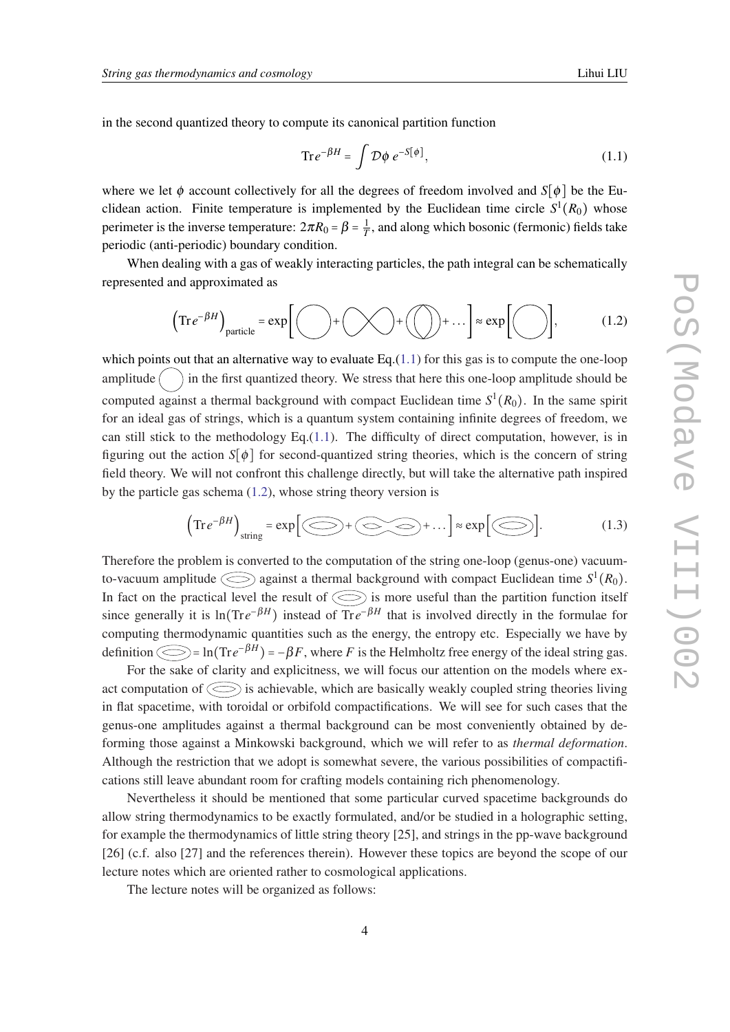in the second quantized theory to compute its canonical partition function

$$\mathrm{Tr}\, e^{-\beta H} = \int \mathcal{D}\phi\; e^{-S[\phi]}, \tag{1.1}$$

where we let $\phi$ account collectively for all the degrees of freedom involved and $S[\phi]$ be the Euclidean action. Finite temperature is implemented by the Euclidean time circle $S^1(R_0)$ whose perimeter is the inverse temperature: $2\pi R_0 = \beta = \frac{1}{T}$, and along which bosonic (fermonic) fields take periodic (anti-periodic) boundary condition.

When dealing with a gas of weakly interacting particles, the path integral can be schematically represented and approximated as

$$\left(\mathrm{Tr}\, e^{-\beta H}\right)_{\text{particle}} = \exp\left[\bigcirc + \infty + \bigoplus + \ldots\right] \approx \exp\left[\bigcirc\right], \tag{1.2}$$

which points out that an alternative way to evaluate Eq.(1.1) for this gas is to compute the one-loop amplitude $\bigcirc$ in the first quantized theory. We stress that here this one-loop amplitude should be computed against a thermal background with compact Euclidean time $S^1(R_0)$. In the same spirit for an ideal gas of strings, which is a quantum system containing infinite degrees of freedom, we can still stick to the methodology Eq.(1.1). The difficulty of direct computation, however, is in figuring out the action $S[\phi]$ for second-quantized string theories, which is the concern of string field theory. We will not confront this challenge directly, but will take the alternative path inspired by the particle gas schema (1.2), whose string theory version is

$$\left(\mathrm{Tr}\, e^{-\beta H}\right)_{\text{string}} = \exp\left[(\text{torus}) + (\text{genus-two}) + \ldots\right] \approx \exp\left[(\text{torus})\right]. \tag{1.3}$$

Therefore the problem is converted to the computation of the string one-loop (genus-one) vacuum-to-vacuum amplitude (torus) against a thermal background with compact Euclidean time $S^1(R_0)$. In fact on the practical level the result of (torus) is more useful than the partition function itself since generally it is $\ln(\mathrm{Tr}\, e^{-\beta H})$ instead of $\mathrm{Tr}\, e^{-\beta H}$ that is involved directly in the formulae for computing thermodynamic quantities such as the energy, the entropy etc. Especially we have by definition (torus) $= \ln(\mathrm{Tr}\, e^{-\beta H}) = -\beta F$, where $F$ is the Helmholtz free energy of the ideal string gas.

For the sake of clarity and explicitness, we will focus our attention on the models where exact computation of (torus) is achievable, which are basically weakly coupled string theories living in flat spacetime, with toroidal or orbifold compactifications. We will see for such cases that the genus-one amplitudes against a thermal background can be most conveniently obtained by deforming those against a Minkowski background, which we will refer to as *thermal deformation*. Although the restriction that we adopt is somewhat severe, the various possibilities of compactifications still leave abundant room for crafting models containing rich phenomenology.

Nevertheless it should be mentioned that some particular curved spacetime backgrounds do allow string thermodynamics to be exactly formulated, and/or be studied in a holographic setting, for example the thermodynamics of little string theory [25], and strings in the pp-wave background [26] (c.f. also [27] and the references therein). However these topics are beyond the scope of our lecture notes which are oriented rather to cosmological applications.

The lecture notes will be organized as follows: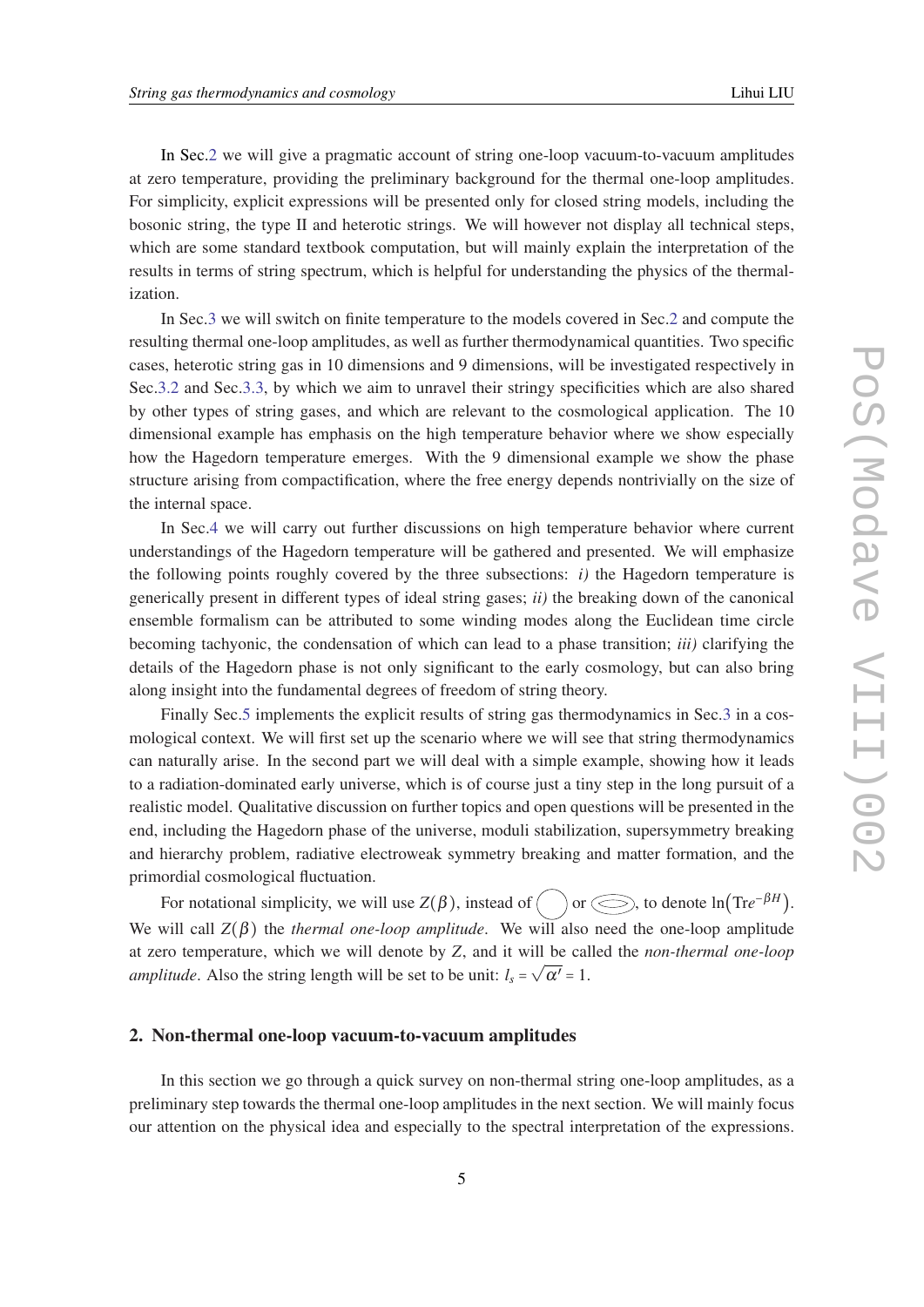In Sec.2 we will give a pragmatic account of string one-loop vacuum-to-vacuum amplitudes at zero temperature, providing the preliminary background for the thermal one-loop amplitudes. For simplicity, explicit expressions will be presented only for closed string models, including the bosonic string, the type II and heterotic strings. We will however not display all technical steps, which are some standard textbook computation, but will mainly explain the interpretation of the results in terms of string spectrum, which is helpful for understanding the physics of the thermalization.

In Sec.3 we will switch on finite temperature to the models covered in Sec.2 and compute the resulting thermal one-loop amplitudes, as well as further thermodynamical quantities. Two specific cases, heterotic string gas in 10 dimensions and 9 dimensions, will be investigated respectively in Sec.3.2 and Sec.3.3, by which we aim to unravel their stringy specificities which are also shared by other types of string gases, and which are relevant to the cosmological application. The 10 dimensional example has emphasis on the high temperature behavior where we show especially how the Hagedorn temperature emerges. With the 9 dimensional example we show the phase structure arising from compactification, where the free energy depends nontrivially on the size of the internal space.

In Sec.4 we will carry out further discussions on high temperature behavior where current understandings of the Hagedorn temperature will be gathered and presented. We will emphasize the following points roughly covered by the three subsections: *i)* the Hagedorn temperature is generically present in different types of ideal string gases; *ii)* the breaking down of the canonical ensemble formalism can be attributed to some winding modes along the Euclidean time circle becoming tachyonic, the condensation of which can lead to a phase transition; *iii)* clarifying the details of the Hagedorn phase is not only significant to the early cosmology, but can also bring along insight into the fundamental degrees of freedom of string theory.

Finally Sec.5 implements the explicit results of string gas thermodynamics in Sec.3 in a cosmological context. We will first set up the scenario where we will see that string thermodynamics can naturally arise. In the second part we will deal with a simple example, showing how it leads to a radiation-dominated early universe, which is of course just a tiny step in the long pursuit of a realistic model. Qualitative discussion on further topics and open questions will be presented in the end, including the Hagedorn phase of the universe, moduli stabilization, supersymmetry breaking and hierarchy problem, radiative electroweak symmetry breaking and matter formation, and the primordial cosmological fluctuation.

For notational simplicity, we will use $Z(\beta)$, instead of ◯ or ⬭, to denote $\ln\left(\mathrm{Tr}e^{-\beta H}\right)$. We will call $Z(\beta)$ the *thermal one-loop amplitude*. We will also need the one-loop amplitude at zero temperature, which we will denote by $Z$, and it will be called the *non-thermal one-loop amplitude*. Also the string length will be set to be unit: $l_s = \sqrt{\alpha'} = 1$.

## 2. Non-thermal one-loop vacuum-to-vacuum amplitudes

In this section we go through a quick survey on non-thermal string one-loop amplitudes, as a preliminary step towards the thermal one-loop amplitudes in the next section. We will mainly focus our attention on the physical idea and especially to the spectral interpretation of the expressions.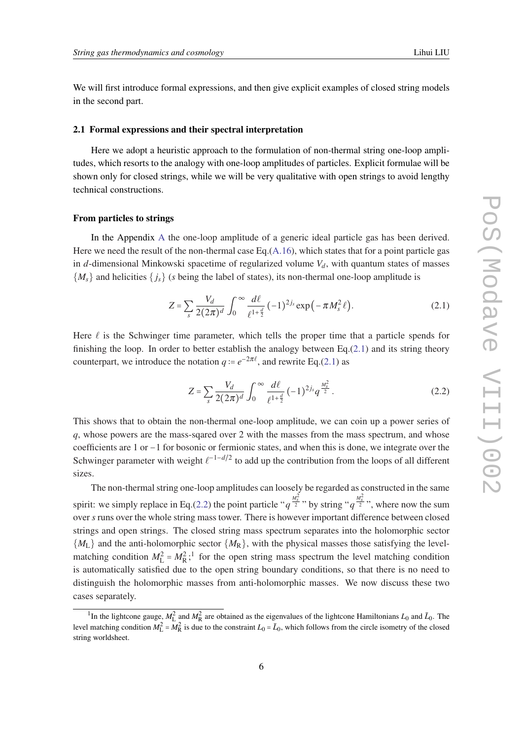We will first introduce formal expressions, and then give explicit examples of closed string models in the second part.

### 2.1 Formal expressions and their spectral interpretation

Here we adopt a heuristic approach to the formulation of non-thermal string one-loop amplitudes, which resorts to the analogy with one-loop amplitudes of particles. Explicit formulae will be shown only for closed strings, while we will be very qualitative with open strings to avoid lengthy technical constructions.

#### From particles to strings

In the Appendix A the one-loop amplitude of a generic ideal particle gas has been derived. Here we need the result of the non-thermal case Eq.(A.16), which states that for a point particle gas in $d$-dimensional Minkowski spacetime of regularized volume $V_d$, with quantum states of masses $\{M_s\}$ and helicities $\{j_s\}$ ($s$ being the label of states), its non-thermal one-loop amplitude is

$$Z = \sum_s \frac{V_d}{2(2\pi)^d} \int_0^\infty \frac{d\ell}{\ell^{1+\frac{d}{2}}} (-1)^{2j_s} \exp\big(-\pi M_s^2 \ell\big). \tag{2.1}$$

Here $\ell$ is the Schwinger time parameter, which tells the proper time that a particle spends for finishing the loop. In order to better establish the analogy between Eq.(2.1) and its string theory counterpart, we introduce the notation $q := e^{-2\pi\ell}$, and rewrite Eq.(2.1) as

$$Z = \sum_s \frac{V_d}{2(2\pi)^d} \int_0^\infty \frac{d\ell}{\ell^{1+\frac{d}{2}}} (-1)^{2j_s} q^{\frac{M_s^2}{2}}. \tag{2.2}$$

This shows that to obtain the non-thermal one-loop amplitude, we can coin up a power series of $q$, whose powers are the mass-sqared over 2 with the masses from the mass spectrum, and whose coefficients are 1 or $-1$ for bosonic or fermionic states, and when this is done, we integrate over the Schwinger parameter with weight $\ell^{-1-d/2}$ to add up the contribution from the loops of all different sizes.

The non-thermal string one-loop amplitudes can loosely be regarded as constructed in the same spirit: we simply replace in Eq.(2.2) the point particle "$q^{\frac{M_s^2}{2}}$" by string "$q^{\frac{M_s^2}{2}}$", where now the sum over $s$ runs over the whole string mass tower. There is however important difference between closed strings and open strings. The closed string mass spectrum separates into the holomorphic sector $\{M_{\rm L}\}$ and the anti-holomorphic sector $\{M_{\rm R}\}$, with the physical masses those satisfying the level-matching condition $M_{\rm L}^2 = M_{\rm R}^2$;[1] for the open string mass spectrum the level matching condition is automatically satisfied due to the open string boundary conditions, so that there is no need to distinguish the holomorphic masses from anti-holomorphic masses. We now discuss these two cases separately.

[1] In the lightcone gauge, $M_{\rm L}^2$ and $M_{\rm R}^2$ are obtained as the eigenvalues of the lightcone Hamiltonians $L_0$ and $\bar{L}_0$. The level matching condition $M_{\rm L}^2 = M_{\rm R}^2$ is due to the constraint $L_0 = \bar{L}_0$, which follows from the circle isometry of the closed string worldsheet.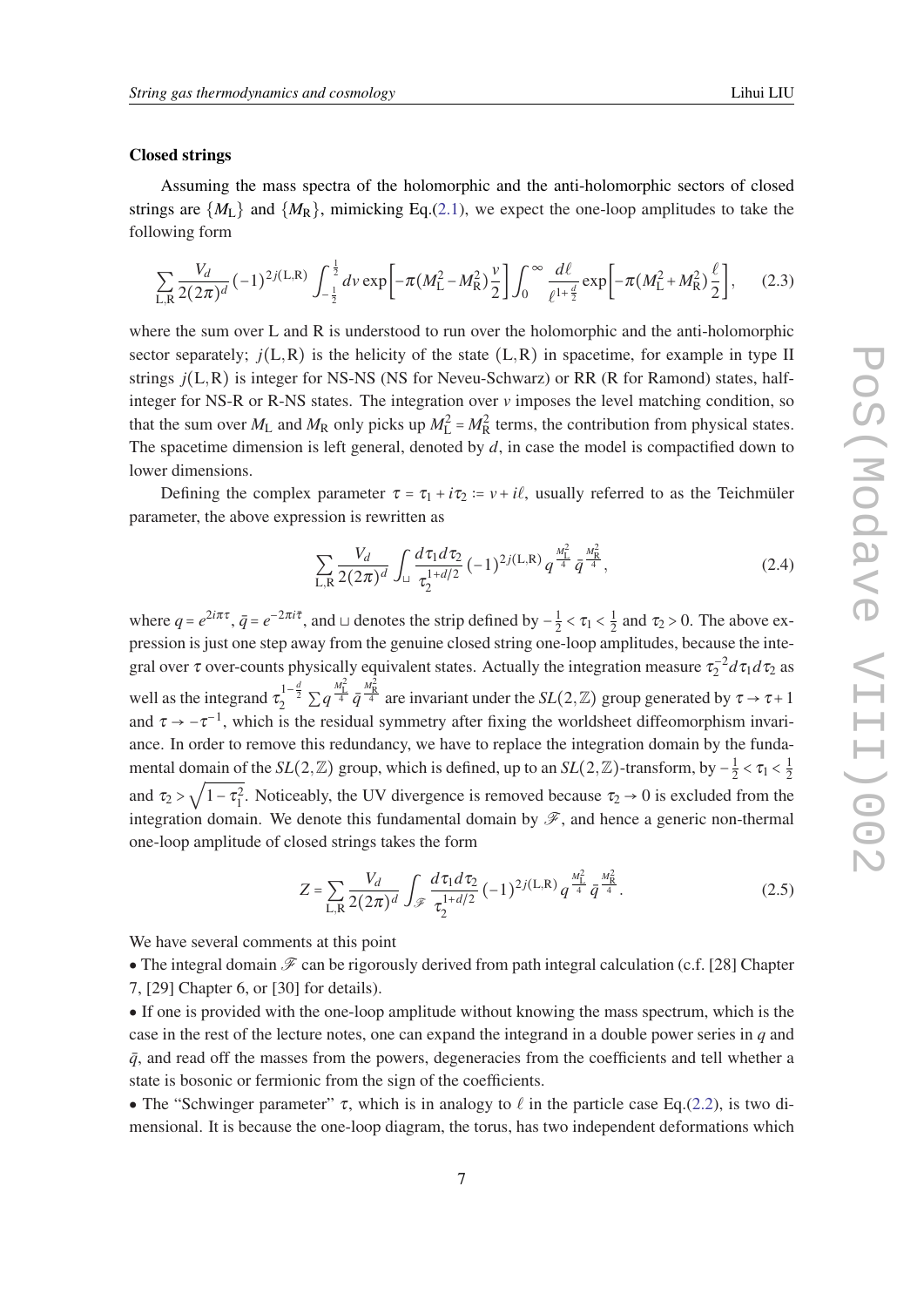**Closed strings**

Assuming the mass spectra of the holomorphic and the anti-holomorphic sectors of closed strings are $\{M_\text{L}\}$ and $\{M_\text{R}\}$, mimicking Eq.(2.1), we expect the one-loop amplitudes to take the following form

$$\sum_{\text{L,R}} \frac{V_d}{2(2\pi)^d}(-1)^{2j(\text{L,R})} \int_{-\frac{1}{2}}^{\frac{1}{2}} dv \exp\left[-\pi(M_\text{L}^2 - M_\text{R}^2)\frac{v}{2}\right] \int_0^\infty \frac{d\ell}{\ell^{1+\frac{d}{2}}} \exp\left[-\pi(M_\text{L}^2 + M_\text{R}^2)\frac{\ell}{2}\right], \tag{2.3}$$

where the sum over L and R is understood to run over the holomorphic and the anti-holomorphic sector separately; $j(\text{L,R})$ is the helicity of the state $(\text{L,R})$ in spacetime, for example in type II strings $j(\text{L,R})$ is integer for NS-NS (NS for Neveu-Schwarz) or RR (R for Ramond) states, half-integer for NS-R or R-NS states. The integration over $v$ imposes the level matching condition, so that the sum over $M_\text{L}$ and $M_\text{R}$ only picks up $M_\text{L}^2 = M_\text{R}^2$ terms, the contribution from physical states. The spacetime dimension is left general, denoted by $d$, in case the model is compactified down to lower dimensions.

Defining the complex parameter $\tau = \tau_1 + i\tau_2 := v + i\ell$, usually referred to as the Teichmüler parameter, the above expression is rewritten as

$$\sum_{\text{L,R}} \frac{V_d}{2(2\pi)^d} \int_\sqcup \frac{d\tau_1 d\tau_2}{\tau_2^{1+d/2}} (-1)^{2j(\text{L,R})} q^{\frac{M_\text{L}^2}{4}} \bar{q}^{\frac{M_\text{R}^2}{4}}, \tag{2.4}$$

where $q = e^{2i\pi\tau}$, $\bar{q} = e^{-2\pi i\bar{\tau}}$, and $\sqcup$ denotes the strip defined by $-\frac{1}{2} < \tau_1 < \frac{1}{2}$ and $\tau_2 > 0$. The above expression is just one step away from the genuine closed string one-loop amplitudes, because the integral over $\tau$ over-counts physically equivalent states. Actually the integration measure $\tau_2^{-2} d\tau_1 d\tau_2$ as well as the integrand $\tau_2^{1-\frac{d}{2}} \sum q^{\frac{M_\text{L}^2}{4}} \bar{q}^{\frac{M_\text{R}^2}{4}}$ are invariant under the $SL(2,\mathbb{Z})$ group generated by $\tau \to \tau + 1$ and $\tau \to -\tau^{-1}$, which is the residual symmetry after fixing the worldsheet diffeomorphism invariance. In order to remove this redundancy, we have to replace the integration domain by the fundamental domain of the $SL(2,\mathbb{Z})$ group, which is defined, up to an $SL(2,\mathbb{Z})$-transform, by $-\frac{1}{2} < \tau_1 < \frac{1}{2}$ and $\tau_2 > \sqrt{1 - \tau_1^2}$. Noticeably, the UV divergence is removed because $\tau_2 \to 0$ is excluded from the integration domain. We denote this fundamental domain by $\mathscr{F}$, and hence a generic non-thermal one-loop amplitude of closed strings takes the form

$$Z = \sum_{\text{L,R}} \frac{V_d}{2(2\pi)^d} \int_\mathscr{F} \frac{d\tau_1 d\tau_2}{\tau_2^{1+d/2}} (-1)^{2j(\text{L,R})} q^{\frac{M_\text{L}^2}{4}} \bar{q}^{\frac{M_\text{R}^2}{4}}. \tag{2.5}$$

We have several comments at this point

- The integral domain $\mathscr{F}$ can be rigorously derived from path integral calculation (c.f. [28] Chapter 7, [29] Chapter 6, or [30] for details).
- If one is provided with the one-loop amplitude without knowing the mass spectrum, which is the case in the rest of the lecture notes, one can expand the integrand in a double power series in $q$ and $\bar{q}$, and read off the masses from the powers, degeneracies from the coefficients and tell whether a state is bosonic or fermionic from the sign of the coefficients.
- The "Schwinger parameter" $\tau$, which is in analogy to $\ell$ in the particle case Eq.(2.2), is two dimensional. It is because the one-loop diagram, the torus, has two independent deformations which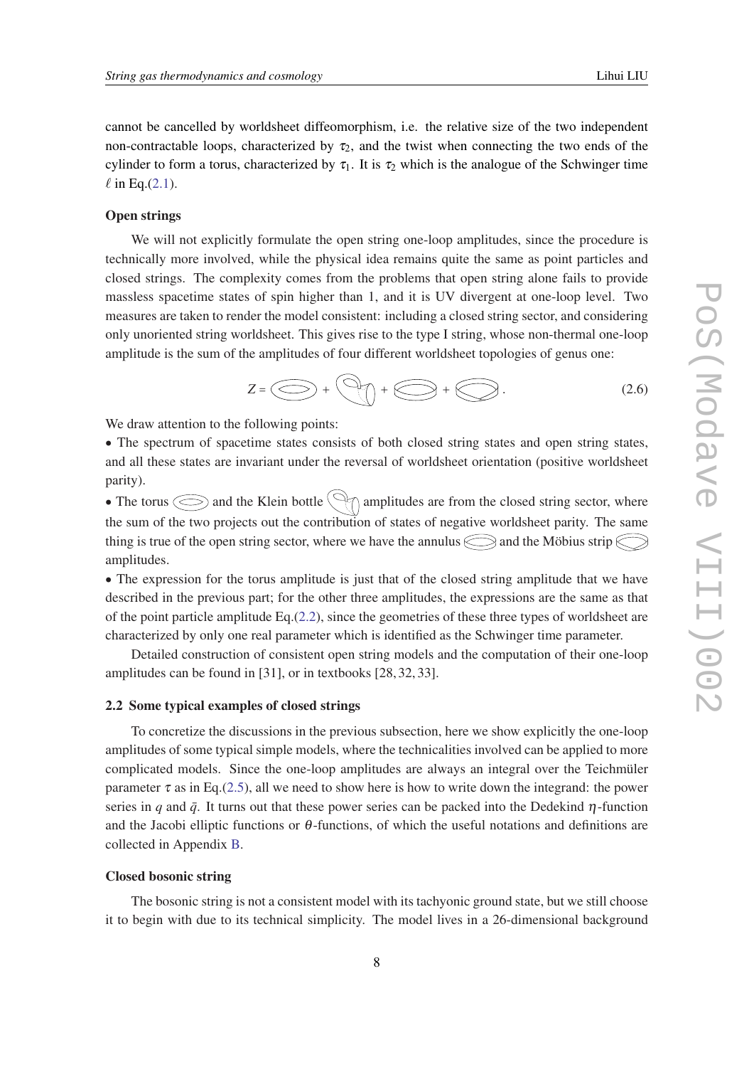cannot be cancelled by worldsheet diffeomorphism, i.e. the relative size of the two independent non-contractable loops, characterized by $\tau_2$, and the twist when connecting the two ends of the cylinder to form a torus, characterized by $\tau_1$. It is $\tau_2$ which is the analogue of the Schwinger time $\ell$ in Eq.(2.1).

**Open strings**

We will not explicitly formulate the open string one-loop amplitudes, since the procedure is technically more involved, while the physical idea remains quite the same as point particles and closed strings. The complexity comes from the problems that open string alone fails to provide massless spacetime states of spin higher than 1, and it is UV divergent at one-loop level. Two measures are taken to render the model consistent: including a closed string sector, and considering only unoriented string worldsheet. This gives rise to the type I string, whose non-thermal one-loop amplitude is the sum of the amplitudes of four different worldsheet topologies of genus one:

$$Z = (\text{torus}) + (\text{Klein bottle}) + (\text{annulus}) + (\text{Möbius strip}) . \tag{2.6}$$

We draw attention to the following points:

• The spectrum of spacetime states consists of both closed string states and open string states, and all these states are invariant under the reversal of worldsheet orientation (positive worldsheet parity).

• The torus and the Klein bottle amplitudes are from the closed string sector, where the sum of the two projects out the contribution of states of negative worldsheet parity. The same thing is true of the open string sector, where we have the annulus and the Möbius strip amplitudes.

• The expression for the torus amplitude is just that of the closed string amplitude that we have described in the previous part; for the other three amplitudes, the expressions are the same as that of the point particle amplitude Eq.(2.2), since the geometries of these three types of worldsheet are characterized by only one real parameter which is identified as the Schwinger time parameter.

Detailed construction of consistent open string models and the computation of their one-loop amplitudes can be found in [31], or in textbooks [28, 32, 33].

### 2.2 Some typical examples of closed strings

To concretize the discussions in the previous subsection, here we show explicitly the one-loop amplitudes of some typical simple models, where the technicalities involved can be applied to more complicated models. Since the one-loop amplitudes are always an integral over the Teichmüler parameter $\tau$ as in Eq.(2.5), all we need to show here is how to write down the integrand: the power series in $q$ and $\bar{q}$. It turns out that these power series can be packed into the Dedekind $\eta$-function and the Jacobi elliptic functions or $\theta$-functions, of which the useful notations and definitions are collected in Appendix B.

**Closed bosonic string**

The bosonic string is not a consistent model with its tachyonic ground state, but we still choose it to begin with due to its technical simplicity. The model lives in a 26-dimensional background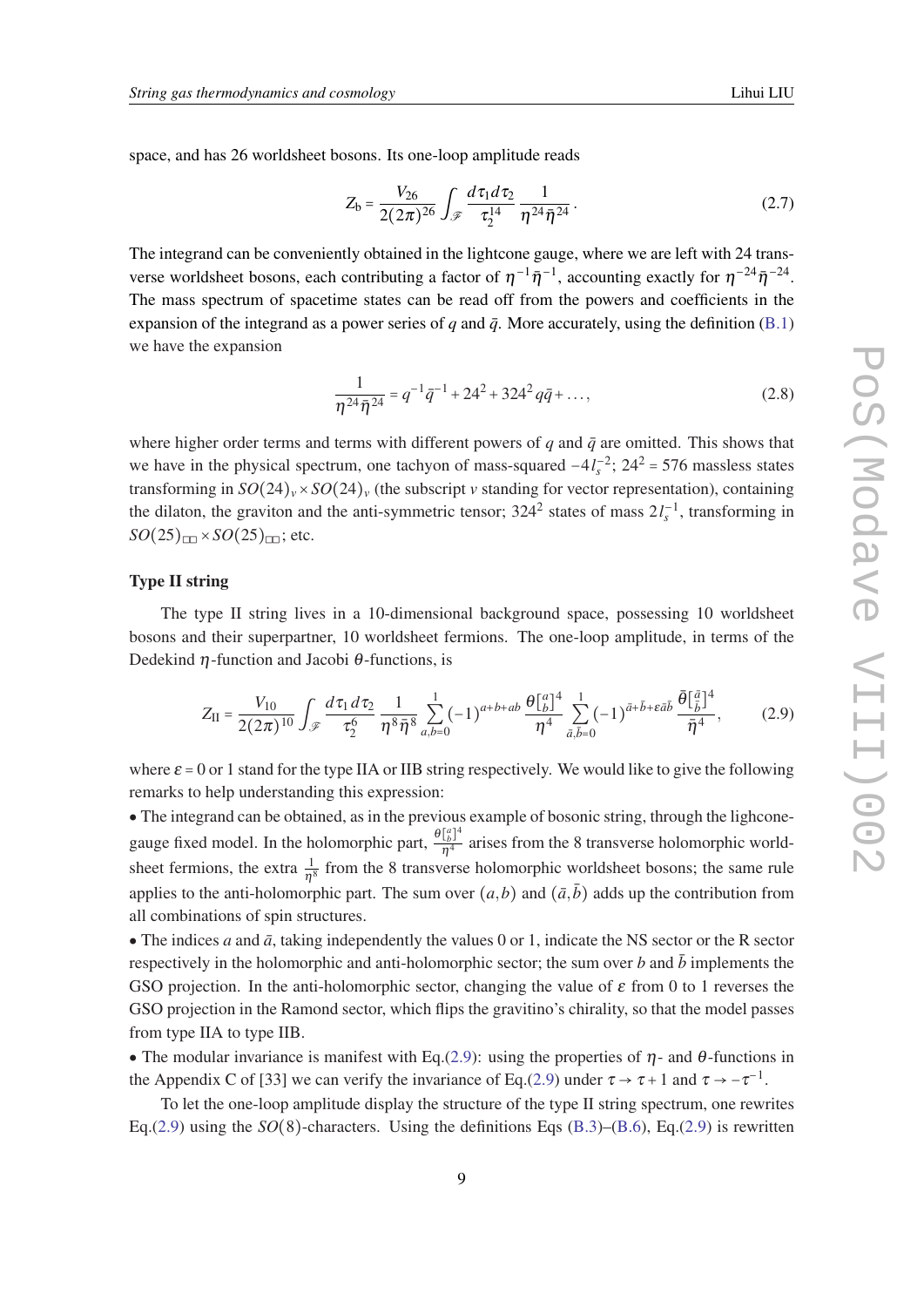space, and has 26 worldsheet bosons. Its one-loop amplitude reads

$$Z_{\rm b} = \frac{V_{26}}{2(2\pi)^{26}} \int_{\mathscr{F}} \frac{d\tau_1 d\tau_2}{\tau_2^{14}} \frac{1}{\eta^{24}\bar{\eta}^{24}}. \tag{2.7}$$

The integrand can be conveniently obtained in the lightcone gauge, where we are left with 24 transverse worldsheet bosons, each contributing a factor of $\eta^{-1}\bar{\eta}^{-1}$, accounting exactly for $\eta^{-24}\bar{\eta}^{-24}$. The mass spectrum of spacetime states can be read off from the powers and coefficients in the expansion of the integrand as a power series of $q$ and $\bar{q}$. More accurately, using the definition (B.1) we have the expansion

$$\frac{1}{\eta^{24}\bar{\eta}^{24}} = q^{-1}\bar{q}^{-1} + 24^2 + 324^2 q\bar{q} + \ldots, \tag{2.8}$$

where higher order terms and terms with different powers of $q$ and $\bar{q}$ are omitted. This shows that we have in the physical spectrum, one tachyon of mass-squared $-4l_s^{-2}$; $24^2 = 576$ massless states transforming in $SO(24)_v \times SO(24)_v$ (the subscript $v$ standing for vector representation), containing the dilaton, the graviton and the anti-symmetric tensor; $324^2$ states of mass $2l_s^{-1}$, transforming in $SO(25)_{\square\square} \times SO(25)_{\square\square}$; etc.

**Type II string**

The type II string lives in a 10-dimensional background space, possessing 10 worldsheet bosons and their superpartner, 10 worldsheet fermions. The one-loop amplitude, in terms of the Dedekind $\eta$-function and Jacobi $\theta$-functions, is

$$Z_{\rm II} = \frac{V_{10}}{2(2\pi)^{10}} \int_{\mathscr{F}} \frac{d\tau_1 d\tau_2}{\tau_2^6} \frac{1}{\eta^8\bar{\eta}^8} \sum_{a,b=0}^{1} (-1)^{a+b+ab} \frac{\theta[^a_b]^4}{\eta^4} \sum_{\bar{a},\bar{b}=0}^{1} (-1)^{\bar{a}+\bar{b}+\varepsilon\bar{a}\bar{b}} \frac{\bar{\theta}[^{\bar{a}}_{\bar{b}}]^4}{\bar{\eta}^4}, \tag{2.9}$$

where $\varepsilon = 0$ or 1 stand for the type IIA or IIB string respectively. We would like to give the following remarks to help understanding this expression:

- The integrand can be obtained, as in the previous example of bosonic string, through the lightcone-gauge fixed model. In the holomorphic part, $\frac{\theta[^a_b]^4}{\eta^4}$ arises from the 8 transverse holomorphic worldsheet fermions, the extra $\frac{1}{\eta^8}$ from the 8 transverse holomorphic worldsheet bosons; the same rule applies to the anti-holomorphic part. The sum over $(a,b)$ and $(\bar{a},\bar{b})$ adds up the contribution from all combinations of spin structures.
- The indices $a$ and $\bar{a}$, taking independently the values 0 or 1, indicate the NS sector or the R sector respectively in the holomorphic and anti-holomorphic sector; the sum over $b$ and $\bar{b}$ implements the GSO projection. In the anti-holomorphic sector, changing the value of $\varepsilon$ from 0 to 1 reverses the GSO projection in the Ramond sector, which flips the gravitino's chirality, so that the model passes from type IIA to type IIB.
- The modular invariance is manifest with Eq.(2.9): using the properties of $\eta$- and $\theta$-functions in the Appendix C of [33] we can verify the invariance of Eq.(2.9) under $\tau \to \tau + 1$ and $\tau \to -\tau^{-1}$.

To let the one-loop amplitude display the structure of the type II string spectrum, one rewrites Eq.(2.9) using the $SO(8)$-characters. Using the definitions Eqs (B.3)–(B.6), Eq.(2.9) is rewritten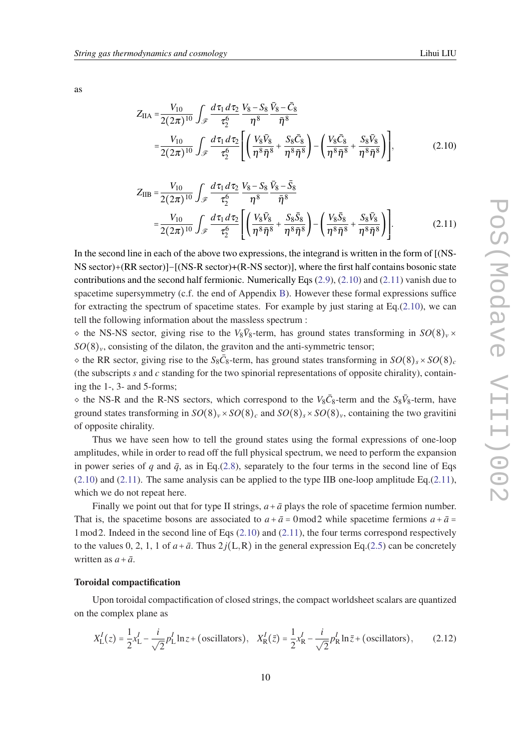as

$$Z_{\rm IIA} = \frac{V_{10}}{2(2\pi)^{10}} \int_{\mathscr{F}} \frac{d\tau_1 \, d\tau_2}{\tau_2^6} \, \frac{V_8 - S_8}{\eta^8} \, \frac{\bar{V}_8 - \bar{C}_8}{\bar{\eta}^8}$$
$$= \frac{V_{10}}{2(2\pi)^{10}} \int_{\mathscr{F}} \frac{d\tau_1 \, d\tau_2}{\tau_2^6} \left[ \left( \frac{V_8 \bar{V}_8}{\eta^8 \bar{\eta}^8} + \frac{S_8 \bar{C}_8}{\eta^8 \bar{\eta}^8} \right) - \left( \frac{V_8 \bar{C}_8}{\eta^8 \bar{\eta}^8} + \frac{S_8 \bar{V}_8}{\eta^8 \bar{\eta}^8} \right) \right], \tag{2.10}$$

$$Z_{\rm IIB} = \frac{V_{10}}{2(2\pi)^{10}} \int_{\mathscr{F}} \frac{d\tau_1 \, d\tau_2}{\tau_2^6} \, \frac{V_8 - S_8}{\eta^8} \, \frac{\bar{V}_8 - \bar{S}_8}{\bar{\eta}^8}$$
$$= \frac{V_{10}}{2(2\pi)^{10}} \int_{\mathscr{F}} \frac{d\tau_1 \, d\tau_2}{\tau_2^6} \left[ \left( \frac{V_8 \bar{V}_8}{\eta^8 \bar{\eta}^8} + \frac{S_8 \bar{S}_8}{\eta^8 \bar{\eta}^8} \right) - \left( \frac{V_8 \bar{S}_8}{\eta^8 \bar{\eta}^8} + \frac{S_8 \bar{V}_8}{\eta^8 \bar{\eta}^8} \right) \right]. \tag{2.11}$$

In the second line in each of the above two expressions, the integrand is written in the form of [(NS-NS sector)+(RR sector)]−[(NS-R sector)+(R-NS sector)], where the first half contains bosonic state contributions and the second half fermionic. Numerically Eqs (2.9), (2.10) and (2.11) vanish due to spacetime supersymmetry (c.f. the end of Appendix B). However these formal expressions suffice for extracting the spectrum of spacetime states. For example by just staring at Eq.(2.10), we can tell the following information about the massless spectrum :

⋄ the NS-NS sector, giving rise to the $V_8\bar{V}_8$-term, has ground states transforming in $SO(8)_v \times SO(8)_v$, consisting of the dilaton, the graviton and the anti-symmetric tensor;

⋄ the RR sector, giving rise to the $S_8\bar{C}_8$-term, has ground states transforming in $SO(8)_s \times SO(8)_c$ (the subscripts $s$ and $c$ standing for the two spinorial representations of opposite chirality), containing the 1-, 3- and 5-forms;

⋄ the NS-R and the R-NS sectors, which correspond to the $V_8\bar{C}_8$-term and the $S_8\bar{V}_8$-term, have ground states transforming in $SO(8)_v \times SO(8)_c$ and $SO(8)_s \times SO(8)_v$, containing the two gravitini of opposite chirality.

Thus we have seen how to tell the ground states using the formal expressions of one-loop amplitudes, while in order to read off the full physical spectrum, we need to perform the expansion in power series of $q$ and $\bar{q}$, as in Eq.(2.8), separately to the four terms in the second line of Eqs (2.10) and (2.11). The same analysis can be applied to the type IIB one-loop amplitude Eq.(2.11), which we do not repeat here.

Finally we point out that for type II strings, $a + \bar{a}$ plays the role of spacetime fermion number. That is, the spacetime bosons are associated to $a + \bar{a} = 0 \bmod 2$ while spacetime fermions $a + \bar{a} = 1 \bmod 2$. Indeed in the second line of Eqs (2.10) and (2.11), the four terms correspond respectively to the values 0, 2, 1, 1 of $a + \bar{a}$. Thus $2j(\mathrm{L},\mathrm{R})$ in the general expression Eq.(2.5) can be concretely written as $a + \bar{a}$.

**Toroidal compactification**

Upon toroidal compactification of closed strings, the compact worldsheet scalars are quantized on the complex plane as

$$X_{\rm L}^I(z) = \frac{1}{2} x_{\rm L}^I - \frac{i}{\sqrt{2}} p_{\rm L}^I \ln z + (\text{oscillators}), \quad X_{\rm R}^I(\bar{z}) = \frac{1}{2} x_{\rm R}^I - \frac{i}{\sqrt{2}} p_{\rm R}^I \ln \bar{z} + (\text{oscillators}), \tag{2.12}$$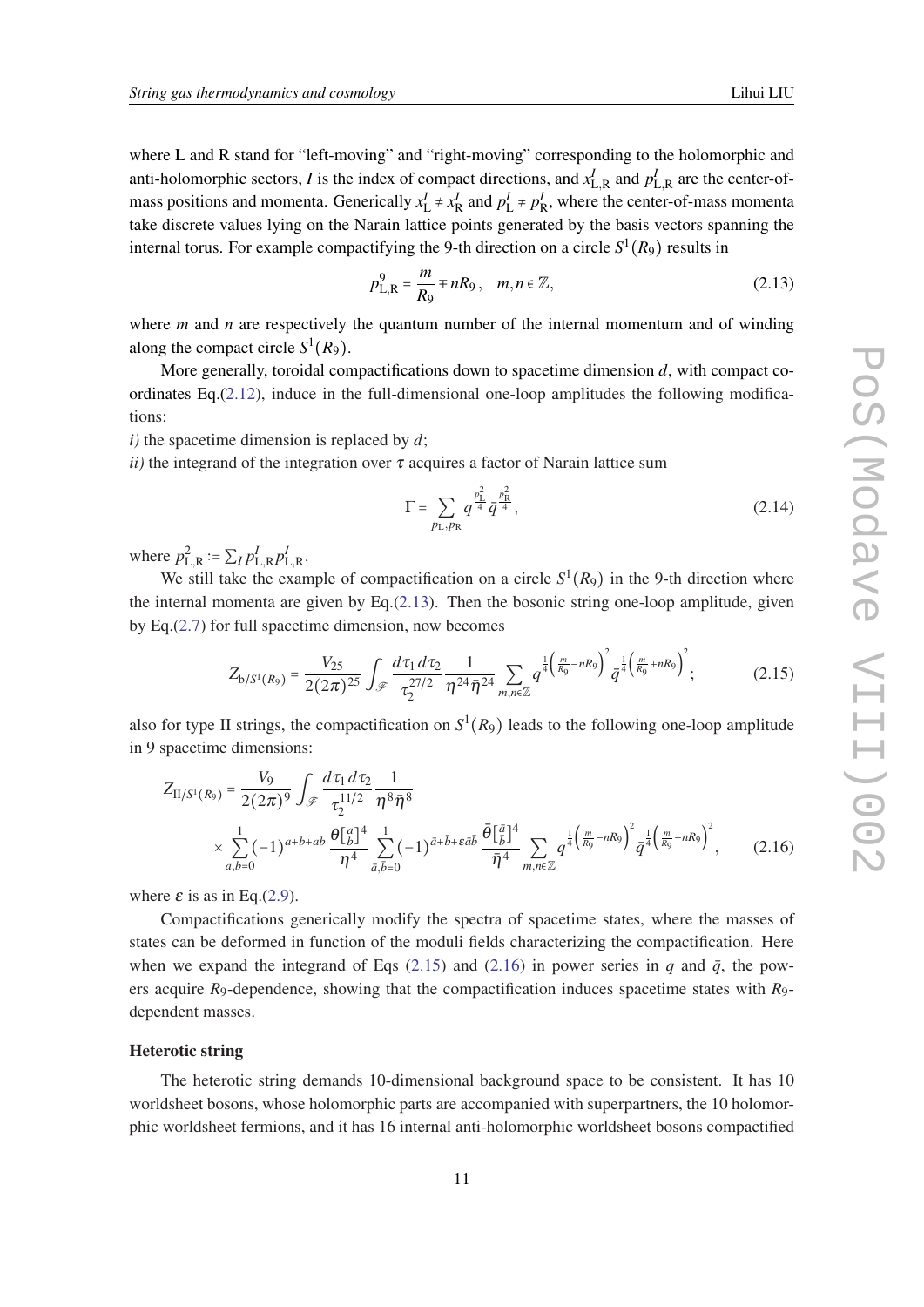where L and R stand for "left-moving" and "right-moving" corresponding to the holomorphic and anti-holomorphic sectors, $I$ is the index of compact directions, and $x^I_{\rm L,R}$ and $p^I_{\rm L,R}$ are the center-of-mass positions and momenta. Generically $x^I_{\rm L} \neq x^I_{\rm R}$ and $p^I_{\rm L} \neq p^I_{\rm R}$, where the center-of-mass momenta take discrete values lying on the Narain lattice points generated by the basis vectors spanning the internal torus. For example compactifying the 9-th direction on a circle $S^1(R_9)$ results in

$$p^9_{\rm L,R} = \frac{m}{R_9} \mp nR_9\,, \quad m,n \in \mathbb{Z}, \tag{2.13}$$

where $m$ and $n$ are respectively the quantum number of the internal momentum and of winding along the compact circle $S^1(R_9)$.

More generally, toroidal compactifications down to spacetime dimension $d$, with compact coordinates Eq.(2.12), induce in the full-dimensional one-loop amplitudes the following modifications:

*i)* the spacetime dimension is replaced by $d$;

*ii)* the integrand of the integration over $\tau$ acquires a factor of Narain lattice sum

$$\Gamma = \sum_{p_{\rm L},p_{\rm R}} q^{\frac{p^2_{\rm L}}{4}}\, \bar{q}^{\frac{p^2_{\rm R}}{4}}, \tag{2.14}$$

where $p^2_{\rm L,R} := \sum_I p^I_{\rm L,R} p^I_{\rm L,R}$.

We still take the example of compactification on a circle $S^1(R_9)$ in the 9-th direction where the internal momenta are given by Eq.(2.13). Then the bosonic string one-loop amplitude, given by Eq.(2.7) for full spacetime dimension, now becomes

$$Z_{{\rm b}/S^1(R_9)} = \frac{V_{25}}{2(2\pi)^{25}} \int_{\mathscr{F}} \frac{d\tau_1\, d\tau_2}{\tau_2^{27/2}} \frac{1}{\eta^{24}\bar{\eta}^{24}} \sum_{m,n\in\mathbb{Z}} q^{\frac{1}{4}\left(\frac{m}{R_9}-nR_9\right)^2} \bar{q}^{\frac{1}{4}\left(\frac{m}{R_9}+nR_9\right)^2}; \tag{2.15}$$

also for type II strings, the compactification on $S^1(R_9)$ leads to the following one-loop amplitude in 9 spacetime dimensions:

$$\begin{aligned} Z_{{\rm II}/S^1(R_9)} = {} & \frac{V_9}{2(2\pi)^9} \int_{\mathscr{F}} \frac{d\tau_1\, d\tau_2}{\tau_2^{11/2}} \frac{1}{\eta^8\bar{\eta}^8} \\ & \times \sum_{a,b=0}^{1} (-1)^{a+b+ab} \frac{\theta[^a_b]^4}{\eta^4} \sum_{\bar{a},\bar{b}=0}^{1} (-1)^{\bar{a}+\bar{b}+\varepsilon\bar{a}\bar{b}} \frac{\bar{\theta}[^{\bar{a}}_{\bar{b}}]^4}{\bar{\eta}^4} \sum_{m,n\in\mathbb{Z}} q^{\frac{1}{4}\left(\frac{m}{R_9}-nR_9\right)^2} \bar{q}^{\frac{1}{4}\left(\frac{m}{R_9}+nR_9\right)^2}, \end{aligned} \tag{2.16}$$

where $\varepsilon$ is as in Eq.(2.9).

Compactifications generically modify the spectra of spacetime states, where the masses of states can be deformed in function of the moduli fields characterizing the compactification. Here when we expand the integrand of Eqs (2.15) and (2.16) in power series in $q$ and $\bar{q}$, the powers acquire $R_9$-dependence, showing that the compactification induces spacetime states with $R_9$-dependent masses.

### Heterotic string

The heterotic string demands 10-dimensional background space to be consistent. It has 10 worldsheet bosons, whose holomorphic parts are accompanied with superpartners, the 10 holomorphic worldsheet fermions, and it has 16 internal anti-holomorphic worldsheet bosons compactified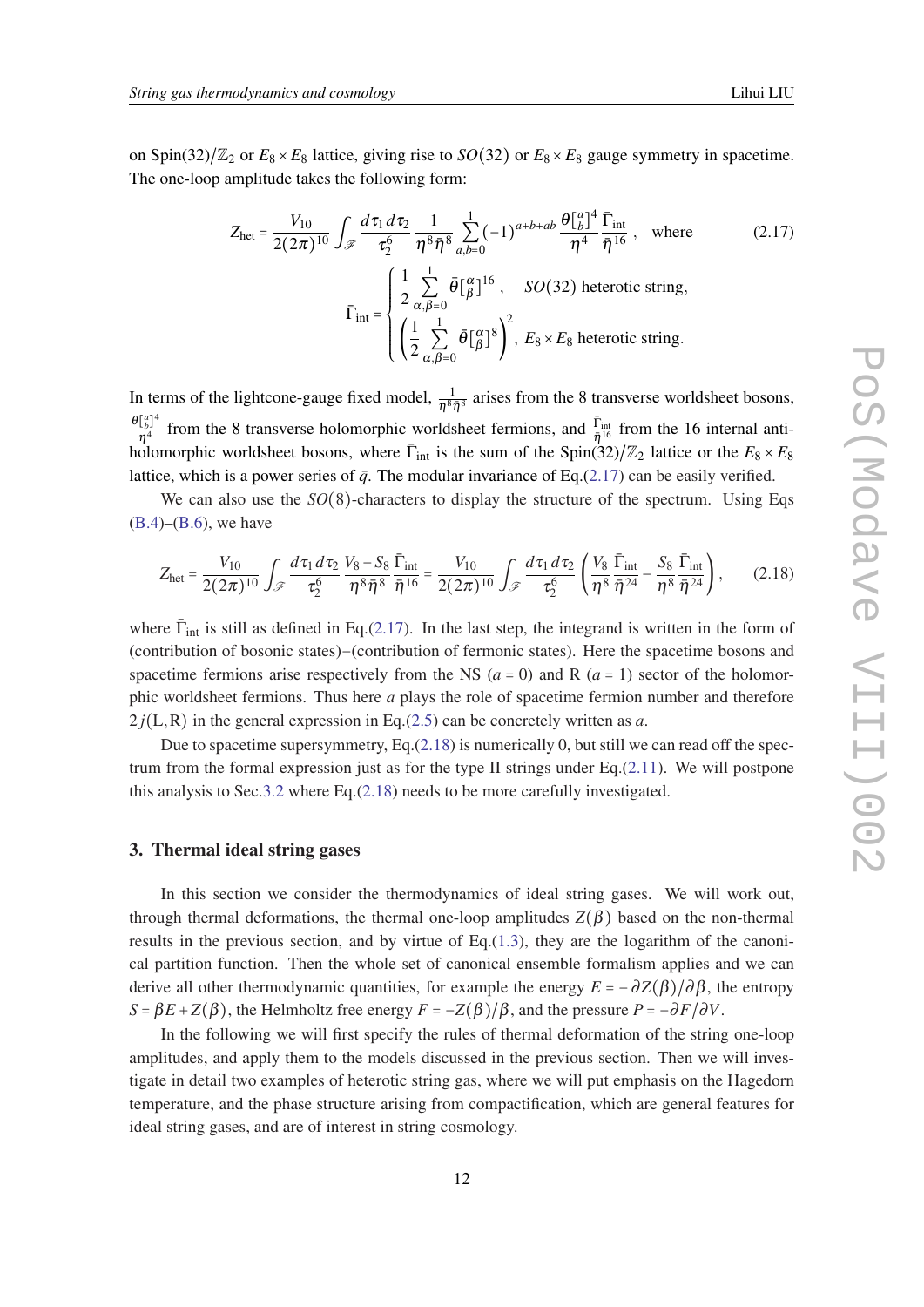on Spin(32)/$\mathbb{Z}_2$ or $E_8\times E_8$ lattice, giving rise to $SO(32)$ or $E_8\times E_8$ gauge symmetry in spacetime. The one-loop amplitude takes the following form:

$$Z_{\rm het}=\frac{V_{10}}{2(2\pi)^{10}}\int_{\mathscr{F}}\frac{d\tau_1\,d\tau_2}{\tau_2^6}\,\frac{1}{\eta^8\bar\eta^8}\sum_{a,b=0}^{1}(-1)^{a+b+ab}\,\frac{\theta[^a_b]^4}{\eta^4}\,\frac{\bar\Gamma_{\rm int}}{\bar\eta^{16}}\,,\quad\text{where}\tag{2.17}$$

$$\bar\Gamma_{\rm int}=\begin{cases}\displaystyle\frac12\sum_{\alpha,\beta=0}^{1}\bar\theta[^\alpha_\beta]^{16}\,, & SO(32)\text{ heterotic string,}\\[2mm] \displaystyle\left(\frac12\sum_{\alpha,\beta=0}^{1}\bar\theta[^\alpha_\beta]^{8}\right)^2, & E_8\times E_8\text{ heterotic string.}\end{cases}$$

In terms of the lightcone-gauge fixed model, $\frac{1}{\eta^8\bar\eta^8}$ arises from the 8 transverse worldsheet bosons, $\frac{\theta[^a_b]^4}{\eta^4}$ from the 8 transverse holomorphic worldsheet fermions, and $\frac{\bar\Gamma_{\rm int}}{\bar\eta^{16}}$ from the 16 internal anti-holomorphic worldsheet bosons, where $\bar\Gamma_{\rm int}$ is the sum of the Spin(32)/$\mathbb{Z}_2$ lattice or the $E_8\times E_8$ lattice, which is a power series of $\bar q$. The modular invariance of Eq.(2.17) can be easily verified.

We can also use the $SO(8)$-characters to display the structure of the spectrum. Using Eqs (B.4)–(B.6), we have

$$Z_{\rm het}=\frac{V_{10}}{2(2\pi)^{10}}\int_{\mathscr{F}}\frac{d\tau_1\,d\tau_2}{\tau_2^6}\,\frac{V_8-S_8}{\eta^8\bar\eta^8}\,\frac{\bar\Gamma_{\rm int}}{\bar\eta^{16}}=\frac{V_{10}}{2(2\pi)^{10}}\int_{\mathscr{F}}\frac{d\tau_1\,d\tau_2}{\tau_2^6}\left(\frac{V_8}{\eta^8}\,\frac{\bar\Gamma_{\rm int}}{\bar\eta^{24}}-\frac{S_8}{\eta^8}\,\frac{\bar\Gamma_{\rm int}}{\bar\eta^{24}}\right),\tag{2.18}$$

where $\bar\Gamma_{\rm int}$ is still as defined in Eq.(2.17). In the last step, the integrand is written in the form of (contribution of bosonic states)−(contribution of fermonic states). Here the spacetime bosons and spacetime fermions arise respectively from the NS ($a=0$) and R ($a=1$) sector of the holomorphic worldsheet fermions. Thus here $a$ plays the role of spacetime fermion number and therefore $2j(\mathrm{L},\mathrm{R})$ in the general expression in Eq.(2.5) can be concretely written as $a$.

Due to spacetime supersymmetry, Eq.(2.18) is numerically 0, but still we can read off the spectrum from the formal expression just as for the type II strings under Eq.(2.11). We will postpone this analysis to Sec.3.2 where Eq.(2.18) needs to be more carefully investigated.

## 3. Thermal ideal string gases

In this section we consider the thermodynamics of ideal string gases. We will work out, through thermal deformations, the thermal one-loop amplitudes $Z(\beta)$ based on the non-thermal results in the previous section, and by virtue of Eq.(1.3), they are the logarithm of the canonical partition function. Then the whole set of canonical ensemble formalism applies and we can derive all other thermodynamic quantities, for example the energy $E=-\partial Z(\beta)/\partial\beta$, the entropy $S=\beta E+Z(\beta)$, the Helmholtz free energy $F=-Z(\beta)/\beta$, and the pressure $P=-\partial F/\partial V$.

In the following we will first specify the rules of thermal deformation of the string one-loop amplitudes, and apply them to the models discussed in the previous section. Then we will investigate in detail two examples of heterotic string gas, where we will put emphasis on the Hagedorn temperature, and the phase structure arising from compactification, which are general features for ideal string gases, and are of interest in string cosmology.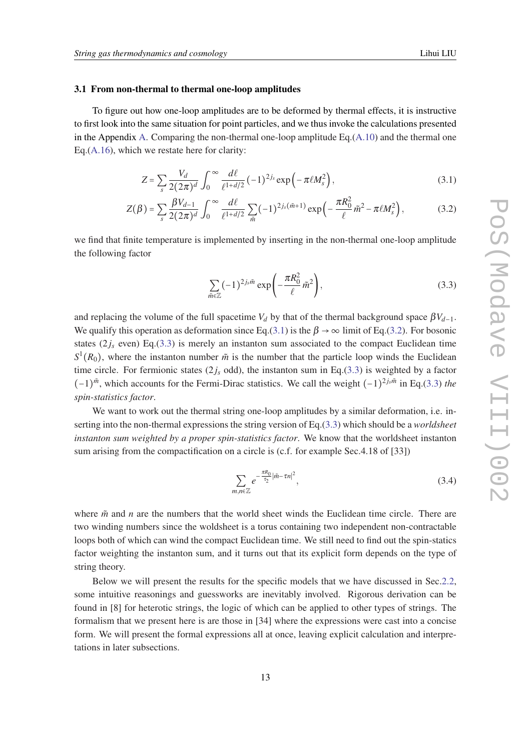### 3.1 From non-thermal to thermal one-loop amplitudes

To figure out how one-loop amplitudes are to be deformed by thermal effects, it is instructive to first look into the same situation for point particles, and we thus invoke the calculations presented in the Appendix A. Comparing the non-thermal one-loop amplitude Eq.(A.10) and the thermal one Eq.(A.16), which we restate here for clarity:

$$Z = \sum_s \frac{V_d}{2(2\pi)^d} \int_0^\infty \frac{d\ell}{\ell^{1+d/2}} (-1)^{2j_s} \exp\Big(-\pi \ell M_s^2\Big), \tag{3.1}$$

$$Z(\beta) = \sum_s \frac{\beta V_{d-1}}{2(2\pi)^d} \int_0^\infty \frac{d\ell}{\ell^{1+d/2}} \sum_{\tilde{m}} (-1)^{2j_s(\tilde{m}+1)} \exp\Big(-\frac{\pi R_0^2}{\ell}\tilde{m}^2 - \pi \ell M_s^2\Big), \tag{3.2}$$

we find that finite temperature is implemented by inserting in the non-thermal one-loop amplitude the following factor

$$\sum_{\tilde{m}\in\mathbb{Z}} (-1)^{2j_s\tilde{m}} \exp\left(-\frac{\pi R_0^2}{\ell}\tilde{m}^2\right), \tag{3.3}$$

and replacing the volume of the full spacetime $V_d$ by that of the thermal background space $\beta V_{d-1}$. We qualify this operation as deformation since Eq.(3.1) is the $\beta \to \infty$ limit of Eq.(3.2). For bosonic states ($2j_s$ even) Eq.(3.3) is merely an instanton sum associated to the compact Euclidean time $S^1(R_0)$, where the instanton number $\tilde{m}$ is the number that the particle loop winds the Euclidean time circle. For fermionic states ($2j_s$ odd), the instanton sum in Eq.(3.3) is weighted by a factor $(-1)^{\tilde{m}}$, which accounts for the Fermi-Dirac statistics. We call the weight $(-1)^{2j_s\tilde{m}}$ in Eq.(3.3) *the spin-statistics factor*.

We want to work out the thermal string one-loop amplitudes by a similar deformation, i.e. inserting into the non-thermal expressions the string version of Eq.(3.3) which should be a *worldsheet instanton sum weighted by a proper spin-statistics factor*. We know that the worldsheet instanton sum arising from the compactification on a circle is (c.f. for example Sec.4.18 of [33])

$$\sum_{m,n\in\mathbb{Z}} e^{-\frac{\pi R_0}{\tau_2}|\tilde{m}-\tau n|^2}, \tag{3.4}$$

where $\tilde{m}$ and $n$ are the numbers that the world sheet winds the Euclidean time circle. There are two winding numbers since the woldsheet is a torus containing two independent non-contractable loops both of which can wind the compact Euclidean time. We still need to find out the spin-statics factor weighting the instanton sum, and it turns out that its explicit form depends on the type of string theory.

Below we will present the results for the specific models that we have discussed in Sec.2.2, some intuitive reasonings and guessworks are inevitably involved. Rigorous derivation can be found in [8] for heterotic strings, the logic of which can be applied to other types of strings. The formalism that we present here is are those in [34] where the expressions were cast into a concise form. We will present the formal expressions all at once, leaving explicit calculation and interpretations in later subsections.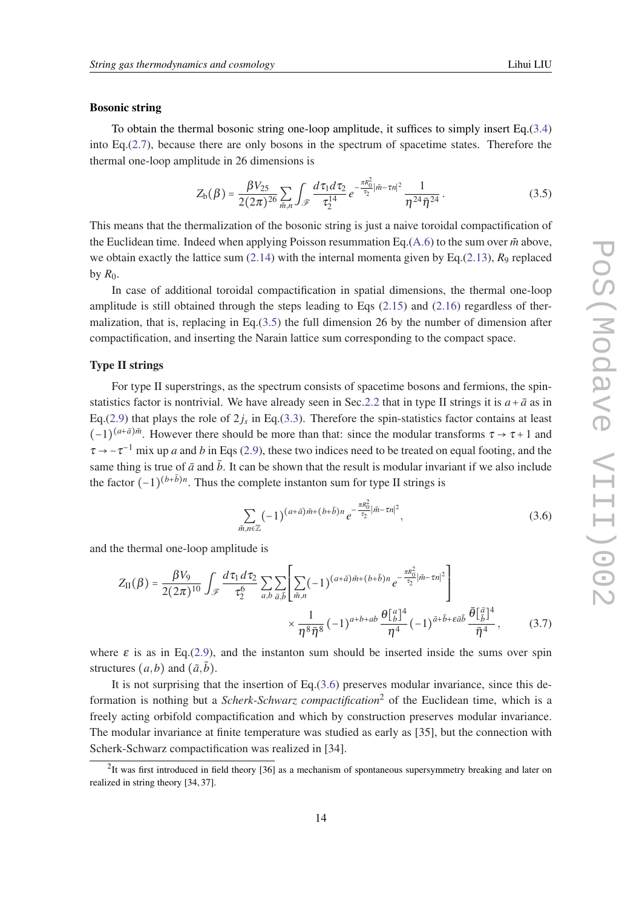**Bosonic string**

To obtain the thermal bosonic string one-loop amplitude, it suffices to simply insert Eq.(3.4) into Eq.(2.7), because there are only bosons in the spectrum of spacetime states. Therefore the thermal one-loop amplitude in 26 dimensions is

$$Z_{\rm b}(\beta) = \frac{\beta V_{25}}{2(2\pi)^{26}} \sum_{\tilde{m},n} \int_{\mathscr{F}} \frac{d\tau_1 d\tau_2}{\tau_2^{14}} e^{-\frac{\pi R_0^2}{\tau_2}|\tilde{m}-\tau n|^2} \frac{1}{\eta^{24}\bar{\eta}^{24}}\,. \tag{3.5}$$

This means that the thermalization of the bosonic string is just a naive toroidal compactification of the Euclidean time. Indeed when applying Poisson resummation Eq.(A.6) to the sum over $\tilde{m}$ above, we obtain exactly the lattice sum (2.14) with the internal momenta given by Eq.(2.13), $R_9$ replaced by $R_0$.

In case of additional toroidal compactification in spatial dimensions, the thermal one-loop amplitude is still obtained through the steps leading to Eqs (2.15) and (2.16) regardless of thermalization, that is, replacing in Eq.(3.5) the full dimension 26 by the number of dimension after compactification, and inserting the Narain lattice sum corresponding to the compact space.

**Type II strings**

For type II superstrings, as the spectrum consists of spacetime bosons and fermions, the spin-statistics factor is nontrivial. We have already seen in Sec.2.2 that in type II strings it is $a+\bar{a}$ as in Eq.(2.9) that plays the role of $2j_s$ in Eq.(3.3). Therefore the spin-statistics factor contains at least $(-1)^{(a+\bar{a})\tilde{m}}$. However there should be more than that: since the modular transforms $\tau \to \tau+1$ and $\tau \to -\tau^{-1}$ mix up $a$ and $b$ in Eqs (2.9), these two indices need to be treated on equal footing, and the same thing is true of $\bar{a}$ and $\bar{b}$. It can be shown that the result is modular invariant if we also include the factor $(-1)^{(b+\bar{b})n}$. Thus the complete instanton sum for type II strings is

$$\sum_{\tilde{m},n\in\mathbb{Z}} (-1)^{(a+\bar{a})\tilde{m}+(b+\bar{b})n} e^{-\frac{\pi R_0^2}{\tau_2}|\tilde{m}-\tau n|^2}, \tag{3.6}$$

and the thermal one-loop amplitude is

$$\begin{aligned} Z_{\rm II}(\beta) = \frac{\beta V_9}{2(2\pi)^{10}} \int_{\mathscr{F}} \frac{d\tau_1 d\tau_2}{\tau_2^6} \sum_{a,b}\sum_{\bar{a},\bar{b}} &\left[\sum_{\tilde{m},n} (-1)^{(a+\bar{a})\tilde{m}+(b+\bar{b})n} e^{-\frac{\pi R_0^2}{\tau_2}|\tilde{m}-\tau n|^2}\right] \\ &\times \frac{1}{\eta^8\bar{\eta}^8} (-1)^{a+b+ab} \frac{\theta[^a_b]^4}{\eta^4} (-1)^{\bar{a}+\bar{b}+\varepsilon\bar{a}\bar{b}} \frac{\bar{\theta}[^{\bar{a}}_{\bar{b}}]^4}{\bar{\eta}^4}\,, \end{aligned} \tag{3.7}$$

where $\varepsilon$ is as in Eq.(2.9), and the instanton sum should be inserted inside the sums over spin structures $(a,b)$ and $(\bar{a},\bar{b})$.

It is not surprising that the insertion of Eq.(3.6) preserves modular invariance, since this deformation is nothing but a *Scherk-Schwarz compactification*[2] of the Euclidean time, which is a freely acting orbifold compactification and which by construction preserves modular invariance. The modular invariance at finite temperature was studied as early as [35], but the connection with Scherk-Schwarz compactification was realized in [34].

[2] It was first introduced in field theory [36] as a mechanism of spontaneous supersymmetry breaking and later on realized in string theory [34, 37].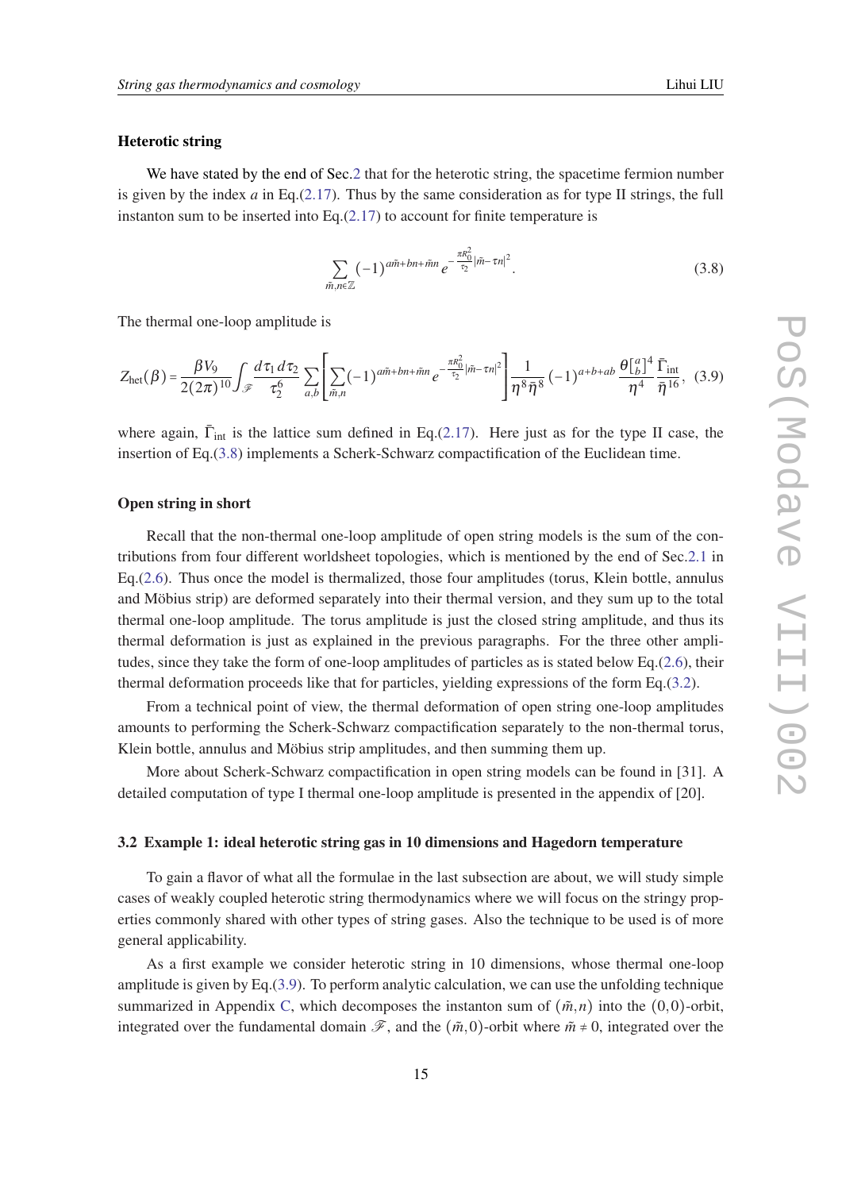#### Heterotic string

We have stated by the end of Sec.2 that for the heterotic string, the spacetime fermion number is given by the index $a$ in Eq.(2.17). Thus by the same consideration as for type II strings, the full instanton sum to be inserted into Eq.(2.17) to account for finite temperature is

$$\sum_{\tilde{m},n\in\mathbb{Z}} (-1)^{a\tilde{m}+bn+\tilde{m}n}\, e^{-\frac{\pi R_0^2}{\tau_2}|\tilde{m}-\tau n|^2}. \tag{3.8}$$

The thermal one-loop amplitude is

$$Z_{\rm het}(\beta) = \frac{\beta V_9}{2(2\pi)^{10}} \int_{\mathscr{F}} \frac{d\tau_1\, d\tau_2}{\tau_2^6} \sum_{a,b} \left[ \sum_{\tilde{m},n} (-1)^{a\tilde{m}+bn+\tilde{m}n}\, e^{-\frac{\pi R_0^2}{\tau_2}|\tilde{m}-\tau n|^2} \right] \frac{1}{\eta^8 \bar{\eta}^8}\, (-1)^{a+b+ab}\, \frac{\theta[^a_b]^4}{\eta^4}\, \frac{\bar{\Gamma}_{\rm int}}{\bar{\eta}^{16}}, \tag{3.9}$$

where again, $\bar{\Gamma}_{\rm int}$ is the lattice sum defined in Eq.(2.17). Here just as for the type II case, the insertion of Eq.(3.8) implements a Scherk-Schwarz compactification of the Euclidean time.

#### Open string in short

Recall that the non-thermal one-loop amplitude of open string models is the sum of the contributions from four different worldsheet topologies, which is mentioned by the end of Sec.2.1 in Eq.(2.6). Thus once the model is thermalized, those four amplitudes (torus, Klein bottle, annulus and Möbius strip) are deformed separately into their thermal version, and they sum up to the total thermal one-loop amplitude. The torus amplitude is just the closed string amplitude, and thus its thermal deformation is just as explained in the previous paragraphs. For the three other amplitudes, since they take the form of one-loop amplitudes of particles as is stated below Eq.(2.6), their thermal deformation proceeds like that for particles, yielding expressions of the form Eq.(3.2).

From a technical point of view, the thermal deformation of open string one-loop amplitudes amounts to performing the Scherk-Schwarz compactification separately to the non-thermal torus, Klein bottle, annulus and Möbius strip amplitudes, and then summing them up.

More about Scherk-Schwarz compactification in open string models can be found in [31]. A detailed computation of type I thermal one-loop amplitude is presented in the appendix of [20].

### 3.2 Example 1: ideal heterotic string gas in 10 dimensions and Hagedorn temperature

To gain a flavor of what all the formulae in the last subsection are about, we will study simple cases of weakly coupled heterotic string thermodynamics where we will focus on the stringy properties commonly shared with other types of string gases. Also the technique to be used is of more general applicability.

As a first example we consider heterotic string in 10 dimensions, whose thermal one-loop amplitude is given by Eq.(3.9). To perform analytic calculation, we can use the unfolding technique summarized in Appendix C, which decomposes the instanton sum of $(\tilde{m},n)$ into the $(0,0)$-orbit, integrated over the fundamental domain $\mathscr{F}$, and the $(\tilde{m},0)$-orbit where $\tilde{m}\neq 0$, integrated over the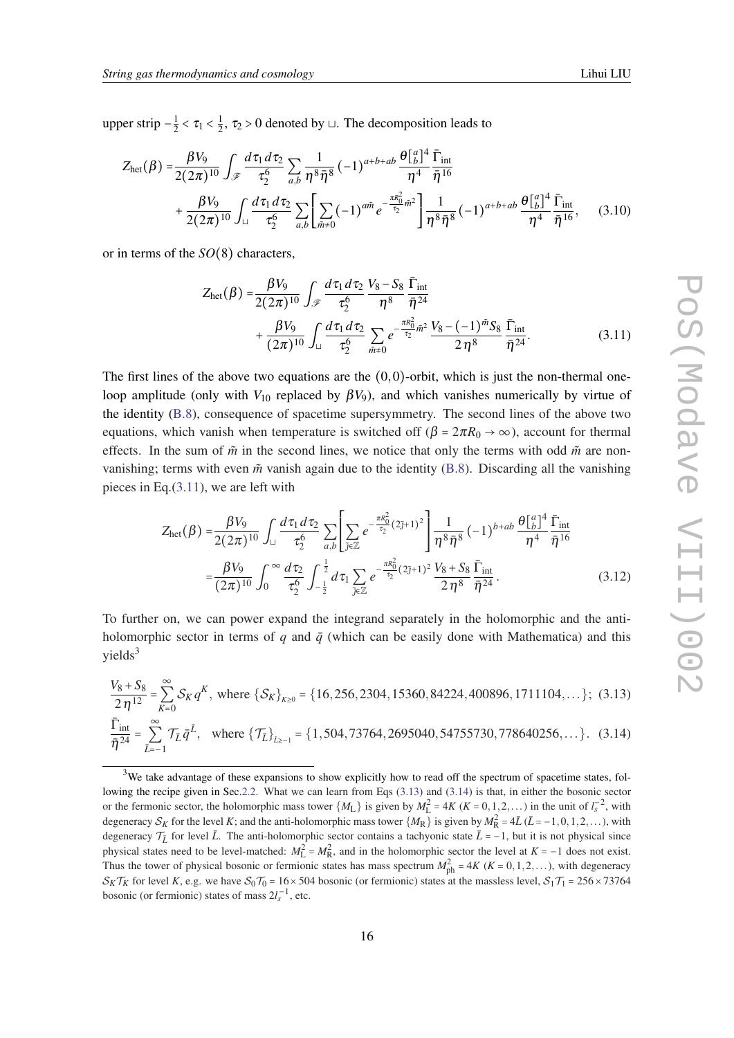upper strip $-\frac{1}{2} < \tau_1 < \frac{1}{2}$, $\tau_2 > 0$ denoted by $\sqcup$. The decomposition leads to

$$
\begin{aligned}
Z_{\rm het}(\beta) =& \frac{\beta V_9}{2(2\pi)^{10}} \int_{\mathscr{F}} \frac{d\tau_1\, d\tau_2}{\tau_2^6} \sum_{a,b} \frac{1}{\eta^8 \bar\eta^8} (-1)^{a+b+ab} \frac{\theta[^a_b]^4}{\eta^4} \frac{\bar\Gamma_{\rm int}}{\bar\eta^{16}} \\
&+ \frac{\beta V_9}{2(2\pi)^{10}} \int_{\sqcup} \frac{d\tau_1\, d\tau_2}{\tau_2^6} \sum_{a,b} \left[ \sum_{\tilde m \neq 0} (-1)^{a\tilde m} e^{-\frac{\pi R_0^2}{\tau_2} \tilde m^2} \right] \frac{1}{\eta^8 \bar\eta^8} (-1)^{a+b+ab} \frac{\theta[^a_b]^4}{\eta^4} \frac{\bar\Gamma_{\rm int}}{\bar\eta^{16}}, \qquad (3.10)
\end{aligned}
$$

or in terms of the $SO(8)$ characters,

$$
\begin{aligned}
Z_{\rm het}(\beta) =& \frac{\beta V_9}{2(2\pi)^{10}} \int_{\mathscr{F}} \frac{d\tau_1\, d\tau_2}{\tau_2^6} \frac{V_8 - S_8}{\eta^8} \frac{\bar\Gamma_{\rm int}}{\bar\eta^{24}} \\
&+ \frac{\beta V_9}{(2\pi)^{10}} \int_{\sqcup} \frac{d\tau_1\, d\tau_2}{\tau_2^6} \sum_{\tilde m \neq 0} e^{-\frac{\pi R_0^2}{\tau_2} \tilde m^2} \frac{V_8 - (-1)^{\tilde m} S_8}{2\eta^8} \frac{\bar\Gamma_{\rm int}}{\bar\eta^{24}}. \qquad (3.11)
\end{aligned}
$$

The first lines of the above two equations are the $(0,0)$-orbit, which is just the non-thermal one-loop amplitude (only with $V_{10}$ replaced by $\beta V_9$), and which vanishes numerically by virtue of the identity (B.8), consequence of spacetime supersymmetry. The second lines of the above two equations, which vanish when temperature is switched off ($\beta = 2\pi R_0 \to \infty$), account for thermal effects. In the sum of $\tilde m$ in the second lines, we notice that only the terms with odd $\tilde m$ are non-vanishing; terms with even $\tilde m$ vanish again due to the identity (B.8). Discarding all the vanishing pieces in Eq.(3.11), we are left with

$$
\begin{aligned}
Z_{\rm het}(\beta) =& \frac{\beta V_9}{2(2\pi)^{10}} \int_{\sqcup} \frac{d\tau_1\, d\tau_2}{\tau_2^6} \sum_{a,b} \left[ \sum_{\tilde\jmath \in \mathbb{Z}} e^{-\frac{\pi R_0^2}{\tau_2}(2\tilde\jmath+1)^2} \right] \frac{1}{\eta^8 \bar\eta^8} (-1)^{b+ab} \frac{\theta[^a_b]^4}{\eta^4} \frac{\bar\Gamma_{\rm int}}{\bar\eta^{16}} \\
=& \frac{\beta V_9}{(2\pi)^{10}} \int_0^\infty \frac{d\tau_2}{\tau_2^6} \int_{-\frac{1}{2}}^{\frac{1}{2}} d\tau_1 \sum_{\tilde\jmath \in \mathbb{Z}} e^{-\frac{\pi R_0^2}{\tau_2}(2\tilde\jmath+1)^2} \frac{V_8 + S_8}{2\eta^8} \frac{\bar\Gamma_{\rm int}}{\bar\eta^{24}}. \qquad (3.12)
\end{aligned}
$$

To further on, we can power expand the integrand separately in the holomorphic and the anti-holomorphic sector in terms of $q$ and $\bar q$ (which can be easily done with Mathematica) and this yields[3]

$$
\frac{V_8 + S_8}{2\eta^{12}} = \sum_{K=0}^{\infty} \mathcal{S}_K q^K, \text{ where } \{\mathcal{S}_K\}_{K\geq 0} = \{16, 256, 2304, 15360, 84224, 400896, 1711104, \ldots\}; \quad (3.13)
$$

$$
\frac{\bar\Gamma_{\rm int}}{\bar\eta^{24}} = \sum_{\bar L=-1}^{\infty} \mathcal{T}_{\bar L} \bar q^{\bar L}, \quad \text{where } \{\mathcal{T}_{\bar L}\}_{\bar L\geq -1} = \{1, 504, 73764, 2695040, 54755730, 778640256, \ldots\}. \quad (3.14)
$$

[3] We take advantage of these expansions to show explicitly how to read off the spectrum of spacetime states, following the recipe given in Sec.2.2. What we can learn from Eqs (3.13) and (3.14) is that, in either the bosonic sector or the fermionic sector, the holomorphic mass tower $\{M_{\rm L}\}$ is given by $M_{\rm L}^2 = 4K$ ($K = 0, 1, 2, \ldots$) in the unit of $l_s^{-2}$, with degeneracy $\mathcal{S}_K$ for the level $K$; and the anti-holomorphic mass tower $\{M_{\rm R}\}$ is given by $M_{\rm R}^2 = 4\bar L$ ($\bar L = -1, 0, 1, 2, \ldots$), with degeneracy $\mathcal{T}_{\bar L}$ for level $\bar L$. The anti-holomorphic sector contains a tachyonic state $\bar L = -1$, but it is not physical since physical states need to be level-matched: $M_{\rm L}^2 = M_{\rm R}^2$, and in the holomorphic sector the level at $K = -1$ does not exist. Thus the tower of physical bosonic or fermionic states has mass spectrum $M_{\rm ph}^2 = 4K$ ($K = 0, 1, 2, \ldots$), with degeneracy $\mathcal{S}_K \mathcal{T}_K$ for level $K$, e.g. we have $\mathcal{S}_0 \mathcal{T}_0 = 16 \times 504$ bosonic (or fermionic) states at the massless level, $\mathcal{S}_1 \mathcal{T}_1 = 256 \times 73764$ bosonic (or fermionic) states of mass $2 l_s^{-1}$, etc.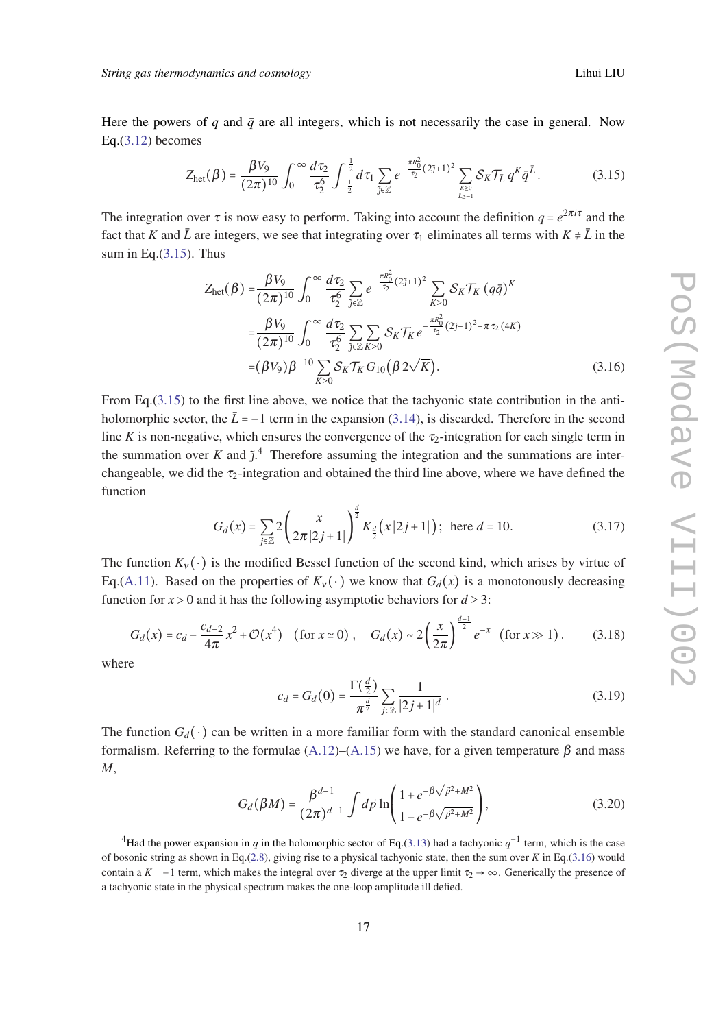Here the powers of $q$ and $\bar{q}$ are all integers, which is not necessarily the case in general. Now Eq.(3.12) becomes

$$Z_{\text{het}}(\beta) = \frac{\beta V_9}{(2\pi)^{10}} \int_0^\infty \frac{d\tau_2}{\tau_2^6} \int_{-\frac{1}{2}}^{\frac{1}{2}} d\tau_1 \sum_{\tilde{\jmath}\in\mathbb{Z}} e^{-\frac{\pi R_0^2}{\tau_2}(2\tilde{\jmath}+1)^2} \sum_{\substack{K\geq 0 \\ \bar{L}\geq -1}} \mathcal{S}_K \mathcal{T}_{\bar{L}}\, q^K \bar{q}^{\bar{L}}. \tag{3.15}$$

The integration over $\tau$ is now easy to perform. Taking into account the definition $q = e^{2\pi i\tau}$ and the fact that $K$ and $\bar{L}$ are integers, we see that integrating over $\tau_1$ eliminates all terms with $K \neq \bar{L}$ in the sum in Eq.(3.15). Thus

$$\begin{aligned}
Z_{\text{het}}(\beta) =& \frac{\beta V_9}{(2\pi)^{10}} \int_0^\infty \frac{d\tau_2}{\tau_2^6} \sum_{\tilde{\jmath}\in\mathbb{Z}} e^{-\frac{\pi R_0^2}{\tau_2}(2\tilde{\jmath}+1)^2} \sum_{K\geq 0} \mathcal{S}_K \mathcal{T}_K\, (q\bar{q})^K \\
=& \frac{\beta V_9}{(2\pi)^{10}} \int_0^\infty \frac{d\tau_2}{\tau_2^6} \sum_{\tilde{\jmath}\in\mathbb{Z}} \sum_{K\geq 0} \mathcal{S}_K \mathcal{T}_K\, e^{-\frac{\pi R_0^2}{\tau_2}(2\tilde{\jmath}+1)^2 - \pi\tau_2(4K)} \\
=& (\beta V_9)\beta^{-10} \sum_{K\geq 0} \mathcal{S}_K \mathcal{T}_K\, G_{10}\big(\beta\, 2\sqrt{K}\big).
\end{aligned} \tag{3.16}$$

From Eq.(3.15) to the first line above, we notice that the tachyonic state contribution in the anti-holomorphic sector, the $\bar{L} = -1$ term in the expansion (3.14), is discarded. Therefore in the second line $K$ is non-negative, which ensures the convergence of the $\tau_2$-integration for each single term in the summation over $K$ and $\tilde{\jmath}$.[4] Therefore assuming the integration and the summations are interchangeable, we did the $\tau_2$-integration and obtained the third line above, where we have defined the function

$$G_d(x) = \sum_{j\in\mathbb{Z}} 2\left(\frac{x}{2\pi|2j+1|}\right)^{\frac{d}{2}} K_{\frac{d}{2}}\big(x|2j+1|\big); \;\; \text{here } d = 10. \tag{3.17}$$

The function $K_\nu(\cdot)$ is the modified Bessel function of the second kind, which arises by virtue of Eq.(A.11). Based on the properties of $K_\nu(\cdot)$ we know that $G_d(x)$ is a monotonously decreasing function for $x > 0$ and it has the following asymptotic behaviors for $d \geq 3$:

$$G_d(x) = c_d - \frac{c_{d-2}}{4\pi}x^2 + \mathcal{O}(x^4) \quad (\text{for } x \simeq 0)\,, \quad G_d(x) \sim 2\left(\frac{x}{2\pi}\right)^{\frac{d-1}{2}} e^{-x} \quad (\text{for } x \gg 1)\,. \tag{3.18}$$

where

$$c_d = G_d(0) = \frac{\Gamma(\frac{d}{2})}{\pi^{\frac{d}{2}}} \sum_{j\in\mathbb{Z}} \frac{1}{|2j+1|^d}\,. \tag{3.19}$$

The function $G_d(\cdot)$ can be written in a more familiar form with the standard canonical ensemble formalism. Referring to the formulae (A.12)–(A.15) we have, for a given temperature $\beta$ and mass $M$,

$$G_d(\beta M) = \frac{\beta^{d-1}}{(2\pi)^{d-1}} \int d\vec{p}\, \ln\left(\frac{1 + e^{-\beta\sqrt{\vec{p}^2+M^2}}}{1 - e^{-\beta\sqrt{\vec{p}^2+M^2}}}\right), \tag{3.20}$$

[4] Had the power expansion in $q$ in the holomorphic sector of Eq.(3.13) had a tachyonic $q^{-1}$ term, which is the case of bosonic string as shown in Eq.(2.8), giving rise to a physical tachyonic state, then the sum over $K$ in Eq.(3.16) would contain a $K = -1$ term, which makes the integral over $\tau_2$ diverge at the upper limit $\tau_2 \to \infty$. Generically the presence of a tachyonic state in the physical spectrum makes the one-loop amplitude ill defied.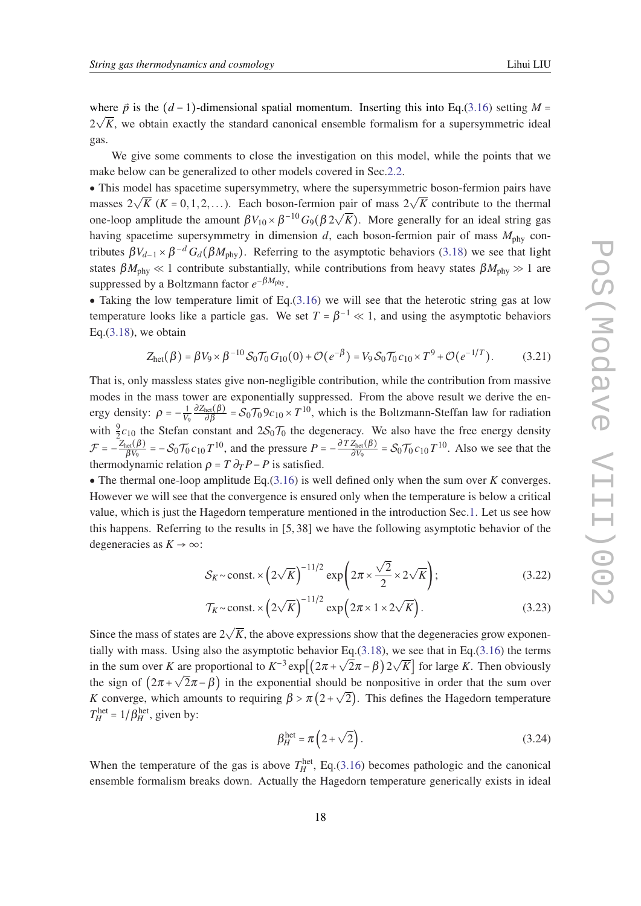where $\vec{p}$ is the $(d-1)$-dimensional spatial momentum. Inserting this into Eq.(3.16) setting $M = 2\sqrt{K}$, we obtain exactly the standard canonical ensemble formalism for a supersymmetric ideal gas.

We give some comments to close the investigation on this model, while the points that we make below can be generalized to other models covered in Sec.2.2.

- This model has spacetime supersymmetry, where the supersymmetric boson-fermion pairs have masses $2\sqrt{K}$ $(K = 0, 1, 2, \ldots)$. Each boson-fermion pair of mass $2\sqrt{K}$ contribute to the thermal one-loop amplitude the amount $\beta V_{10} \times \beta^{-10} G_9(\beta\, 2\sqrt{K})$. More generally for an ideal string gas having spacetime supersymmetry in dimension $d$, each boson-fermion pair of mass $M_{\rm phy}$ contributes $\beta V_{d-1} \times \beta^{-d} G_d(\beta M_{\rm phy})$. Referring to the asymptotic behaviors (3.18) we see that light states $\beta M_{\rm phy} \ll 1$ contribute substantially, while contributions from heavy states $\beta M_{\rm phy} \gg 1$ are suppressed by a Boltzmann factor $e^{-\beta M_{\rm phy}}$.
- Taking the low temperature limit of Eq.(3.16) we will see that the heterotic string gas at low temperature looks like a particle gas. We set $T = \beta^{-1} \ll 1$, and using the asymptotic behaviors Eq.(3.18), we obtain

$$Z_{\rm het}(\beta) = \beta V_9 \times \beta^{-10} \mathcal{S}_0 \mathcal{T}_0 G_{10}(0) + \mathcal{O}(e^{-\beta}) = V_9 \mathcal{S}_0 \mathcal{T}_0 c_{10} \times T^9 + \mathcal{O}(e^{-1/T}). \tag{3.21}$$

That is, only massless states give non-negligible contribution, while the contribution from massive modes in the mass tower are exponentially suppressed. From the above result we derive the energy density: $\rho = -\frac{1}{V_9}\frac{\partial Z_{\rm het}(\beta)}{\partial \beta} = \mathcal{S}_0 \mathcal{T}_0 9 c_{10} \times T^{10}$, which is the Boltzmann-Steffan law for radiation with $\frac{9}{2}c_{10}$ the Stefan constant and $2\mathcal{S}_0\mathcal{T}_0$ the degeneracy. We also have the free energy density $\mathcal{F} = -\frac{Z_{\rm het}(\beta)}{\beta V_9} = -\mathcal{S}_0\mathcal{T}_0 c_{10} T^{10}$, and the pressure $P = -\frac{\partial\, T Z_{\rm het}(\beta)}{\partial V_9} = \mathcal{S}_0 \mathcal{T}_0 c_{10} T^{10}$. Also we see that the thermodynamic relation $\rho = T\,\partial_T P - P$ is satisfied.
- The thermal one-loop amplitude Eq.(3.16) is well defined only when the sum over $K$ converges. However we will see that the convergence is ensured only when the temperature is below a critical value, which is just the Hagedorn temperature mentioned in the introduction Sec.1. Let us see how this happens. Referring to the results in [5, 38] we have the following asymptotic behavior of the degeneracies as $K \to \infty$:

$$\mathcal{S}_K \sim \text{const.} \times \left(2\sqrt{K}\right)^{-11/2} \exp\left(2\pi \times \frac{\sqrt{2}}{2} \times 2\sqrt{K}\right); \tag{3.22}$$

$$\mathcal{T}_K \sim \text{const.} \times \left(2\sqrt{K}\right)^{-11/2} \exp\left(2\pi \times 1 \times 2\sqrt{K}\right). \tag{3.23}$$

Since the mass of states are $2\sqrt{K}$, the above expressions show that the degeneracies grow exponentially with mass. Using also the asymptotic behavior Eq.(3.18), we see that in Eq.(3.16) the terms in the sum over $K$ are proportional to $K^{-3}\exp\left[\left(2\pi + \sqrt{2}\pi - \beta\right)2\sqrt{K}\right]$ for large $K$. Then obviously the sign of $\left(2\pi + \sqrt{2}\pi - \beta\right)$ in the exponential should be nonpositive in order that the sum over $K$ converge, which amounts to requiring $\beta > \pi\left(2 + \sqrt{2}\right)$. This defines the Hagedorn temperature $T_H^{\rm het} = 1/\beta_H^{\rm het}$, given by:

$$\beta_H^{\rm het} = \pi\left(2 + \sqrt{2}\right). \tag{3.24}$$

When the temperature of the gas is above $T_H^{\rm het}$, Eq.(3.16) becomes pathologic and the canonical ensemble formalism breaks down. Actually the Hagedorn temperature generically exists in ideal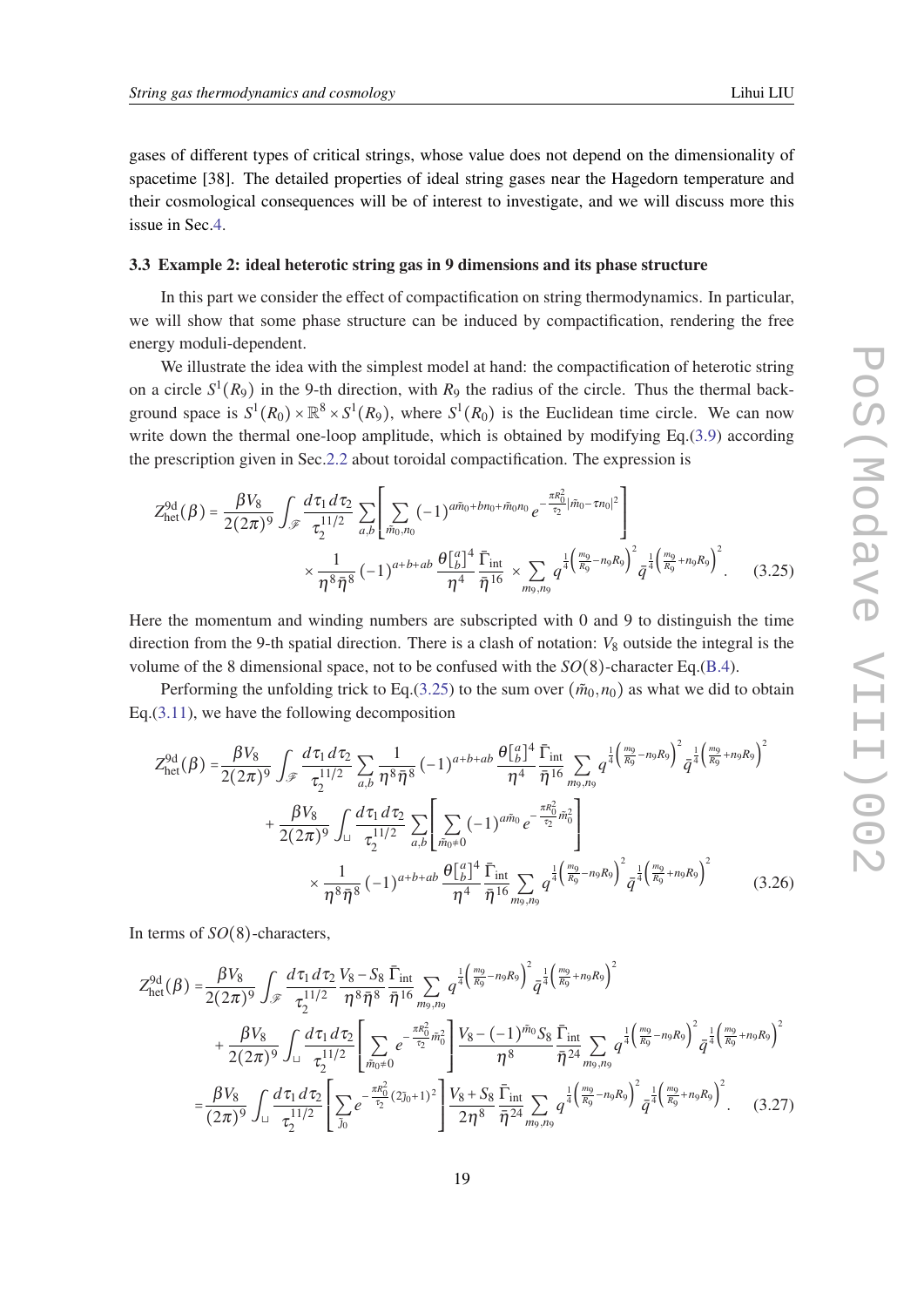gases of different types of critical strings, whose value does not depend on the dimensionality of spacetime [38]. The detailed properties of ideal string gases near the Hagedorn temperature and their cosmological consequences will be of interest to investigate, and we will discuss more this issue in Sec.4.

### 3.3 Example 2: ideal heterotic string gas in 9 dimensions and its phase structure

In this part we consider the effect of compactification on string thermodynamics. In particular, we will show that some phase structure can be induced by compactification, rendering the free energy moduli-dependent.

We illustrate the idea with the simplest model at hand: the compactification of heterotic string on a circle $S^1(R_9)$ in the 9-th direction, with $R_9$ the radius of the circle. Thus the thermal background space is $S^1(R_0)\times\mathbb{R}^8\times S^1(R_9)$, where $S^1(R_0)$ is the Euclidean time circle. We can now write down the thermal one-loop amplitude, which is obtained by modifying Eq.(3.9) according the prescription given in Sec.2.2 about toroidal compactification. The expression is

$$
\begin{aligned}
Z^{\rm 9d}_{\rm het}(\beta) = \frac{\beta V_8}{2(2\pi)^9}\int_{\mathscr{F}}\frac{d\tau_1\,d\tau_2}{\tau_2^{11/2}}\sum_{a,b}&\left[\sum_{\tilde m_0,n_0}(-1)^{a\tilde m_0+bn_0+\tilde m_0 n_0}\,e^{-\frac{\pi R_0^2}{\tau_2}|\tilde m_0-\tau n_0|^2}\right]\\
&\times\frac{1}{\eta^8\bar\eta^8}(-1)^{a+b+ab}\,\frac{\theta[^a_b]^4}{\eta^4}\,\frac{\bar\Gamma_{\rm int}}{\bar\eta^{16}}\times\sum_{m_9,n_9}q^{\frac14\left(\frac{m_9}{R_9}-n_9R_9\right)^2}\bar q^{\frac14\left(\frac{m_9}{R_9}+n_9R_9\right)^2}.
\end{aligned}\tag{3.25}
$$

Here the momentum and winding numbers are subscripted with 0 and 9 to distinguish the time direction from the 9-th spatial direction. There is a clash of notation: $V_8$ outside the integral is the volume of the 8 dimensional space, not to be confused with the $SO(8)$-character Eq.(B.4).

Performing the unfolding trick to Eq.(3.25) to the sum over $(\tilde m_0,n_0)$ as what we did to obtain Eq.(3.11), we have the following decomposition

$$
\begin{aligned}
Z^{\rm 9d}_{\rm het}(\beta) =& \frac{\beta V_8}{2(2\pi)^9}\int_{\mathscr{F}}\frac{d\tau_1\,d\tau_2}{\tau_2^{11/2}}\sum_{a,b}\frac{1}{\eta^8\bar\eta^8}(-1)^{a+b+ab}\,\frac{\theta[^a_b]^4}{\eta^4}\,\frac{\bar\Gamma_{\rm int}}{\bar\eta^{16}}\sum_{m_9,n_9}q^{\frac14\left(\frac{m_9}{R_9}-n_9R_9\right)^2}\bar q^{\frac14\left(\frac{m_9}{R_9}+n_9R_9\right)^2}\\
&+\frac{\beta V_8}{2(2\pi)^9}\int_{\sqcup}\frac{d\tau_1\,d\tau_2}{\tau_2^{11/2}}\sum_{a,b}\left[\sum_{\tilde m_0\neq 0}(-1)^{a\tilde m_0}\,e^{-\frac{\pi R_0^2}{\tau_2}\tilde m_0^2}\right]\\
&\qquad\times\frac{1}{\eta^8\bar\eta^8}(-1)^{a+b+ab}\,\frac{\theta[^a_b]^4}{\eta^4}\,\frac{\bar\Gamma_{\rm int}}{\bar\eta^{16}}\sum_{m_9,n_9}q^{\frac14\left(\frac{m_9}{R_9}-n_9R_9\right)^2}\bar q^{\frac14\left(\frac{m_9}{R_9}+n_9R_9\right)^2}
\end{aligned}\tag{3.26}
$$

In terms of $SO(8)$-characters,

$$
\begin{aligned}
Z^{\rm 9d}_{\rm het}(\beta) =& \frac{\beta V_8}{2(2\pi)^9}\int_{\mathscr{F}}\frac{d\tau_1\,d\tau_2}{\tau_2^{11/2}}\,\frac{V_8-S_8}{\eta^8\bar\eta^8}\,\frac{\bar\Gamma_{\rm int}}{\bar\eta^{16}}\sum_{m_9,n_9}q^{\frac14\left(\frac{m_9}{R_9}-n_9R_9\right)^2}\bar q^{\frac14\left(\frac{m_9}{R_9}+n_9R_9\right)^2}\\
&+\frac{\beta V_8}{2(2\pi)^9}\int_{\sqcup}\frac{d\tau_1\,d\tau_2}{\tau_2^{11/2}}\left[\sum_{\tilde m_0\neq 0}e^{-\frac{\pi R_0^2}{\tau_2}\tilde m_0^2}\right]\frac{V_8-(-1)^{\tilde m_0}S_8}{\eta^8}\,\frac{\bar\Gamma_{\rm int}}{\bar\eta^{24}}\sum_{m_9,n_9}q^{\frac14\left(\frac{m_9}{R_9}-n_9R_9\right)^2}\bar q^{\frac14\left(\frac{m_9}{R_9}+n_9R_9\right)^2}\\
=&\frac{\beta V_8}{(2\pi)^9}\int_{\sqcup}\frac{d\tau_1\,d\tau_2}{\tau_2^{11/2}}\left[\sum_{\tilde\jmath_0}e^{-\frac{\pi R_0^2}{\tau_2}(2\tilde\jmath_0+1)^2}\right]\frac{V_8+S_8}{2\eta^8}\,\frac{\bar\Gamma_{\rm int}}{\bar\eta^{24}}\sum_{m_9,n_9}q^{\frac14\left(\frac{m_9}{R_9}-n_9R_9\right)^2}\bar q^{\frac14\left(\frac{m_9}{R_9}+n_9R_9\right)^2}.
\end{aligned}\tag{3.27}
$$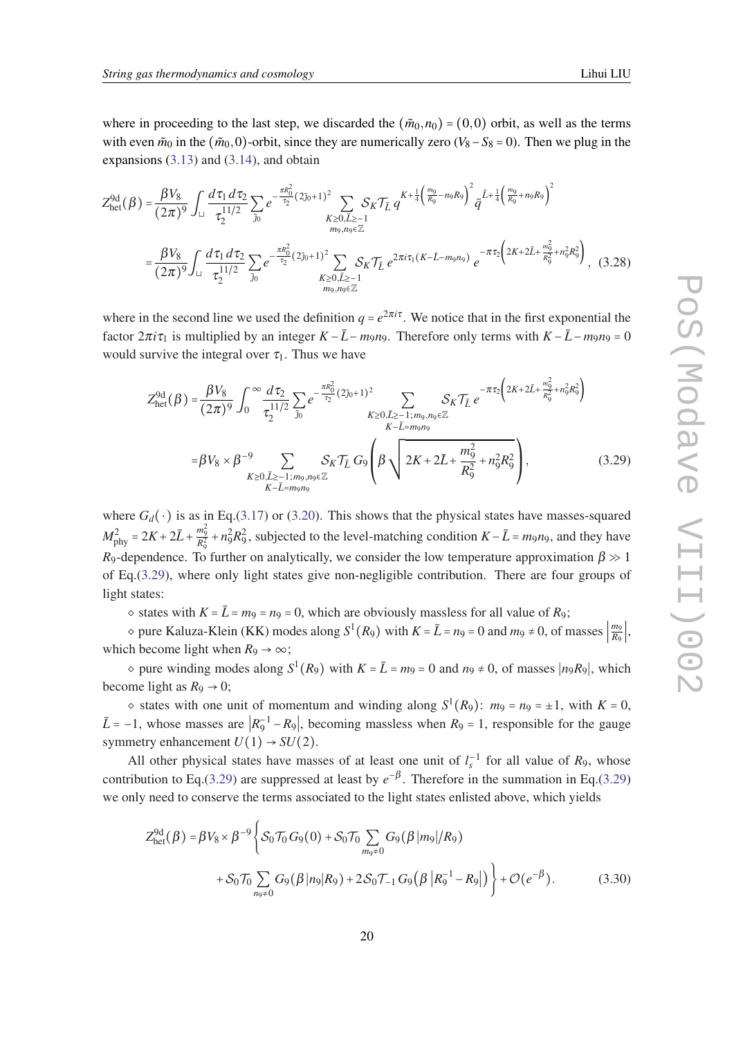where in proceeding to the last step, we discarded the $(\tilde{m}_0, n_0) = (0,0)$ orbit, as well as the terms with even $\tilde{m}_0$ in the $(\tilde{m}_0, 0)$-orbit, since they are numerically zero ($V_8 - S_8 = 0$). Then we plug in the expansions (3.13) and (3.14), and obtain

$$Z_{\text{het}}^{9d}(\beta) = \frac{\beta V_8}{(2\pi)^9} \int_{\sqcup} \frac{d\tau_1\, d\tau_2}{\tau_2^{11/2}} \sum_{\tilde{j}_0} e^{-\frac{\pi R_0^2}{\tau_2}(2\tilde{j}_0+1)^2} \sum_{\substack{K\geq 0, \bar{L}\geq -1 \\ m_9, n_9 \in \mathbb{Z}}} \mathcal{S}_K \mathcal{T}_{\bar{L}}\, q^{K+\frac{1}{4}\left(\frac{m_9}{R_9}-n_9 R_9\right)^2} \bar{q}^{\bar{L}+\frac{1}{4}\left(\frac{m_9}{R_9}+n_9 R_9\right)^2}$$

$$= \frac{\beta V_8}{(2\pi)^9} \int_{\sqcup} \frac{d\tau_2\, d\tau_2}{\tau_2^{11/2}} \sum_{\tilde{j}_0} e^{-\frac{\pi R_0^2}{\tau_2}(2\tilde{j}_0+1)^2} \sum_{\substack{K\geq 0, \bar{L}\geq -1 \\ m_9, n_9 \in \mathbb{Z}}} \mathcal{S}_K \mathcal{T}_{\bar{L}}\, e^{2\pi i \tau_1 (K-\bar{L}-m_9 n_9)}\, e^{-\pi\tau_2\left(2K+2\bar{L}+\frac{m_9^2}{R_9^2}+n_9^2 R_9^2\right)}, \quad (3.28)$$

where in the second line we used the definition $q = e^{2\pi i \tau}$. We notice that in the first exponential the factor $2\pi i \tau_1$ is multiplied by an integer $K - \bar{L} - m_9 n_9$. Therefore only terms with $K - \bar{L} - m_9 n_9 = 0$ would survive the integral over $\tau_1$. Thus we have

$$Z_{\text{het}}^{9d}(\beta) = \frac{\beta V_8}{(2\pi)^9} \int_0^\infty \frac{d\tau_2}{\tau_2^{11/2}} \sum_{\tilde{j}_0} e^{-\frac{\pi R_0^2}{\tau_2}(2\tilde{j}_0+1)^2} \sum_{\substack{K\geq 0, \bar{L}\geq -1; m_9, n_9 \in \mathbb{Z} \\ K-\bar{L}=m_9 n_9}} \mathcal{S}_K \mathcal{T}_{\bar{L}}\, e^{-\pi\tau_2\left(2K+2\bar{L}+\frac{m_9^2}{R_9^2}+n_9^2 R_9^2\right)}$$

$$= \beta V_8 \times \beta^{-9} \sum_{\substack{K\geq 0, \bar{L}\geq -1; m_9, n_9 \in \mathbb{Z} \\ K-\bar{L}=m_9 n_9}} \mathcal{S}_K \mathcal{T}_{\bar{L}}\, G_9\left(\beta\sqrt{2K+2\bar{L}+\frac{m_9^2}{R_9^2}+n_9^2 R_9^2}\right), \quad (3.29)$$

where $G_d(\cdot)$ is as in Eq.(3.17) or (3.20). This shows that the physical states have masses-squared $M_{\text{phy}}^2 = 2K + 2\bar{L} + \frac{m_9^2}{R_9^2} + n_9^2 R_9^2$, subjected to the level-matching condition $K - \bar{L} = m_9 n_9$, and they have $R_9$-dependence. To further on analytically, we consider the low temperature approximation $\beta \gg 1$ of Eq.(3.29), where only light states give non-negligible contribution. There are four groups of light states:

⋄ states with $K = \bar{L} = m_9 = n_9 = 0$, which are obviously massless for all value of $R_9$;

⋄ pure Kaluza-Klein (KK) modes along $S^1(R_9)$ with $K = \bar{L} = n_9 = 0$ and $m_9 \neq 0$, of masses $\left|\frac{m_9}{R_9}\right|$, which become light when $R_9 \to \infty$;

⋄ pure winding modes along $S^1(R_9)$ with $K = \bar{L} = m_9 = 0$ and $n_9 \neq 0$, of masses $|n_9 R_9|$, which become light as $R_9 \to 0$;

⋄ states with one unit of momentum and winding along $S^1(R_9)$: $m_9 = n_9 = \pm 1$, with $K = 0$, $\bar{L} = -1$, whose masses are $\left|R_9^{-1} - R_9\right|$, becoming massless when $R_9 = 1$, responsible for the gauge symmetry enhancement $U(1) \to SU(2)$.

All other physical states have masses of at least one unit of $l_s^{-1}$ for all value of $R_9$, whose contribution to Eq.(3.29) are suppressed at least by $e^{-\beta}$. Therefore in the summation in Eq.(3.29) we only need to conserve the terms associated to the light states enlisted above, which yields

$$Z_{\text{het}}^{9d}(\beta) = \beta V_8 \times \beta^{-9} \Bigg\{ \mathcal{S}_0 \mathcal{T}_0\, G_9(0) + \mathcal{S}_0 \mathcal{T}_0 \sum_{m_9 \neq 0} G_9(\beta |m_9|/R_9)$$

$$+ \mathcal{S}_0 \mathcal{T}_0 \sum_{n_9 \neq 0} G_9(\beta |n_9| R_9) + 2\mathcal{S}_0 \mathcal{T}_{-1}\, G_9\left(\beta\left|R_9^{-1} - R_9\right|\right) \Bigg\} + \mathcal{O}(e^{-\beta}). \quad (3.30)$$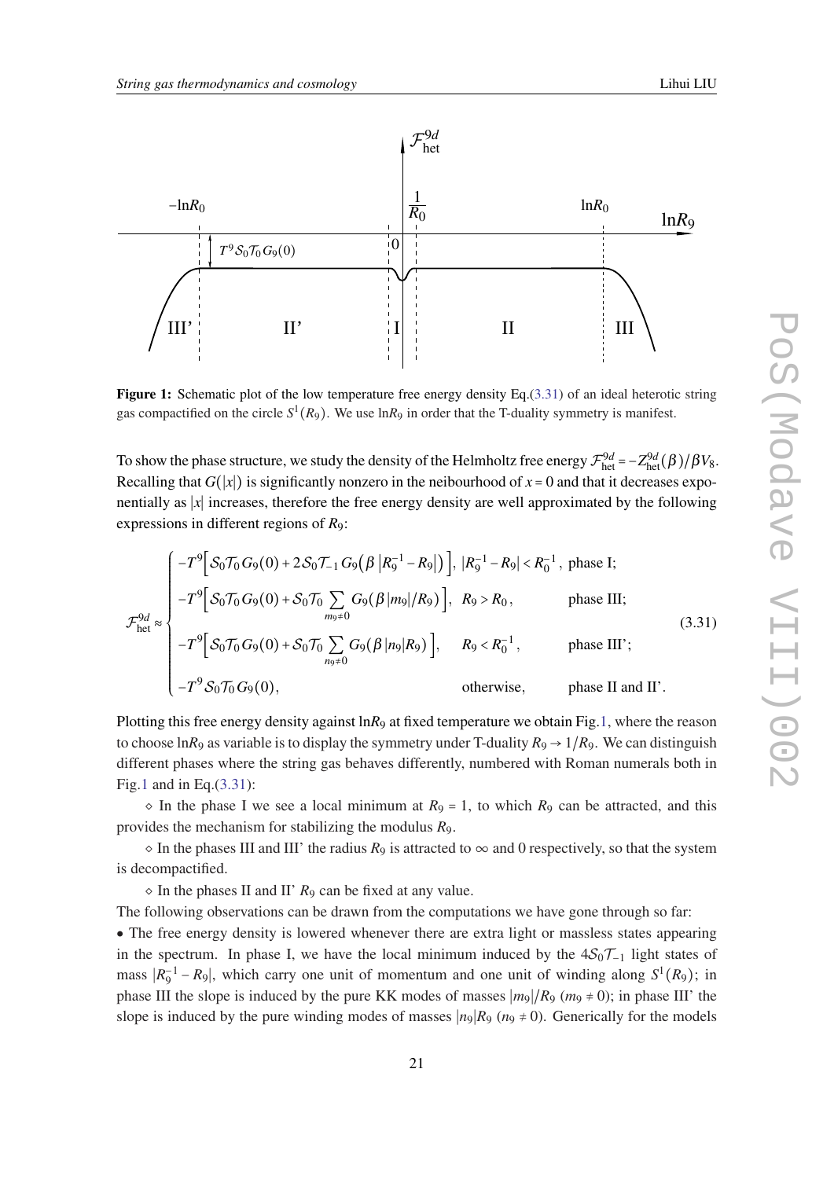**Figure 1:** Schematic plot of the low temperature free energy density Eq.(3.31) of an ideal heterotic string gas compactified on the circle $S^1(R_9)$. We use $\ln R_9$ in order that the T-duality symmetry is manifest.

To show the phase structure, we study the density of the Helmholtz free energy $\mathcal{F}^{9d}_{\text{het}} = -Z^{9d}_{\text{het}}(\beta)/\beta V_8$. Recalling that $G(|x|)$ is significantly nonzero in the neibourhood of $x=0$ and that it decreases exponentially as $|x|$ increases, therefore the free energy density are well approximated by the following expressions in different regions of $R_9$:

$$\mathcal{F}^{9d}_{\text{het}} \approx \begin{cases} -T^9\Big[\mathcal{S}_0\mathcal{T}_0 G_9(0) + 2\mathcal{S}_0\mathcal{T}_{-1}\, G_9\big(\beta\,|R_9^{-1}-R_9|\big)\Big], & |R_9^{-1}-R_9| < R_0^{-1}, \ \text{phase I;} \\ -T^9\Big[\mathcal{S}_0\mathcal{T}_0 G_9(0) + \mathcal{S}_0\mathcal{T}_0 \sum\limits_{m_9\neq 0} G_9\big(\beta\,|m_9|/R_9\big)\Big], & R_9 > R_0, \qquad \text{phase III;} \\ -T^9\Big[\mathcal{S}_0\mathcal{T}_0 G_9(0) + \mathcal{S}_0\mathcal{T}_0 \sum\limits_{n_9\neq 0} G_9\big(\beta\,|n_9|R_9\big)\Big], & R_9 < R_0^{-1}, \qquad \text{phase III';} \\ -T^9\,\mathcal{S}_0\mathcal{T}_0\, G_9(0), & \text{otherwise}, \qquad \text{phase II and II'.} \end{cases} \tag{3.31}$$

Plotting this free energy density against $\ln R_9$ at fixed temperature we obtain Fig.1, where the reason to choose $\ln R_9$ as variable is to display the symmetry under T-duality $R_9 \to 1/R_9$. We can distinguish different phases where the string gas behaves differently, numbered with Roman numerals both in Fig.1 and in Eq.(3.31):

◇ In the phase I we see a local minimum at $R_9 = 1$, to which $R_9$ can be attracted, and this provides the mechanism for stabilizing the modulus $R_9$.

◇ In the phases III and III' the radius $R_9$ is attracted to $\infty$ and 0 respectively, so that the system is decompactified.

◇ In the phases II and II' $R_9$ can be fixed at any value.

The following observations can be drawn from the computations we have gone through so far:

• The free energy density is lowered whenever there are extra light or massless states appearing in the spectrum. In phase I, we have the local minimum induced by the $4\mathcal{S}_0\mathcal{T}_{-1}$ light states of mass $|R_9^{-1} - R_9|$, which carry one unit of momentum and one unit of winding along $S^1(R_9)$; in phase III the slope is induced by the pure KK modes of masses $|m_9|/R_9$ ($m_9 \neq 0$); in phase III' the slope is induced by the pure winding modes of masses $|n_9|R_9$ ($n_9 \neq 0$). Generically for the models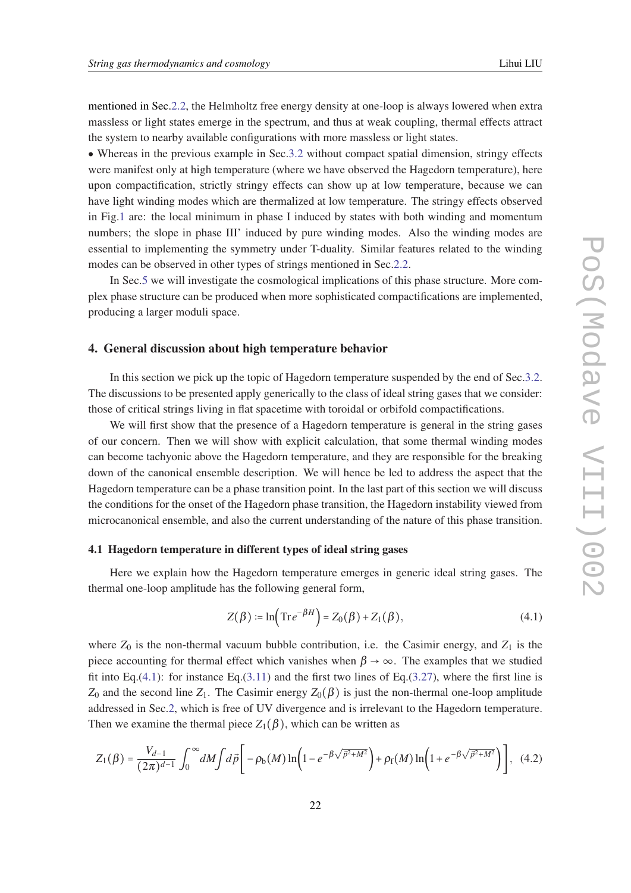mentioned in Sec.2.2, the Helmholtz free energy density at one-loop is always lowered when extra massless or light states emerge in the spectrum, and thus at weak coupling, thermal effects attract the system to nearby available configurations with more massless or light states.

• Whereas in the previous example in Sec.3.2 without compact spatial dimension, stringy effects were manifest only at high temperature (where we have observed the Hagedorn temperature), here upon compactification, strictly stringy effects can show up at low temperature, because we can have light winding modes which are thermalized at low temperature. The stringy effects observed in Fig.1 are: the local minimum in phase I induced by states with both winding and momentum numbers; the slope in phase III' induced by pure winding modes. Also the winding modes are essential to implementing the symmetry under T-duality. Similar features related to the winding modes can be observed in other types of strings mentioned in Sec.2.2.

In Sec.5 we will investigate the cosmological implications of this phase structure. More complex phase structure can be produced when more sophisticated compactifications are implemented, producing a larger moduli space.

## 4. General discussion about high temperature behavior

In this section we pick up the topic of Hagedorn temperature suspended by the end of Sec.3.2. The discussions to be presented apply generically to the class of ideal string gases that we consider: those of critical strings living in flat spacetime with toroidal or orbifold compactifications.

We will first show that the presence of a Hagedorn temperature is general in the string gases of our concern. Then we will show with explicit calculation, that some thermal winding modes can become tachyonic above the Hagedorn temperature, and they are responsible for the breaking down of the canonical ensemble description. We will hence be led to address the aspect that the Hagedorn temperature can be a phase transition point. In the last part of this section we will discuss the conditions for the onset of the Hagedorn phase transition, the Hagedorn instability viewed from microcanonical ensemble, and also the current understanding of the nature of this phase transition.

### 4.1 Hagedorn temperature in different types of ideal string gases

Here we explain how the Hagedorn temperature emerges in generic ideal string gases. The thermal one-loop amplitude has the following general form,

$$Z(\beta) := \ln\Big(\mathrm{Tr}\, e^{-\beta H}\Big) = Z_0(\beta) + Z_1(\beta), \tag{4.1}$$

where $Z_0$ is the non-thermal vacuum bubble contribution, i.e. the Casimir energy, and $Z_1$ is the piece accounting for thermal effect which vanishes when $\beta \to \infty$. The examples that we studied fit into Eq.(4.1): for instance Eq.(3.11) and the first two lines of Eq.(3.27), where the first line is $Z_0$ and the second line $Z_1$. The Casimir energy $Z_0(\beta)$ is just the non-thermal one-loop amplitude addressed in Sec.2, which is free of UV divergence and is irrelevant to the Hagedorn temperature. Then we examine the thermal piece $Z_1(\beta)$, which can be written as

$$Z_1(\beta) = \frac{V_{d-1}}{(2\pi)^{d-1}} \int_0^\infty dM \int d\vec{p} \left[ -\rho_{\mathrm{b}}(M) \ln\Big(1 - e^{-\beta\sqrt{\vec{p}^2+M^2}}\Big) + \rho_{\mathrm{f}}(M) \ln\Big(1 + e^{-\beta\sqrt{\vec{p}^2+M^2}}\Big) \right], \tag{4.2}$$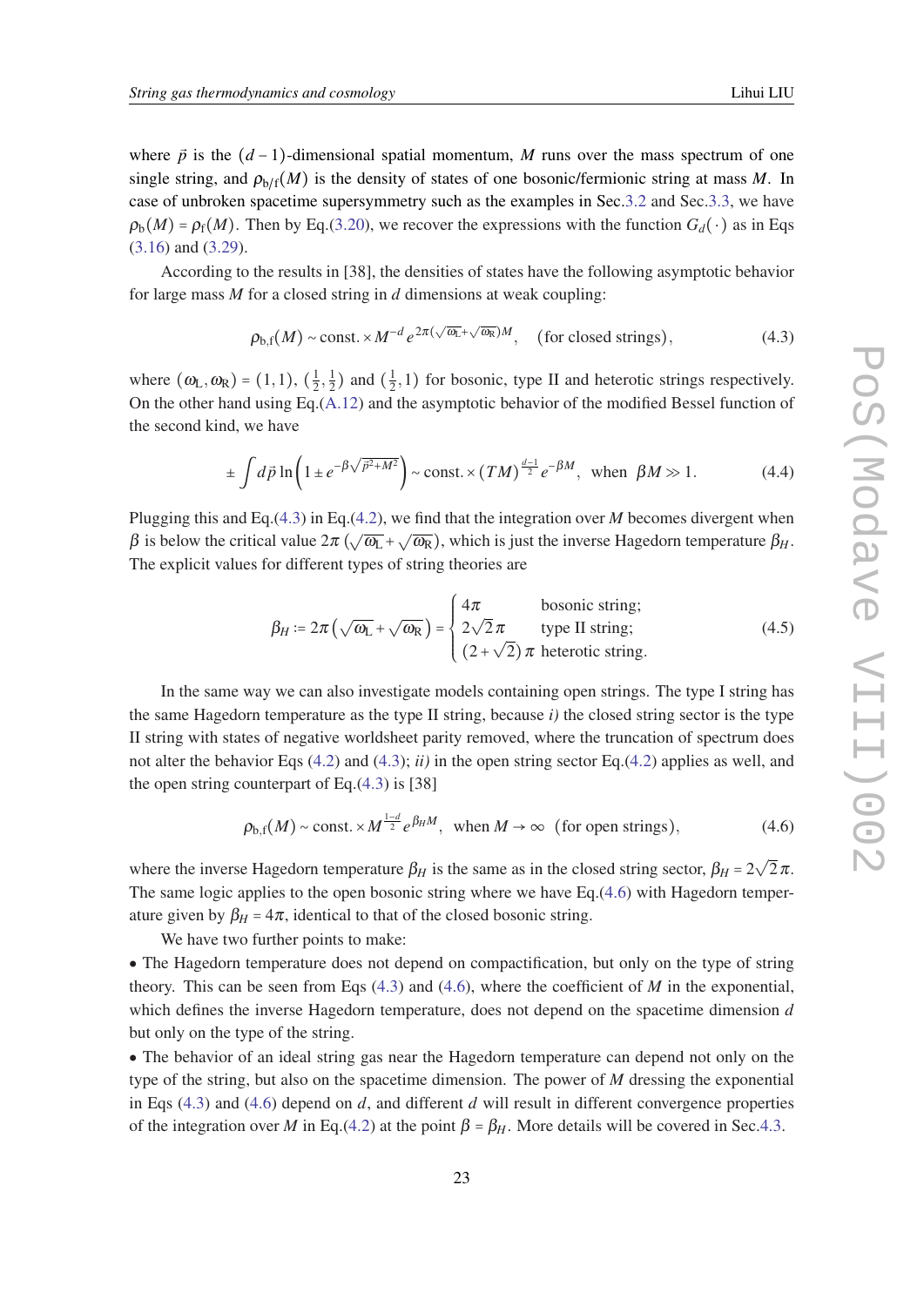where $\vec{p}$ is the $(d-1)$-dimensional spatial momentum, $M$ runs over the mass spectrum of one single string, and $\rho_{\rm b/f}(M)$ is the density of states of one bosonic/fermionic string at mass $M$. In case of unbroken spacetime supersymmetry such as the examples in Sec.3.2 and Sec.3.3, we have $\rho_{\rm b}(M) = \rho_{\rm f}(M)$. Then by Eq.(3.20), we recover the expressions with the function $G_d(\cdot)$ as in Eqs (3.16) and (3.29).

According to the results in [38], the densities of states have the following asymptotic behavior for large mass $M$ for a closed string in $d$ dimensions at weak coupling:

$$\rho_{\rm b,f}(M) \sim \text{const.} \times M^{-d}\, e^{2\pi(\sqrt{\omega_{\rm L}}+\sqrt{\omega_{\rm R}})M}, \quad (\text{for closed strings}), \tag{4.3}$$

where $(\omega_{\rm L}, \omega_{\rm R}) = (1,1)$, $(\frac{1}{2}, \frac{1}{2})$ and $(\frac{1}{2}, 1)$ for bosonic, type II and heterotic strings respectively. On the other hand using Eq.(A.12) and the asymptotic behavior of the modified Bessel function of the second kind, we have

$$\pm \int d\vec{p}\, \ln\left(1 \pm e^{-\beta\sqrt{\vec{p}^2+M^2}}\right) \sim \text{const.} \times (TM)^{\frac{d-1}{2}} e^{-\beta M}, \quad \text{when} \quad \beta M \gg 1. \tag{4.4}$$

Plugging this and Eq.(4.3) in Eq.(4.2), we find that the integration over $M$ becomes divergent when $\beta$ is below the critical value $2\pi\,(\sqrt{\omega_{\rm L}}+\sqrt{\omega_{\rm R}})$, which is just the inverse Hagedorn temperature $\beta_H$. The explicit values for different types of string theories are

$$\beta_H := 2\pi\left(\sqrt{\omega_{\rm L}}+\sqrt{\omega_{\rm R}}\right) = \begin{cases} 4\pi & \text{bosonic string;} \\ 2\sqrt{2}\,\pi & \text{type II string;} \\ (2+\sqrt{2})\,\pi & \text{heterotic string.} \end{cases} \tag{4.5}$$

In the same way we can also investigate models containing open strings. The type I string has the same Hagedorn temperature as the type II string, because *i)* the closed string sector is the type II string with states of negative worldsheet parity removed, where the truncation of spectrum does not alter the behavior Eqs (4.2) and (4.3); *ii)* in the open string sector Eq.(4.2) applies as well, and the open string counterpart of Eq.(4.3) is [38]

$$\rho_{\rm b,f}(M) \sim \text{const.} \times M^{\frac{1-d}{2}}\, e^{\beta_H M}, \quad \text{when } M \to \infty \quad (\text{for open strings}), \tag{4.6}$$

where the inverse Hagedorn temperature $\beta_H$ is the same as in the closed string sector, $\beta_H = 2\sqrt{2}\,\pi$. The same logic applies to the open bosonic string where we have Eq.(4.6) with Hagedorn temperature given by $\beta_H = 4\pi$, identical to that of the closed bosonic string.

We have two further points to make:

- The Hagedorn temperature does not depend on compactification, but only on the type of string theory. This can be seen from Eqs (4.3) and (4.6), where the coefficient of $M$ in the exponential, which defines the inverse Hagedorn temperature, does not depend on the spacetime dimension $d$ but only on the type of the string.
- The behavior of an ideal string gas near the Hagedorn temperature can depend not only on the type of the string, but also on the spacetime dimension. The power of $M$ dressing the exponential in Eqs (4.3) and (4.6) depend on $d$, and different $d$ will result in different convergence properties of the integration over $M$ in Eq.(4.2) at the point $\beta = \beta_H$. More details will be covered in Sec.4.3.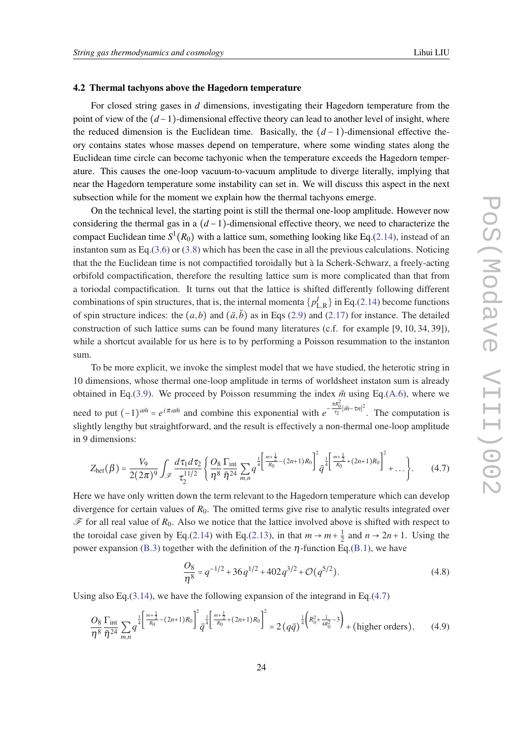### 4.2 Thermal tachyons above the Hagedorn temperature

For closed string gases in $d$ dimensions, investigating their Hagedorn temperature from the point of view of the $(d-1)$-dimensional effective theory can lead to another level of insight, where the reduced dimension is the Euclidean time. Basically, the $(d-1)$-dimensional effective theory contains states whose masses depend on temperature, where some winding states along the Euclidean time circle can become tachyonic when the temperature exceeds the Hagedorn temperature. This causes the one-loop vacuum-to-vacuum amplitude to diverge literally, implying that near the Hagedorn temperature some instability can set in. We will discuss this aspect in the next subsection while for the moment we explain how the thermal tachyons emerge.

On the technical level, the starting point is still the thermal one-loop amplitude. However now considering the thermal gas in a $(d-1)$-dimensional effective theory, we need to characterize the compact Euclidean time $S^1(R_0)$ with a lattice sum, something looking like Eq.(2.14), instead of an instanton sum as Eq.(3.6) or (3.8) which has been the case in all the previous calculations. Noticing that the the Euclidean time is not compactified toroidally but à la Scherk-Schwarz, a freely-acting orbifold compactification, therefore the resulting lattice sum is more complicated than that from a toriodal compactification. It turns out that the lattice is shifted differently following different combinations of spin structures, that is, the internal momenta $\{p^I_{\rm L,R}\}$ in Eq.(2.14) become functions of spin structure indices: the $(a,b)$ and $(\bar a,\bar b)$ as in Eqs (2.9) and (2.17) for instance. The detailed construction of such lattice sums can be found many literatures (c.f. for example [9, 10, 34, 39]), while a shortcut available for us here is to by performing a Poisson resummation to the instanton sum.

To be more explicit, we invoke the simplest model that we have studied, the heterotic string in 10 dimensions, whose thermal one-loop amplitude in terms of worldsheet instaton sum is already obtained in Eq.(3.9). We proceed by Poisson resumming the index $\tilde m$ using Eq.(A.6), where we need to put $(-1)^{a\tilde m} = e^{i\pi a\tilde m}$ and combine this exponential with $e^{-\frac{\pi R_0^2}{\tau_2}|\tilde m-\tau n|^2}$. The computation is slightly lengthy but straightforward, and the result is effectively a non-thermal one-loop amplitude in 9 dimensions:

$$Z_{\rm het}(\beta) = \frac{V_9}{2(2\pi)^9}\int_{\mathscr F}\frac{d\tau_1 d\tau_2}{\tau_2^{11/2}}\left\{\frac{O_8}{\eta^8}\frac{\Gamma_{\rm int}}{\bar\eta^{24}}\sum_{m,n} q^{\frac14\left[\frac{m+\frac12}{R_0}-(2n+1)R_0\right]^2}\bar q^{\frac14\left[\frac{m+\frac12}{R_0}+(2n+1)R_0\right]^2}+\dots\right\}. \tag{4.7}$$

Here we have only written down the term relevant to the Hagedorn temperature which can develop divergence for certain values of $R_0$. The omitted terms give rise to analytic results integrated over $\mathscr F$ for all real value of $R_0$. Also we notice that the lattice involved above is shifted with respect to the toroidal case given by Eq.(2.14) with Eq.(2.13), in that $m\to m+\frac12$ and $n\to 2n+1$. Using the power expansion (B.3) together with the definition of the $\eta$-function Eq.(B.1), we have

$$\frac{O_8}{\eta^8} = q^{-1/2}+36q^{1/2}+402q^{3/2}+\mathcal O(q^{5/2}). \tag{4.8}$$

Using also Eq.(3.14), we have the following expansion of the integrand in Eq.(4.7)

$$\frac{O_8}{\eta^8}\frac{\Gamma_{\rm int}}{\bar\eta^{24}}\sum_{m,n} q^{\frac14\left[\frac{m+\frac12}{R_0}-(2n+1)R_0\right]^2}\bar q^{\frac14\left[\frac{m+\frac12}{R_0}+(2n+1)R_0\right]^2} = 2(q\bar q)^{\frac14\left(R_0^2+\frac{1}{4R_0^2}-3\right)}+(\text{higher orders}), \tag{4.9}$$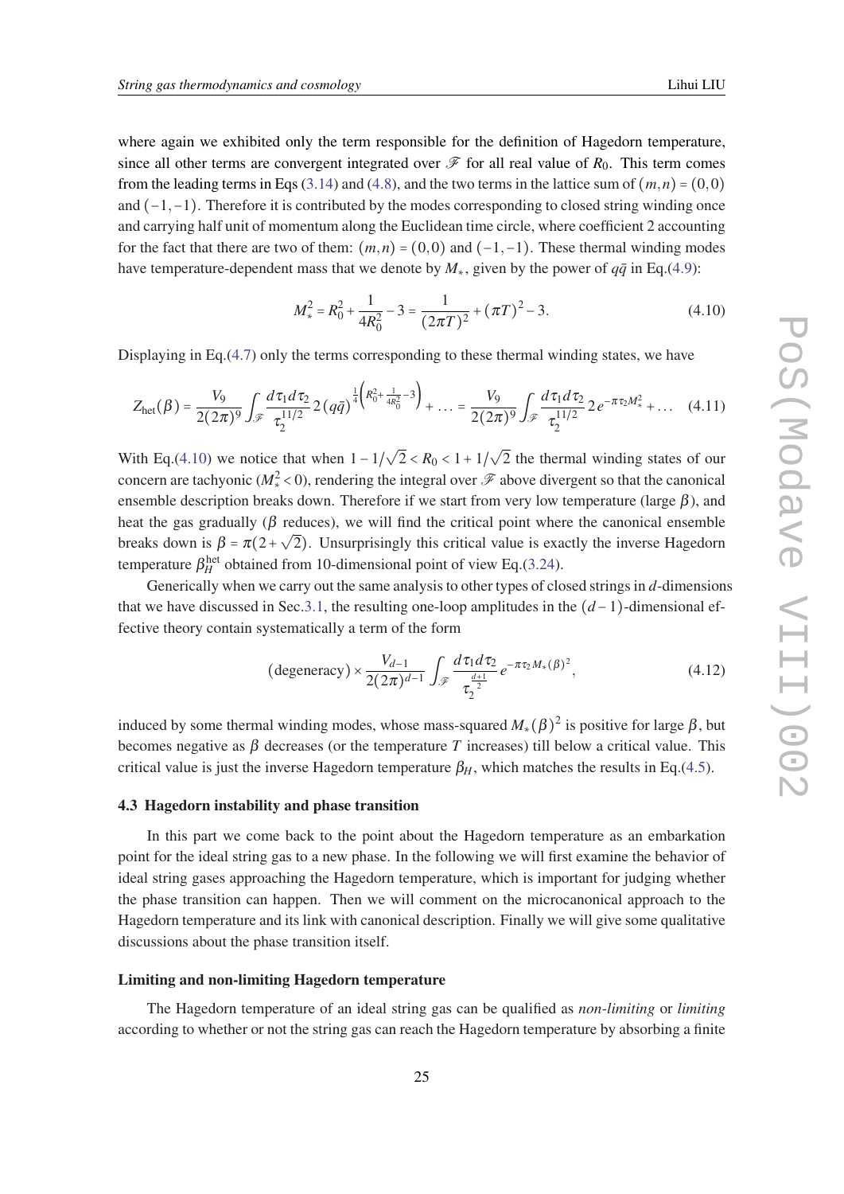where again we exhibited only the term responsible for the definition of Hagedorn temperature, since all other terms are convergent integrated over $\mathscr{F}$ for all real value of $R_0$. This term comes from the leading terms in Eqs (3.14) and (4.8), and the two terms in the lattice sum of $(m,n) = (0,0)$ and $(-1,-1)$. Therefore it is contributed by the modes corresponding to closed string winding once and carrying half unit of momentum along the Euclidean time circle, where coefficient 2 accounting for the fact that there are two of them: $(m,n) = (0,0)$ and $(-1,-1)$. These thermal winding modes have temperature-dependent mass that we denote by $M_*$, given by the power of $q\bar{q}$ in Eq.(4.9):

$$M_*^2 = R_0^2 + \frac{1}{4R_0^2} - 3 = \frac{1}{(2\pi T)^2} + (\pi T)^2 - 3. \tag{4.10}$$

Displaying in Eq.(4.7) only the terms corresponding to these thermal winding states, we have

$$Z_{\text{het}}(\beta) = \frac{V_9}{2(2\pi)^9} \int_{\mathscr{F}} \frac{d\tau_1 d\tau_2}{\tau_2^{11/2}} 2\,(q\bar{q})^{\frac{1}{4}\left(R_0^2 + \frac{1}{4R_0^2} - 3\right)} + \ldots = \frac{V_9}{2(2\pi)^9} \int_{\mathscr{F}} \frac{d\tau_1 d\tau_2}{\tau_2^{11/2}} 2\, e^{-\pi\tau_2 M_*^2} + \ldots \tag{4.11}$$

With Eq.(4.10) we notice that when $1 - 1/\sqrt{2} < R_0 < 1 + 1/\sqrt{2}$ the thermal winding states of our concern are tachyonic ($M_*^2 < 0$), rendering the integral over $\mathscr{F}$ above divergent so that the canonical ensemble description breaks down. Therefore if we start from very low temperature (large $\beta$), and heat the gas gradually ($\beta$ reduces), we will find the critical point where the canonical ensemble breaks down is $\beta = \pi(2 + \sqrt{2})$. Unsurprisingly this critical value is exactly the inverse Hagedorn temperature $\beta_H^{\text{het}}$ obtained from 10-dimensional point of view Eq.(3.24).

Generically when we carry out the same analysis to other types of closed strings in $d$-dimensions that we have discussed in Sec.3.1, the resulting one-loop amplitudes in the $(d-1)$-dimensional effective theory contain systematically a term of the form

$$(\text{degeneracy}) \times \frac{V_{d-1}}{2(2\pi)^{d-1}} \int_{\mathscr{F}} \frac{d\tau_1 d\tau_2}{\tau_2^{\frac{d+1}{2}}} e^{-\pi\tau_2 M_*(\beta)^2}, \tag{4.12}$$

induced by some thermal winding modes, whose mass-squared $M_*(\beta)^2$ is positive for large $\beta$, but becomes negative as $\beta$ decreases (or the temperature $T$ increases) till below a critical value. This critical value is just the inverse Hagedorn temperature $\beta_H$, which matches the results in Eq.(4.5).

### 4.3 Hagedorn instability and phase transition

In this part we come back to the point about the Hagedorn temperature as an embarkation point for the ideal string gas to a new phase. In the following we will first examine the behavior of ideal string gases approaching the Hagedorn temperature, which is important for judging whether the phase transition can happen. Then we will comment on the microcanonical approach to the Hagedorn temperature and its link with canonical description. Finally we will give some qualitative discussions about the phase transition itself.

#### Limiting and non-limiting Hagedorn temperature

The Hagedorn temperature of an ideal string gas can be qualified as *non-limiting* or *limiting* according to whether or not the string gas can reach the Hagedorn temperature by absorbing a finite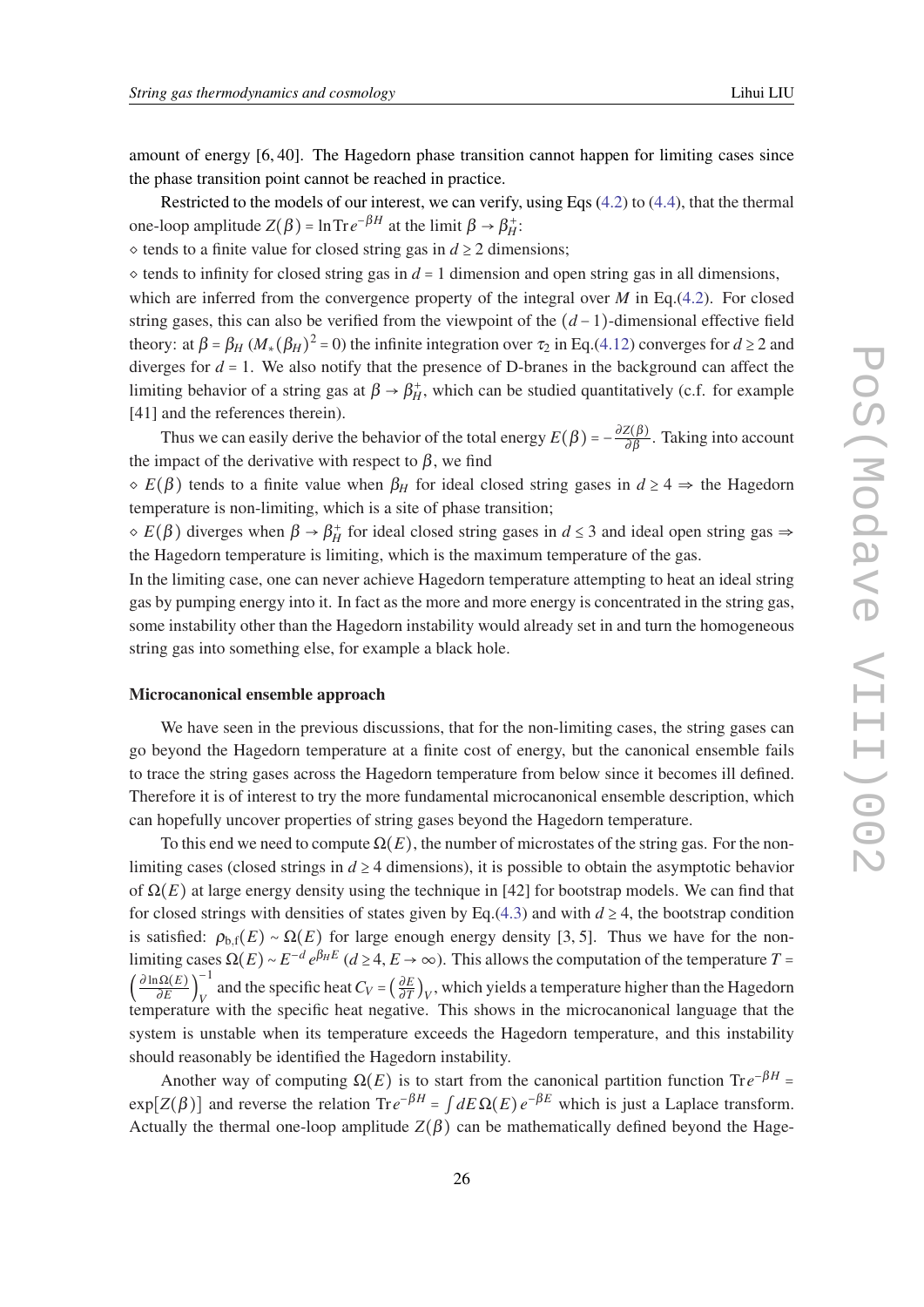amount of energy [6, 40]. The Hagedorn phase transition cannot happen for limiting cases since the phase transition point cannot be reached in practice.

Restricted to the models of our interest, we can verify, using Eqs (4.2) to (4.4), that the thermal one-loop amplitude $Z(\beta) = \ln \mathrm{Tr}\, e^{-\beta H}$ at the limit $\beta \to \beta_H^+$:

$\diamond$ tends to a finite value for closed string gas in $d \geq 2$ dimensions;

$\diamond$ tends to infinity for closed string gas in $d = 1$ dimension and open string gas in all dimensions,

which are inferred from the convergence property of the integral over $M$ in Eq.(4.2). For closed string gases, this can also be verified from the viewpoint of the $(d-1)$-dimensional effective field theory: at $\beta = \beta_H$ $(M_*(\beta_H))^2 = 0$) the infinite integration over $\tau_2$ in Eq.(4.12) converges for $d \geq 2$ and diverges for $d = 1$. We also notify that the presence of D-branes in the background can affect the limiting behavior of a string gas at $\beta \to \beta_H^+$, which can be studied quantitatively (c.f. for example [41] and the references therein).

Thus we can easily derive the behavior of the total energy $E(\beta) = -\frac{\partial Z(\beta)}{\partial \beta}$. Taking into account the impact of the derivative with respect to $\beta$, we find

$\diamond$ $E(\beta)$ tends to a finite value when $\beta_H$ for ideal closed string gases in $d \geq 4 \Rightarrow$ the Hagedorn temperature is non-limiting, which is a site of phase transition;

$\diamond$ $E(\beta)$ diverges when $\beta \to \beta_H^+$ for ideal closed string gases in $d \leq 3$ and ideal open string gas $\Rightarrow$ the Hagedorn temperature is limiting, which is the maximum temperature of the gas.

In the limiting case, one can never achieve Hagedorn temperature attempting to heat an ideal string gas by pumping energy into it. In fact as the more and more energy is concentrated in the string gas, some instability other than the Hagedorn instability would already set in and turn the homogeneous string gas into something else, for example a black hole.

**Microcanonical ensemble approach**

We have seen in the previous discussions, that for the non-limiting cases, the string gases can go beyond the Hagedorn temperature at a finite cost of energy, but the canonical ensemble fails to trace the string gases across the Hagedorn temperature from below since it becomes ill defined. Therefore it is of interest to try the more fundamental microcanonical ensemble description, which can hopefully uncover properties of string gases beyond the Hagedorn temperature.

To this end we need to compute $\Omega(E)$, the number of microstates of the string gas. For the non-limiting cases (closed strings in $d \geq 4$ dimensions), it is possible to obtain the asymptotic behavior of $\Omega(E)$ at large energy density using the technique in [42] for bootstrap models. We can find that for closed strings with densities of states given by Eq.(4.3) and with $d \geq 4$, the bootstrap condition is satisfied: $\rho_{\mathrm{b,f}}(E) \sim \Omega(E)$ for large enough energy density [3, 5]. Thus we have for the non-limiting cases $\Omega(E) \sim E^{-d}\, e^{\beta_H E}$ $(d \geq 4, E \to \infty)$. This allows the computation of the temperature $T = \left(\frac{\partial \ln \Omega(E)}{\partial E}\right)_V^{-1}$ and the specific heat $C_V = \left(\frac{\partial E}{\partial T}\right)_V$, which yields a temperature higher than the Hagedorn temperature with the specific heat negative. This shows in the microcanonical language that the system is unstable when its temperature exceeds the Hagedorn temperature, and this instability should reasonably be identified the Hagedorn instability.

Another way of computing $\Omega(E)$ is to start from the canonical partition function $\mathrm{Tr}\, e^{-\beta H} = \exp[Z(\beta)]$ and reverse the relation $\mathrm{Tr}\, e^{-\beta H} = \int dE\, \Omega(E)\, e^{-\beta E}$ which is just a Laplace transform. Actually the thermal one-loop amplitude $Z(\beta)$ can be mathematically defined beyond the Hage-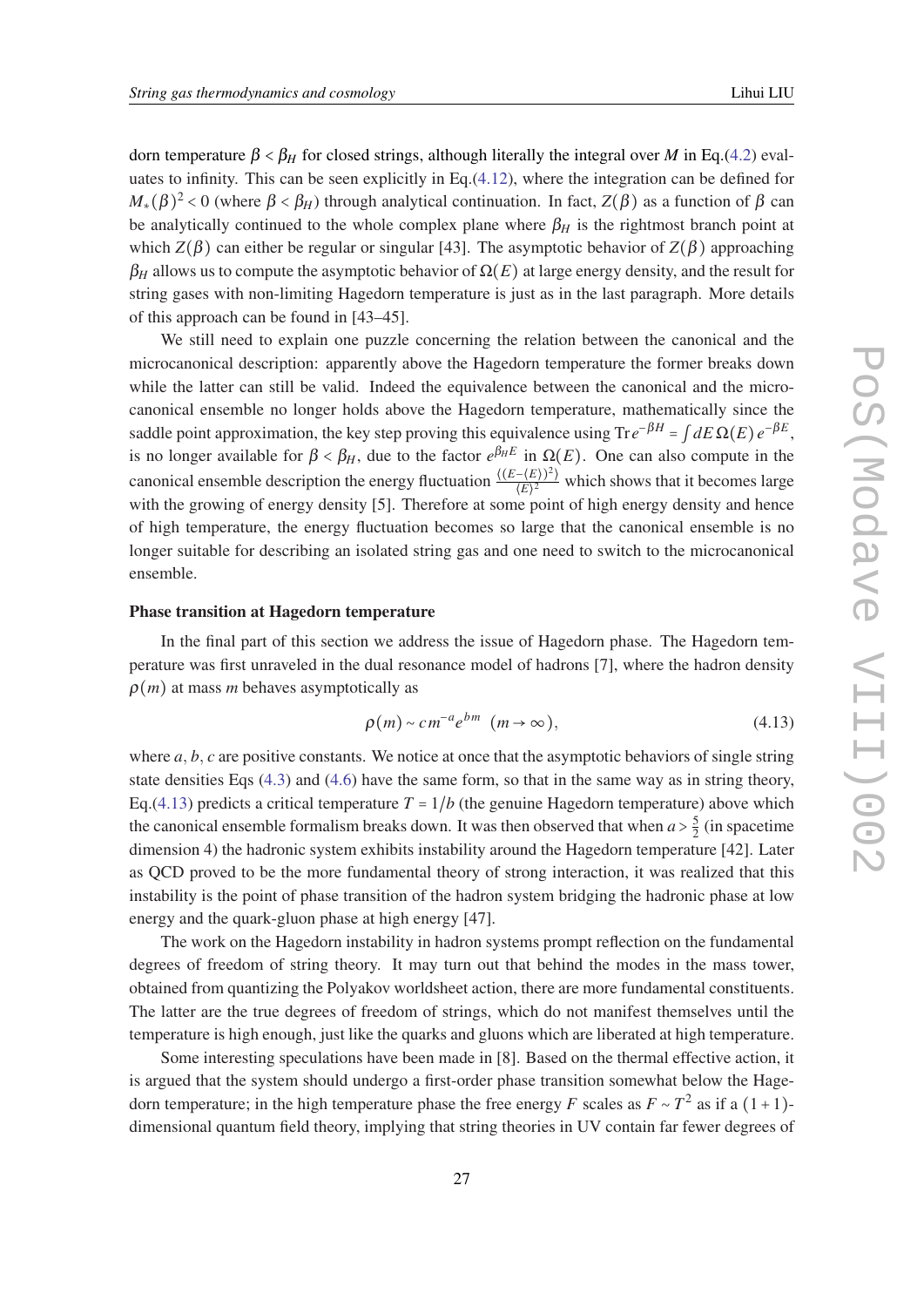dorn temperature $\beta < \beta_H$ for closed strings, although literally the integral over $M$ in Eq.(4.2) evaluates to infinity. This can be seen explicitly in Eq.(4.12), where the integration can be defined for $M_*(\beta)^2 < 0$ (where $\beta < \beta_H$) through analytical continuation. In fact, $Z(\beta)$ as a function of $\beta$ can be analytically continued to the whole complex plane where $\beta_H$ is the rightmost branch point at which $Z(\beta)$ can either be regular or singular [43]. The asymptotic behavior of $Z(\beta)$ approaching $\beta_H$ allows us to compute the asymptotic behavior of $\Omega(E)$ at large energy density, and the result for string gases with non-limiting Hagedorn temperature is just as in the last paragraph. More details of this approach can be found in [43–45].

We still need to explain one puzzle concerning the relation between the canonical and the microcanonical description: apparently above the Hagedorn temperature the former breaks down while the latter can still be valid. Indeed the equivalence between the canonical and the microcanonical ensemble no longer holds above the Hagedorn temperature, mathematically since the saddle point approximation, the key step proving this equivalence using $\mathrm{Tr}\, e^{-\beta H} = \int dE\, \Omega(E)\, e^{-\beta E}$, is no longer available for $\beta < \beta_H$, due to the factor $e^{\beta_H E}$ in $\Omega(E)$. One can also compute in the canonical ensemble description the energy fluctuation $\frac{\langle (E - \langle E \rangle)^2 \rangle}{\langle E \rangle^2}$ which shows that it becomes large with the growing of energy density [5]. Therefore at some point of high energy density and hence of high temperature, the energy fluctuation becomes so large that the canonical ensemble is no longer suitable for describing an isolated string gas and one need to switch to the microcanonical ensemble.

**Phase transition at Hagedorn temperature**

In the final part of this section we address the issue of Hagedorn phase. The Hagedorn temperature was first unraveled in the dual resonance model of hadrons [7], where the hadron density $\rho(m)$ at mass $m$ behaves asymptotically as

$$\rho(m) \sim c m^{-a} e^{bm} \quad (m \to \infty), \tag{4.13}$$

where $a, b, c$ are positive constants. We notice at once that the asymptotic behaviors of single string state densities Eqs (4.3) and (4.6) have the same form, so that in the same way as in string theory, Eq.(4.13) predicts a critical temperature $T = 1/b$ (the genuine Hagedorn temperature) above which the canonical ensemble formalism breaks down. It was then observed that when $a > \frac{5}{2}$ (in spacetime dimension 4) the hadronic system exhibits instability around the Hagedorn temperature [42]. Later as QCD proved to be the more fundamental theory of strong interaction, it was realized that this instability is the point of phase transition of the hadron system bridging the hadronic phase at low energy and the quark-gluon phase at high energy [47].

The work on the Hagedorn instability in hadron systems prompt reflection on the fundamental degrees of freedom of string theory. It may turn out that behind the modes in the mass tower, obtained from quantizing the Polyakov worldsheet action, there are more fundamental constituents. The latter are the true degrees of freedom of strings, which do not manifest themselves until the temperature is high enough, just like the quarks and gluons which are liberated at high temperature.

Some interesting speculations have been made in [8]. Based on the thermal effective action, it is argued that the system should undergo a first-order phase transition somewhat below the Hagedorn temperature; in the high temperature phase the free energy $F$ scales as $F \sim T^2$ as if a $(1+1)$-dimensional quantum field theory, implying that string theories in UV contain far fewer degrees of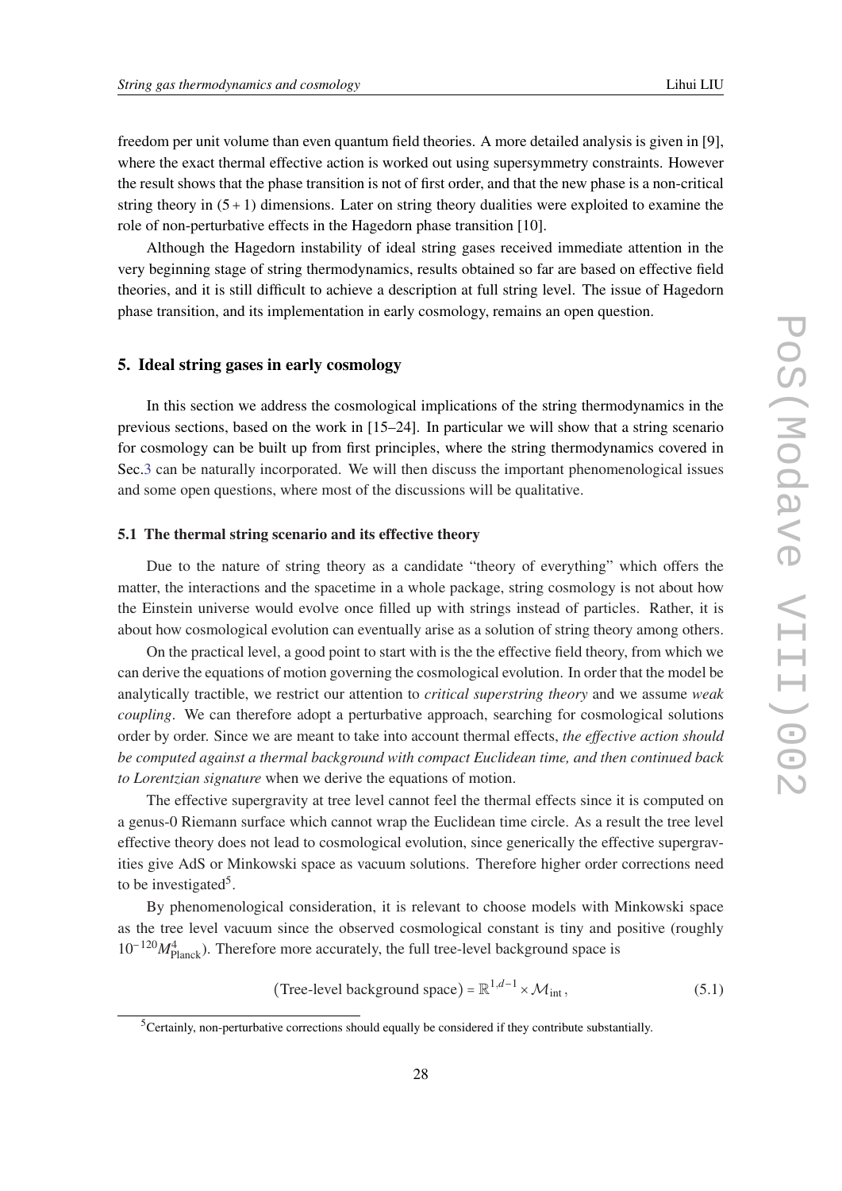freedom per unit volume than even quantum field theories. A more detailed analysis is given in [9], where the exact thermal effective action is worked out using supersymmetry constraints. However the result shows that the phase transition is not of first order, and that the new phase is a non-critical string theory in $(5+1)$ dimensions. Later on string theory dualities were exploited to examine the role of non-perturbative effects in the Hagedorn phase transition [10].

Although the Hagedorn instability of ideal string gases received immediate attention in the very beginning stage of string thermodynamics, results obtained so far are based on effective field theories, and it is still difficult to achieve a description at full string level. The issue of Hagedorn phase transition, and its implementation in early cosmology, remains an open question.

## 5. Ideal string gases in early cosmology

In this section we address the cosmological implications of the string thermodynamics in the previous sections, based on the work in [15–24]. In particular we will show that a string scenario for cosmology can be built up from first principles, where the string thermodynamics covered in Sec.3 can be naturally incorporated. We will then discuss the important phenomenological issues and some open questions, where most of the discussions will be qualitative.

### 5.1 The thermal string scenario and its effective theory

Due to the nature of string theory as a candidate "theory of everything" which offers the matter, the interactions and the spacetime in a whole package, string cosmology is not about how the Einstein universe would evolve once filled up with strings instead of particles. Rather, it is about how cosmological evolution can eventually arise as a solution of string theory among others.

On the practical level, a good point to start with is the the effective field theory, from which we can derive the equations of motion governing the cosmological evolution. In order that the model be analytically tractible, we restrict our attention to *critical superstring theory* and we assume *weak coupling*. We can therefore adopt a perturbative approach, searching for cosmological solutions order by order. Since we are meant to take into account thermal effects, *the effective action should be computed against a thermal background with compact Euclidean time, and then continued back to Lorentzian signature* when we derive the equations of motion.

The effective supergravity at tree level cannot feel the thermal effects since it is computed on a genus-0 Riemann surface which cannot wrap the Euclidean time circle. As a result the tree level effective theory does not lead to cosmological evolution, since generically the effective supergravities give AdS or Minkowski space as vacuum solutions. Therefore higher order corrections need to be investigated[5].

By phenomenological consideration, it is relevant to choose models with Minkowski space as the tree level vacuum since the observed cosmological constant is tiny and positive (roughly $10^{-120}M_{\text{Planck}}^4$). Therefore more accurately, the full tree-level background space is

$$(\text{Tree-level background space}) = \mathbb{R}^{1,d-1} \times \mathcal{M}_{\text{int}}\,, \tag{5.1}$$

[5] Certainly, non-perturbative corrections should equally be considered if they contribute substantially.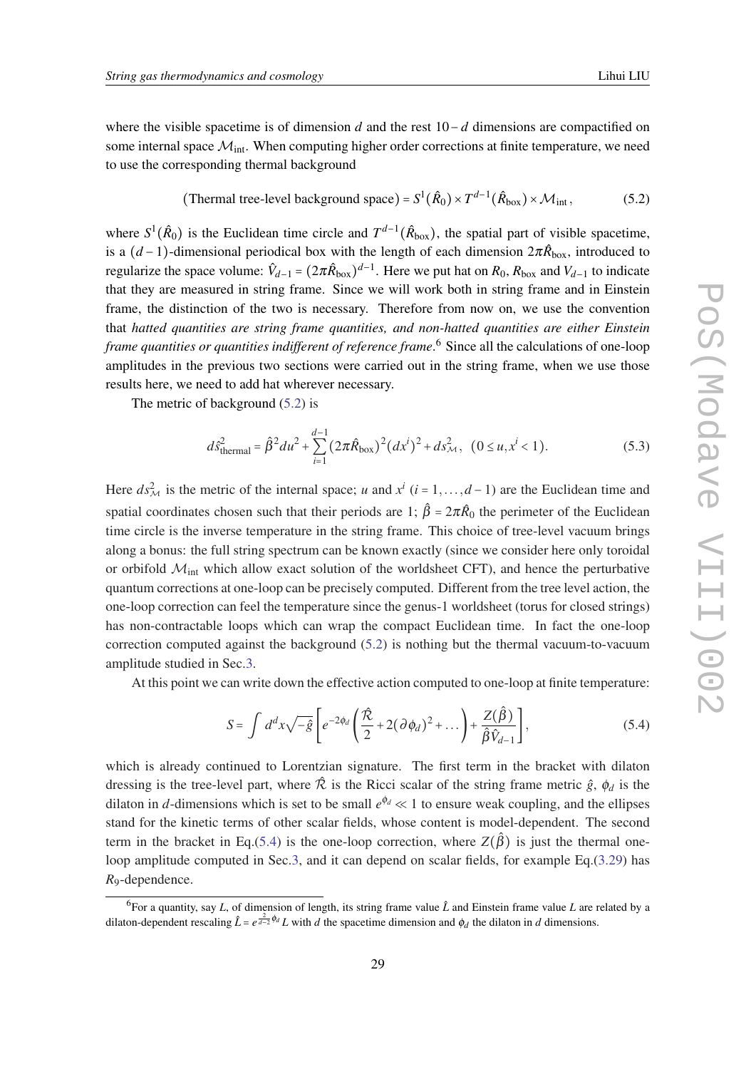where the visible spacetime is of dimension $d$ and the rest $10-d$ dimensions are compactified on some internal space $\mathcal{M}_{\text{int}}$. When computing higher order corrections at finite temperature, we need to use the corresponding thermal background

$$(\text{Thermal tree-level background space}) = S^1(\hat{R}_0) \times T^{d-1}(\hat{R}_{\text{box}}) \times \mathcal{M}_{\text{int}}\,, \tag{5.2}$$

where $S^1(\hat{R}_0)$ is the Euclidean time circle and $T^{d-1}(\hat{R}_{\text{box}})$, the spatial part of visible spacetime, is a $(d-1)$-dimensional periodical box with the length of each dimension $2\pi\hat{R}_{\text{box}}$, introduced to regularize the space volume: $\hat{V}_{d-1} = (2\pi\hat{R}_{\text{box}})^{d-1}$. Here we put hat on $R_0$, $R_{\text{box}}$ and $V_{d-1}$ to indicate that they are measured in string frame. Since we will work both in string frame and in Einstein frame, the distinction of the two is necessary. Therefore from now on, we use the convention that *hatted quantities are string frame quantities, and non-hatted quantities are either Einstein frame quantities or quantities indifferent of reference frame*.[6] Since all the calculations of one-loop amplitudes in the previous two sections were carried out in the string frame, when we use those results here, we need to add hat wherever necessary.

The metric of background (5.2) is

$$d\hat{s}^2_{\text{thermal}} = \hat{\beta}^2 du^2 + \sum_{i=1}^{d-1} (2\pi\hat{R}_{\text{box}})^2 (dx^i)^2 + ds^2_{\mathcal{M}}\,, \;\; (0 \le u, x^i < 1). \tag{5.3}$$

Here $ds^2_{\mathcal{M}}$ is the metric of the internal space; $u$ and $x^i$ $(i = 1, \ldots, d-1)$ are the Euclidean time and spatial coordinates chosen such that their periods are 1; $\hat{\beta} = 2\pi\hat{R}_0$ the perimeter of the Euclidean time circle is the inverse temperature in the string frame. This choice of tree-level vacuum brings along a bonus: the full string spectrum can be known exactly (since we consider here only toroidal or orbifold $\mathcal{M}_{\text{int}}$ which allow exact solution of the worldsheet CFT), and hence the perturbative quantum corrections at one-loop can be precisely computed. Different from the tree level action, the one-loop correction can feel the temperature since the genus-1 worldsheet (torus for closed strings) has non-contractable loops which can wrap the compact Euclidean time. In fact the one-loop correction computed against the background (5.2) is nothing but the thermal vacuum-to-vacuum amplitude studied in Sec.3.

At this point we can write down the effective action computed to one-loop at finite temperature:

$$S = \int d^dx \sqrt{-\hat{g}} \left[ e^{-2\phi_d} \left( \frac{\hat{\mathcal{R}}}{2} + 2(\partial\phi_d)^2 + \ldots \right) + \frac{Z(\hat{\beta})}{\hat{\beta}\hat{V}_{d-1}} \right], \tag{5.4}$$

which is already continued to Lorentzian signature. The first term in the bracket with dilaton dressing is the tree-level part, where $\hat{\mathcal{R}}$ is the Ricci scalar of the string frame metric $\hat{g}$, $\phi_d$ is the dilaton in $d$-dimensions which is set to be small $e^{\phi_d} \ll 1$ to ensure weak coupling, and the ellipses stand for the kinetic terms of other scalar fields, whose content is model-dependent. The second term in the bracket in Eq.(5.4) is the one-loop correction, where $Z(\hat{\beta})$ is just the thermal one-loop amplitude computed in Sec.3, and it can depend on scalar fields, for example Eq.(3.29) has $R_9$-dependence.

---

[6] For a quantity, say $L$, of dimension of length, its string frame value $\hat{L}$ and Einstein frame value $L$ are related by a dilaton-dependent rescaling $\hat{L} = e^{\frac{2}{d-2}\phi_d} L$ with $d$ the spacetime dimension and $\phi_d$ the dilaton in $d$ dimensions.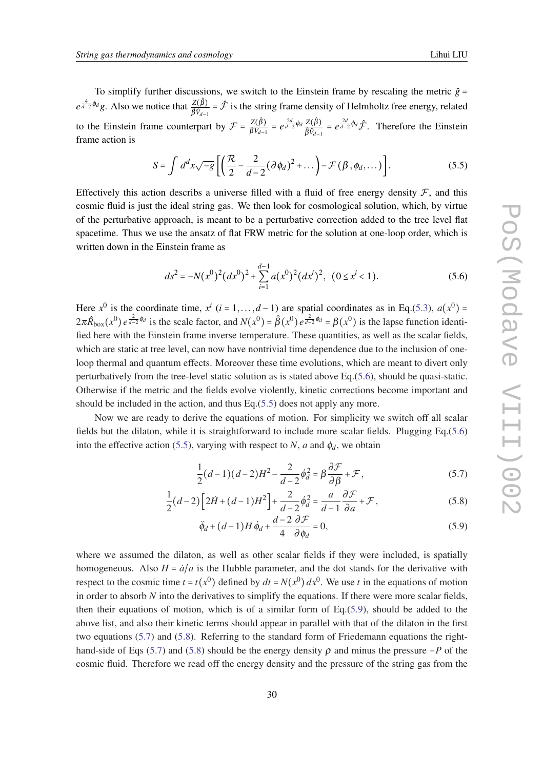To simplify further discussions, we switch to the Einstein frame by rescaling the metric $\hat{g} = e^{\frac{4}{d-2}\phi_d} g$. Also we notice that $\frac{Z(\hat{\beta})}{\hat{\beta}\hat{V}_{d-1}} = \hat{\mathcal{F}}$ is the string frame density of Helmholtz free energy, related to the Einstein frame counterpart by $\mathcal{F} = \frac{Z(\hat{\beta})}{\beta V_{d-1}} = e^{\frac{2d}{d-2}\phi_d} \frac{Z(\hat{\beta})}{\hat{\beta}\hat{V}_{d-1}} = e^{\frac{2d}{d-2}\phi_d} \hat{\mathcal{F}}$. Therefore the Einstein frame action is

$$S = \int d^d x \sqrt{-g} \left[ \left( \frac{\mathcal{R}}{2} - \frac{2}{d-2} (\partial \phi_d)^2 + \dots \right) - \mathcal{F}(\beta, \phi_d, \dots) \right]. \tag{5.5}$$

Effectively this action describs a universe filled with a fluid of free energy density $\mathcal{F}$, and this cosmic fluid is just the ideal string gas. We then look for cosmological solution, which, by virtue of the perturbative approach, is meant to be a perturbative correction added to the tree level flat spacetime. Thus we use the ansatz of flat FRW metric for the solution at one-loop order, which is written down in the Einstein frame as

$$ds^2 = -N(x^0)^2 (dx^0)^2 + \sum_{i=1}^{d-1} a(x^0)^2 (dx^i)^2, \quad (0 \le x^i < 1). \tag{5.6}$$

Here $x^0$ is the coordinate time, $x^i$ $(i = 1, \dots, d-1)$ are spatial coordinates as in Eq.(5.3), $a(x^0) = 2\pi \hat{R}_{\text{box}}(x^0)\, e^{\frac{2}{d-2}\phi_d}$ is the scale factor, and $N(x^0) = \hat{\beta}(x^0)\, e^{\frac{2}{d-2}\phi_d} = \beta(x^0)$ is the lapse function identified here with the Einstein frame inverse temperature. These quantities, as well as the scalar fields, which are static at tree level, can now have nontrivial time dependence due to the inclusion of one-loop thermal and quantum effects. Moreover these time evolutions, which are meant to divert only perturbatively from the tree-level static solution as is stated above Eq.(5.6), should be quasi-static. Otherwise if the metric and the fields evolve violently, kinetic corrections become important and should be included in the action, and thus Eq.(5.5) does not apply any more.

Now we are ready to derive the equations of motion. For simplicity we switch off all scalar fields but the dilaton, while it is straightforward to include more scalar fields. Plugging Eq.(5.6) into the effective action (5.5), varying with respect to $N$, $a$ and $\phi_d$, we obtain

$$\frac{1}{2}(d-1)(d-2)H^2 - \frac{2}{d-2}\dot{\phi}_d^2 = \beta \frac{\partial \mathcal{F}}{\partial \beta} + \mathcal{F}, \tag{5.7}$$

$$\frac{1}{2}(d-2)\left[2\dot{H} + (d-1)H^2\right] + \frac{2}{d-2}\dot{\phi}_d^2 = \frac{a}{d-1}\frac{\partial \mathcal{F}}{\partial a} + \mathcal{F}, \tag{5.8}$$

$$\ddot{\phi}_d + (d-1)H\dot{\phi}_d + \frac{d-2}{4}\frac{\partial \mathcal{F}}{\partial \phi_d} = 0, \tag{5.9}$$

where we assumed the dilaton, as well as other scalar fields if they were included, is spatially homogeneous. Also $H = \dot{a}/a$ is the Hubble parameter, and the dot stands for the derivative with respect to the cosmic time $t = t(x^0)$ defined by $dt = N(x^0)\, dx^0$. We use $t$ in the equations of motion in order to absorb $N$ into the derivatives to simplify the equations. If there were more scalar fields, then their equations of motion, which is of a similar form of Eq.(5.9), should be added to the above list, and also their kinetic terms should appear in parallel with that of the dilaton in the first two equations (5.7) and (5.8). Referring to the standard form of Friedemann equations the right-hand-side of Eqs (5.7) and (5.8) should be the energy density $\rho$ and minus the pressure $-P$ of the cosmic fluid. Therefore we read off the energy density and the pressure of the string gas from the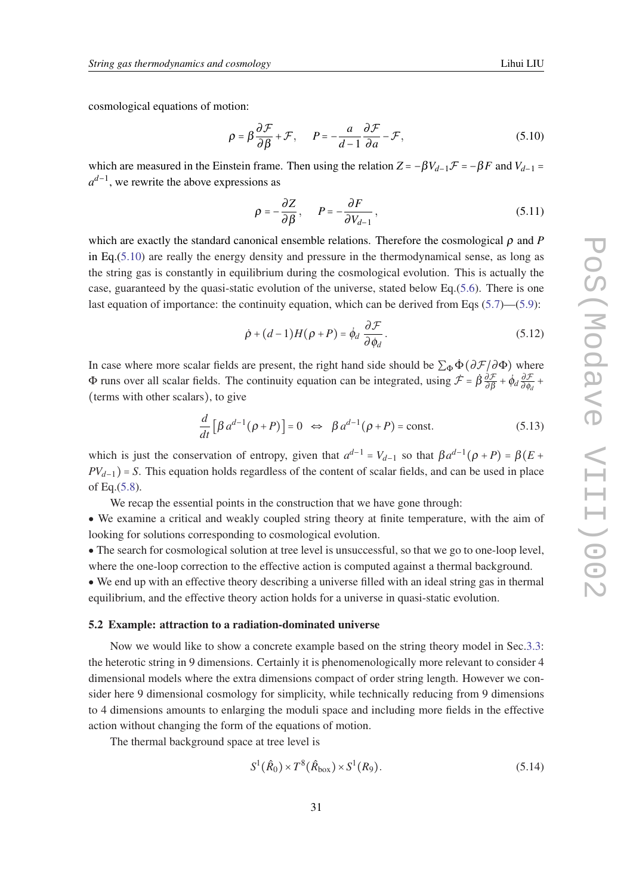cosmological equations of motion:

$$\rho = \beta \frac{\partial \mathcal{F}}{\partial \beta} + \mathcal{F}, \qquad P = -\frac{a}{d-1}\frac{\partial \mathcal{F}}{\partial a} - \mathcal{F}, \tag{5.10}$$

which are measured in the Einstein frame. Then using the relation $Z = -\beta V_{d-1}\mathcal{F} = -\beta F$ and $V_{d-1} = a^{d-1}$, we rewrite the above expressions as

$$\rho = -\frac{\partial Z}{\partial \beta}, \qquad P = -\frac{\partial F}{\partial V_{d-1}}, \tag{5.11}$$

which are exactly the standard canonical ensemble relations. Therefore the cosmological $\rho$ and $P$ in Eq.(5.10) are really the energy density and pressure in the thermodynamical sense, as long as the string gas is constantly in equilibrium during the cosmological evolution. This is actually the case, guaranteed by the quasi-static evolution of the universe, stated below Eq.(5.6). There is one last equation of importance: the continuity equation, which can be derived from Eqs (5.7)—(5.9):

$$\dot{\rho} + (d-1)H(\rho + P) = \dot{\phi}_d \, \frac{\partial \mathcal{F}}{\partial \phi_d}. \tag{5.12}$$

In case where more scalar fields are present, the right hand side should be $\sum_\Phi \dot{\Phi}(\partial \mathcal{F}/\partial \Phi)$ where $\Phi$ runs over all scalar fields. The continuity equation can be integrated, using $\dot{\mathcal{F}} = \dot{\beta}\frac{\partial \mathcal{F}}{\partial \beta} + \dot{\phi}_d \frac{\partial \mathcal{F}}{\partial \phi_d} +$ (terms with other scalars), to give

$$\frac{d}{dt}\left[\beta\, a^{d-1}(\rho + P)\right] = 0 \;\Leftrightarrow\; \beta\, a^{d-1}(\rho + P) = \text{const.} \tag{5.13}$$

which is just the conservation of entropy, given that $a^{d-1} = V_{d-1}$ so that $\beta a^{d-1}(\rho + P) = \beta(E + PV_{d-1}) = S$. This equation holds regardless of the content of scalar fields, and can be used in place of Eq.(5.8).

We recap the essential points in the construction that we have gone through:

- We examine a critical and weakly coupled string theory at finite temperature, with the aim of looking for solutions corresponding to cosmological evolution.
- The search for cosmological solution at tree level is unsuccessful, so that we go to one-loop level, where the one-loop correction to the effective action is computed against a thermal background.
- We end up with an effective theory describing a universe filled with an ideal string gas in thermal equilibrium, and the effective theory action holds for a universe in quasi-static evolution.

### 5.2 Example: attraction to a radiation-dominated universe

Now we would like to show a concrete example based on the string theory model in Sec.3.3: the heterotic string in 9 dimensions. Certainly it is phenomenologically more relevant to consider 4 dimensional models where the extra dimensions compact of order string length. However we consider here 9 dimensional cosmology for simplicity, while technically reducing from 9 dimensions to 4 dimensions amounts to enlarging the moduli space and including more fields in the effective action without changing the form of the equations of motion.

The thermal background space at tree level is

$$S^1(\hat{R}_0) \times T^8(\hat{R}_{\text{box}}) \times S^1(R_9). \tag{5.14}$$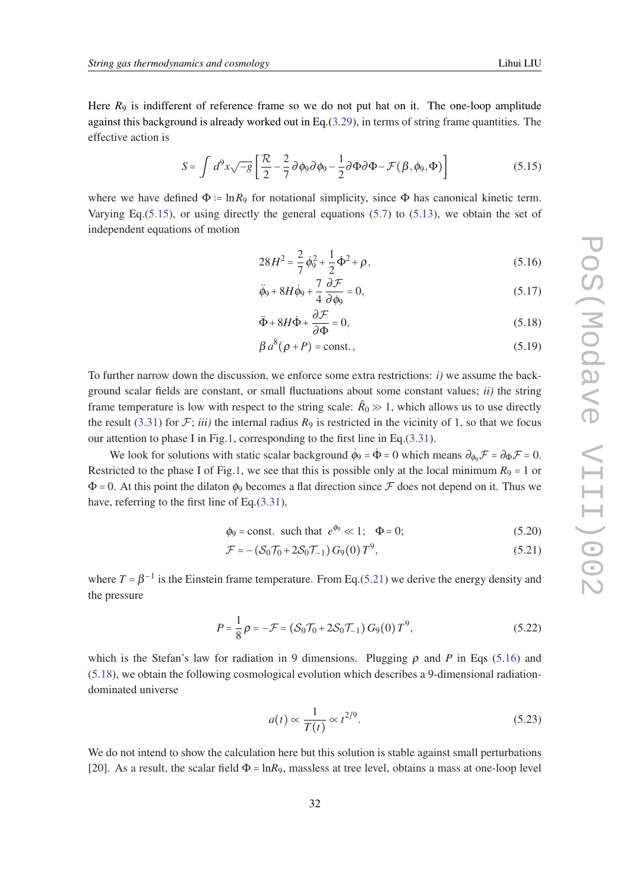Here $R_9$ is indifferent of reference frame so we do not put hat on it. The one-loop amplitude against this background is already worked out in Eq.(3.29), in terms of string frame quantities. The effective action is

$$S = \int d^9x\sqrt{-g}\left[\frac{\mathcal{R}}{2} - \frac{2}{7}\partial\phi_9\partial\phi_9 - \frac{1}{2}\partial\Phi\partial\Phi - \mathcal{F}(\beta,\phi_9,\Phi)\right] \tag{5.15}$$

where we have defined $\Phi := \ln R_9$ for notational simplicity, since $\Phi$ has canonical kinetic term. Varying Eq.(5.15), or using directly the general equations (5.7) to (5.13), we obtain the set of independent equations of motion

$$28H^2 = \frac{2}{7}\dot{\phi}_9^2 + \frac{1}{2}\dot{\Phi}^2 + \rho, \tag{5.16}$$

$$\ddot{\phi}_9 + 8H\dot{\phi}_9 + \frac{7}{4}\frac{\partial\mathcal{F}}{\partial\phi_9} = 0, \tag{5.17}$$

$$\ddot{\Phi} + 8H\dot{\Phi} + \frac{\partial\mathcal{F}}{\partial\Phi} = 0, \tag{5.18}$$

$$\beta\, a^8(\rho + P) = \text{const.}, \tag{5.19}$$

To further narrow down the discussion, we enforce some extra restrictions: *i)* we assume the background scalar fields are constant, or small fluctuations about some constant values; *ii)* the string frame temperature is low with respect to the string scale: $\hat{R}_0 \gg 1$, which allows us to use directly the result (3.31) for $\mathcal{F}$; *iii)* the internal radius $R_9$ is restricted in the vicinity of 1, so that we focus our attention to phase I in Fig.1, corresponding to the first line in Eq.(3.31).

We look for solutions with static scalar background $\dot{\phi}_9 = \dot{\Phi} = 0$ which means $\partial_{\phi_9}\mathcal{F} = \partial_\Phi\mathcal{F} = 0$. Restricted to the phase I of Fig.1, we see that this is possible only at the local minimum $R_9 = 1$ or $\Phi = 0$. At this point the dilaton $\phi_9$ becomes a flat direction since $\mathcal{F}$ does not depend on it. Thus we have, referring to the first line of Eq.(3.31),

$$\phi_9 = \text{const. such that } e^{\phi_9} \ll 1; \quad \Phi = 0; \tag{5.20}$$

$$\mathcal{F} = -\left(\mathcal{S}_0\mathcal{T}_0 + 2\mathcal{S}_0\mathcal{T}_{-1}\right)G_9(0)\,T^9, \tag{5.21}$$

where $T = \beta^{-1}$ is the Einstein frame temperature. From Eq.(5.21) we derive the energy density and the pressure

$$P = \frac{1}{8}\rho = -\mathcal{F} = \left(\mathcal{S}_0\mathcal{T}_0 + 2\mathcal{S}_0\mathcal{T}_{-1}\right)G_9(0)\,T^9, \tag{5.22}$$

which is the Stefan's law for radiation in 9 dimensions. Plugging $\rho$ and $P$ in Eqs (5.16) and (5.18), we obtain the following cosmological evolution which describes a 9-dimensional radiation-dominated universe

$$a(t) \propto \frac{1}{T(t)} \propto t^{2/9}. \tag{5.23}$$

We do not intend to show the calculation here but this solution is stable against small perturbations [20]. As a result, the scalar field $\Phi = \ln R_9$, massless at tree level, obtains a mass at one-loop level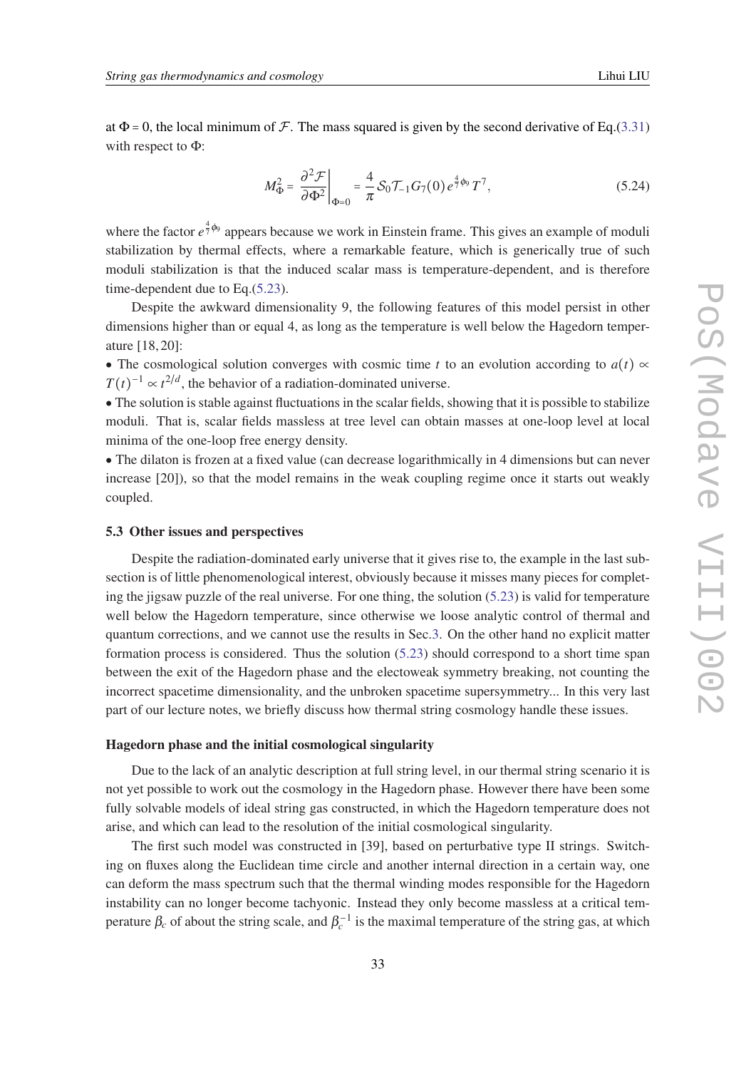at $\Phi = 0$, the local minimum of $\mathcal{F}$. The mass squared is given by the second derivative of Eq.(3.31) with respect to $\Phi$:

$$M_\Phi^2 = \left.\frac{\partial^2 \mathcal{F}}{\partial \Phi^2}\right|_{\Phi=0} = \frac{4}{\pi}\mathcal{S}_0 \mathcal{T}_{-1} G_7(0)\, e^{\frac{4}{7}\phi_9}\, T^7, \tag{5.24}$$

where the factor $e^{\frac{4}{7}\phi_9}$ appears because we work in Einstein frame. This gives an example of moduli stabilization by thermal effects, where a remarkable feature, which is generically true of such moduli stabilization is that the induced scalar mass is temperature-dependent, and is therefore time-dependent due to Eq.(5.23).

Despite the awkward dimensionality 9, the following features of this model persist in other dimensions higher than or equal 4, as long as the temperature is well below the Hagedorn temperature [18, 20]:

- The cosmological solution converges with cosmic time $t$ to an evolution according to $a(t) \propto T(t)^{-1} \propto t^{2/d}$, the behavior of a radiation-dominated universe.
- The solution is stable against fluctuations in the scalar fields, showing that it is possible to stabilize moduli. That is, scalar fields massless at tree level can obtain masses at one-loop level at local minima of the one-loop free energy density.
- The dilaton is frozen at a fixed value (can decrease logarithmically in 4 dimensions but can never increase [20]), so that the model remains in the weak coupling regime once it starts out weakly coupled.

### 5.3 Other issues and perspectives

Despite the radiation-dominated early universe that it gives rise to, the example in the last subsection is of little phenomenological interest, obviously because it misses many pieces for completing the jigsaw puzzle of the real universe. For one thing, the solution (5.23) is valid for temperature well below the Hagedorn temperature, since otherwise we loose analytic control of thermal and quantum corrections, and we cannot use the results in Sec.3. On the other hand no explicit matter formation process is considered. Thus the solution (5.23) should correspond to a short time span between the exit of the Hagedorn phase and the electoweak symmetry breaking, not counting the incorrect spacetime dimensionality, and the unbroken spacetime supersymmetry... In this very last part of our lecture notes, we briefly discuss how thermal string cosmology handle these issues.

#### Hagedorn phase and the initial cosmological singularity

Due to the lack of an analytic description at full string level, in our thermal string scenario it is not yet possible to work out the cosmology in the Hagedorn phase. However there have been some fully solvable models of ideal string gas constructed, in which the Hagedorn temperature does not arise, and which can lead to the resolution of the initial cosmological singularity.

The first such model was constructed in [39], based on perturbative type II strings. Switching on fluxes along the Euclidean time circle and another internal direction in a certain way, one can deform the mass spectrum such that the thermal winding modes responsible for the Hagedorn instability can no longer become tachyonic. Instead they only become massless at a critical temperature $\beta_c$ of about the string scale, and $\beta_c^{-1}$ is the maximal temperature of the string gas, at which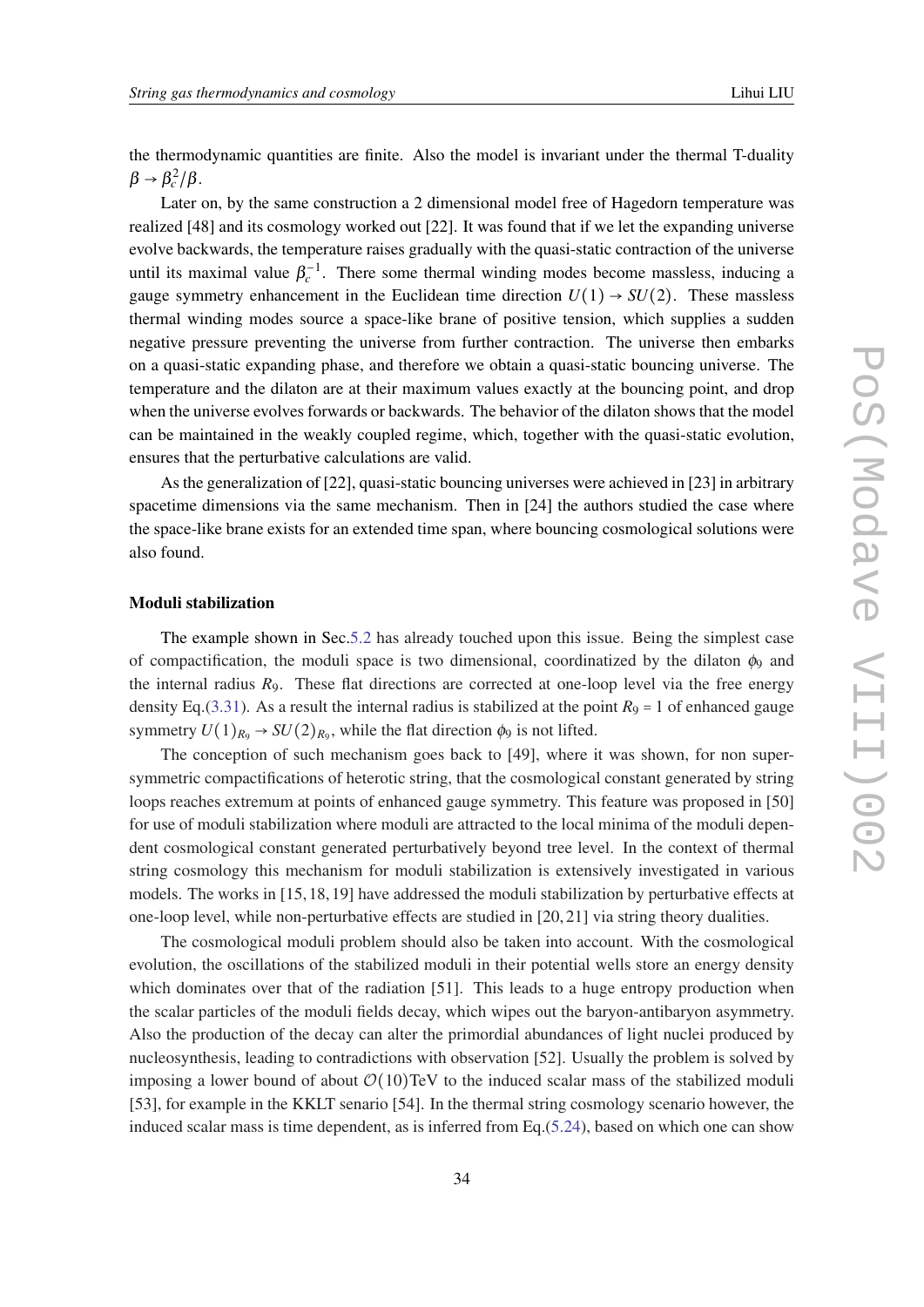the thermodynamic quantities are finite. Also the model is invariant under the thermal T-duality $\beta \to \beta_c^2/\beta$.

Later on, by the same construction a 2 dimensional model free of Hagedorn temperature was realized [48] and its cosmology worked out [22]. It was found that if we let the expanding universe evolve backwards, the temperature raises gradually with the quasi-static contraction of the universe until its maximal value $\beta_c^{-1}$. There some thermal winding modes become massless, inducing a gauge symmetry enhancement in the Euclidean time direction $U(1) \to SU(2)$. These massless thermal winding modes source a space-like brane of positive tension, which supplies a sudden negative pressure preventing the universe from further contraction. The universe then embarks on a quasi-static expanding phase, and therefore we obtain a quasi-static bouncing universe. The temperature and the dilaton are at their maximum values exactly at the bouncing point, and drop when the universe evolves forwards or backwards. The behavior of the dilaton shows that the model can be maintained in the weakly coupled regime, which, together with the quasi-static evolution, ensures that the perturbative calculations are valid.

As the generalization of [22], quasi-static bouncing universes were achieved in [23] in arbitrary spacetime dimensions via the same mechanism. Then in [24] the authors studied the case where the space-like brane exists for an extended time span, where bouncing cosmological solutions were also found.

**Moduli stabilization**

The example shown in Sec.5.2 has already touched upon this issue. Being the simplest case of compactification, the moduli space is two dimensional, coordinatized by the dilaton $\phi_9$ and the internal radius $R_9$. These flat directions are corrected at one-loop level via the free energy density Eq.(3.31). As a result the internal radius is stabilized at the point $R_9 = 1$ of enhanced gauge symmetry $U(1)_{R_9} \to SU(2)_{R_9}$, while the flat direction $\phi_9$ is not lifted.

The conception of such mechanism goes back to [49], where it was shown, for non supersymmetric compactifications of heterotic string, that the cosmological constant generated by string loops reaches extremum at points of enhanced gauge symmetry. This feature was proposed in [50] for use of moduli stabilization where moduli are attracted to the local minima of the moduli dependent cosmological constant generated perturbatively beyond tree level. In the context of thermal string cosmology this mechanism for moduli stabilization is extensively investigated in various models. The works in [15, 18, 19] have addressed the moduli stabilization by perturbative effects at one-loop level, while non-perturbative effects are studied in [20, 21] via string theory dualities.

The cosmological moduli problem should also be taken into account. With the cosmological evolution, the oscillations of the stabilized moduli in their potential wells store an energy density which dominates over that of the radiation [51]. This leads to a huge entropy production when the scalar particles of the moduli fields decay, which wipes out the baryon-antibaryon asymmetry. Also the production of the decay can alter the primordial abundances of light nuclei produced by nucleosynthesis, leading to contradictions with observation [52]. Usually the problem is solved by imposing a lower bound of about $\mathcal{O}(10)$TeV to the induced scalar mass of the stabilized moduli [53], for example in the KKLT senario [54]. In the thermal string cosmology scenario however, the induced scalar mass is time dependent, as is inferred from Eq.(5.24), based on which one can show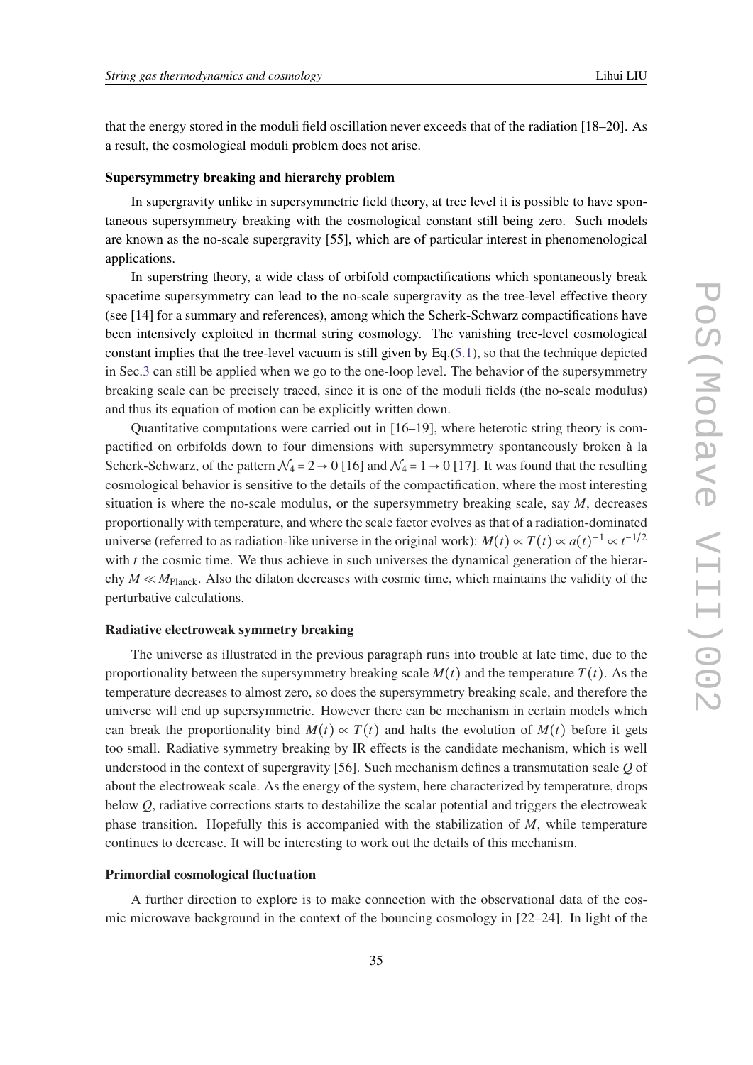that the energy stored in the moduli field oscillation never exceeds that of the radiation [18–20]. As a result, the cosmological moduli problem does not arise.

**Supersymmetry breaking and hierarchy problem**

In supergravity unlike in supersymmetric field theory, at tree level it is possible to have spontaneous supersymmetry breaking with the cosmological constant still being zero. Such models are known as the no-scale supergravity [55], which are of particular interest in phenomenological applications.

In superstring theory, a wide class of orbifold compactifications which spontaneously break spacetime supersymmetry can lead to the no-scale supergravity as the tree-level effective theory (see [14] for a summary and references), among which the Scherk-Schwarz compactifications have been intensively exploited in thermal string cosmology. The vanishing tree-level cosmological constant implies that the tree-level vacuum is still given by Eq.(5.1), so that the technique depicted in Sec.3 can still be applied when we go to the one-loop level. The behavior of the supersymmetry breaking scale can be precisely traced, since it is one of the moduli fields (the no-scale modulus) and thus its equation of motion can be explicitly written down.

Quantitative computations were carried out in [16–19], where heterotic string theory is compactified on orbifolds down to four dimensions with supersymmetry spontaneously broken à la Scherk-Schwarz, of the pattern $\mathcal{N}_4 = 2 \to 0$ [16] and $\mathcal{N}_4 = 1 \to 0$ [17]. It was found that the resulting cosmological behavior is sensitive to the details of the compactification, where the most interesting situation is where the no-scale modulus, or the supersymmetry breaking scale, say $M$, decreases proportionally with temperature, and where the scale factor evolves as that of a radiation-dominated universe (referred to as radiation-like universe in the original work): $M(t) \propto T(t) \propto a(t)^{-1} \propto t^{-1/2}$ with $t$ the cosmic time. We thus achieve in such universes the dynamical generation of the hierarchy $M \ll M_{\text{Planck}}$. Also the dilaton decreases with cosmic time, which maintains the validity of the perturbative calculations.

**Radiative electroweak symmetry breaking**

The universe as illustrated in the previous paragraph runs into trouble at late time, due to the proportionality between the supersymmetry breaking scale $M(t)$ and the temperature $T(t)$. As the temperature decreases to almost zero, so does the supersymmetry breaking scale, and therefore the universe will end up supersymmetric. However there can be mechanism in certain models which can break the proportionality bind $M(t) \propto T(t)$ and halts the evolution of $M(t)$ before it gets too small. Radiative symmetry breaking by IR effects is the candidate mechanism, which is well understood in the context of supergravity [56]. Such mechanism defines a transmutation scale $Q$ of about the electroweak scale. As the energy of the system, here characterized by temperature, drops below $Q$, radiative corrections starts to destabilize the scalar potential and triggers the electroweak phase transition. Hopefully this is accompanied with the stabilization of $M$, while temperature continues to decrease. It will be interesting to work out the details of this mechanism.

**Primordial cosmological fluctuation**

A further direction to explore is to make connection with the observational data of the cosmic microwave background in the context of the bouncing cosmology in [22–24]. In light of the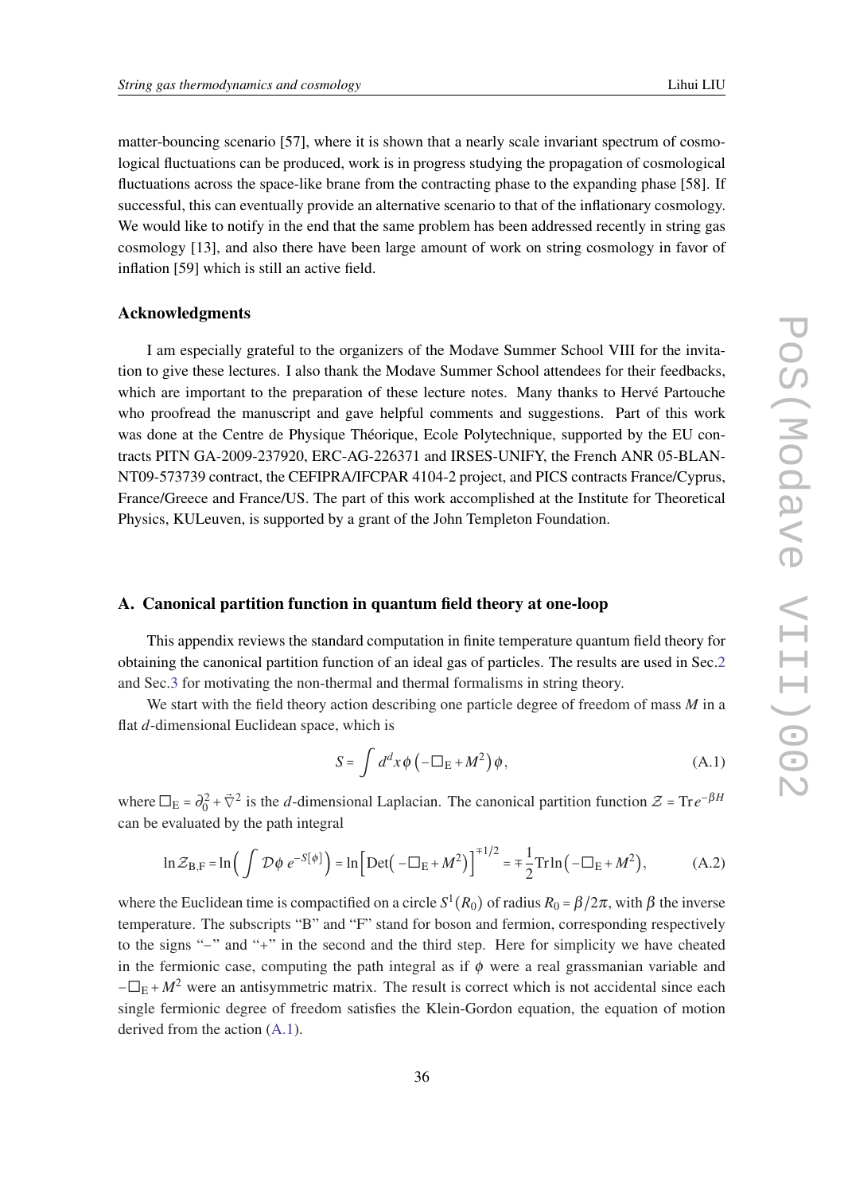matter-bouncing scenario [57], where it is shown that a nearly scale invariant spectrum of cosmological fluctuations can be produced, work is in progress studying the propagation of cosmological fluctuations across the space-like brane from the contracting phase to the expanding phase [58]. If successful, this can eventually provide an alternative scenario to that of the inflationary cosmology. We would like to notify in the end that the same problem has been addressed recently in string gas cosmology [13], and also there have been large amount of work on string cosmology in favor of inflation [59] which is still an active field.

### Acknowledgments

I am especially grateful to the organizers of the Modave Summer School VIII for the invitation to give these lectures. I also thank the Modave Summer School attendees for their feedbacks, which are important to the preparation of these lecture notes. Many thanks to Hervé Partouche who proofread the manuscript and gave helpful comments and suggestions. Part of this work was done at the Centre de Physique Théorique, Ecole Polytechnique, supported by the EU contracts PITN GA-2009-237920, ERC-AG-226371 and IRSES-UNIFY, the French ANR 05-BLAN-NT09-573739 contract, the CEFIPRA/IFCPAR 4104-2 project, and PICS contracts France/Cyprus, France/Greece and France/US. The part of this work accomplished at the Institute for Theoretical Physics, KULeuven, is supported by a grant of the John Templeton Foundation.

## A. Canonical partition function in quantum field theory at one-loop

This appendix reviews the standard computation in finite temperature quantum field theory for obtaining the canonical partition function of an ideal gas of particles. The results are used in Sec.2 and Sec.3 for motivating the non-thermal and thermal formalisms in string theory.

We start with the field theory action describing one particle degree of freedom of mass $M$ in a flat $d$-dimensional Euclidean space, which is

$$S = \int d^d x\, \phi \left(-\Box_{\rm E} + M^2\right) \phi, \tag{A.1}$$

where $\Box_{\rm E} = \partial_0^2 + \vec{\nabla}^2$ is the $d$-dimensional Laplacian. The canonical partition function $\mathcal{Z} = {\rm Tr}\, e^{-\beta H}$ can be evaluated by the path integral

$$\ln \mathcal{Z}_{\rm B,F} = \ln\Big(\int \mathcal{D}\phi\; e^{-S[\phi]}\Big) = \ln\Big[{\rm Det}\big(-\Box_{\rm E} + M^2\big)\Big]^{\mp 1/2} = \mp\frac{1}{2}{\rm Tr}\ln\big(-\Box_{\rm E} + M^2\big), \tag{A.2}$$

where the Euclidean time is compactified on a circle $S^1(R_0)$ of radius $R_0 = \beta/2\pi$, with $\beta$ the inverse temperature. The subscripts "B" and "F" stand for boson and fermion, corresponding respectively to the signs "−" and "+" in the second and the third step. Here for simplicity we have cheated in the fermionic case, computing the path integral as if $\phi$ were a real grassmanian variable and $-\Box_{\rm E} + M^2$ were an antisymmetric matrix. The result is correct which is not accidental since each single fermionic degree of freedom satisfies the Klein-Gordon equation, the equation of motion derived from the action (A.1).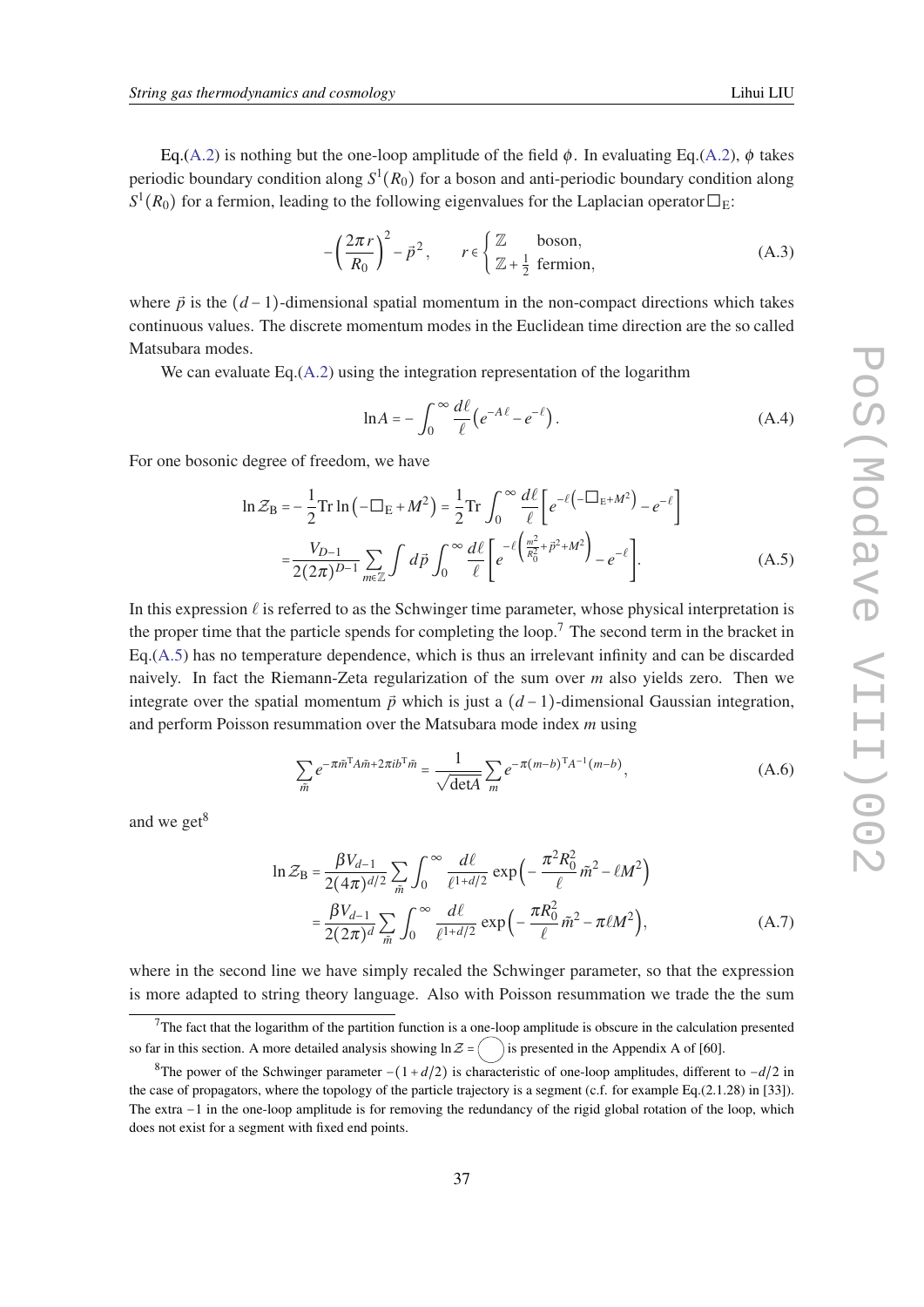Eq.(A.2) is nothing but the one-loop amplitude of the field $\phi$. In evaluating Eq.(A.2), $\phi$ takes periodic boundary condition along $S^1(R_0)$ for a boson and anti-periodic boundary condition along $S^1(R_0)$ for a fermion, leading to the following eigenvalues for the Laplacian operator $\Box_{\rm E}$:

$$-\left(\frac{2\pi r}{R_0}\right)^2 - \vec{p}^{\,2}\,, \qquad r \in \begin{cases} \mathbb{Z} & \text{boson,} \\ \mathbb{Z}+\frac{1}{2} & \text{fermion,} \end{cases} \tag{A.3}$$

where $\vec{p}$ is the $(d-1)$-dimensional spatial momentum in the non-compact directions which takes continuous values. The discrete momentum modes in the Euclidean time direction are the so called Matsubara modes.

We can evaluate Eq.(A.2) using the integration representation of the logarithm

$$\ln A = -\int_0^\infty \frac{d\ell}{\ell}\left(e^{-A\ell} - e^{-\ell}\right). \tag{A.4}$$

For one bosonic degree of freedom, we have

$$\begin{aligned} \ln \mathcal{Z}_{\rm B} &= -\frac{1}{2}{\rm Tr}\ln\left(-\Box_{\rm E} + M^2\right) = \frac{1}{2}{\rm Tr}\int_0^\infty \frac{d\ell}{\ell}\left[e^{-\ell\left(-\Box_{\rm E}+M^2\right)} - e^{-\ell}\right] \\ &= \frac{V_{D-1}}{2(2\pi)^{D-1}}\sum_{m\in\mathbb{Z}}\int d\vec{p}\int_0^\infty \frac{d\ell}{\ell}\left[e^{-\ell\left(\frac{m^2}{R_0^2}+\vec{p}^2+M^2\right)} - e^{-\ell}\right]. \end{aligned} \tag{A.5}$$

In this expression $\ell$ is referred to as the Schwinger time parameter, whose physical interpretation is the proper time that the particle spends for completing the loop.[7] The second term in the bracket in Eq.(A.5) has no temperature dependence, which is thus an irrelevant infinity and can be discarded naively. In fact the Riemann-Zeta regularization of the sum over $m$ also yields zero. Then we integrate over the spatial momentum $\vec{p}$ which is just a $(d-1)$-dimensional Gaussian integration, and perform Poisson resummation over the Matsubara mode index $m$ using

$$\sum_{\tilde{m}} e^{-\pi\tilde{m}^{\rm T}A\tilde{m}+2\pi i b^{\rm T}\tilde{m}} = \frac{1}{\sqrt{\det A}}\sum_m e^{-\pi(m-b)^{\rm T}A^{-1}(m-b)}, \tag{A.6}$$

and we get[8]

$$\begin{aligned} \ln \mathcal{Z}_{\rm B} &= \frac{\beta V_{d-1}}{2(4\pi)^{d/2}}\sum_{\tilde{m}}\int_0^\infty \frac{d\ell}{\ell^{1+d/2}}\exp\Big(-\frac{\pi^2 R_0^2}{\ell}\tilde{m}^2 - \ell M^2\Big) \\ &= \frac{\beta V_{d-1}}{2(2\pi)^d}\sum_{\tilde{m}}\int_0^\infty \frac{d\ell}{\ell^{1+d/2}}\exp\Big(-\frac{\pi R_0^2}{\ell}\tilde{m}^2 - \pi\ell M^2\Big), \end{aligned} \tag{A.7}$$

where in the second line we have simply recaled the Schwinger parameter, so that the expression is more adapted to string theory language. Also with Poisson resummation we trade the the sum

---

[7] The fact that the logarithm of the partition function is a one-loop amplitude is obscure in the calculation presented so far in this section. A more detailed analysis showing $\ln\mathcal{Z} = \bigcirc$ is presented in the Appendix A of [60].

[8] The power of the Schwinger parameter $-(1+d/2)$ is characteristic of one-loop amplitudes, different to $-d/2$ in the case of propagators, where the topology of the particle trajectory is a segment (c.f. for example Eq.(2.1.28) in [33]). The extra $-1$ in the one-loop amplitude is for removing the redundancy of the rigid global rotation of the loop, which does not exist for a segment with fixed end points.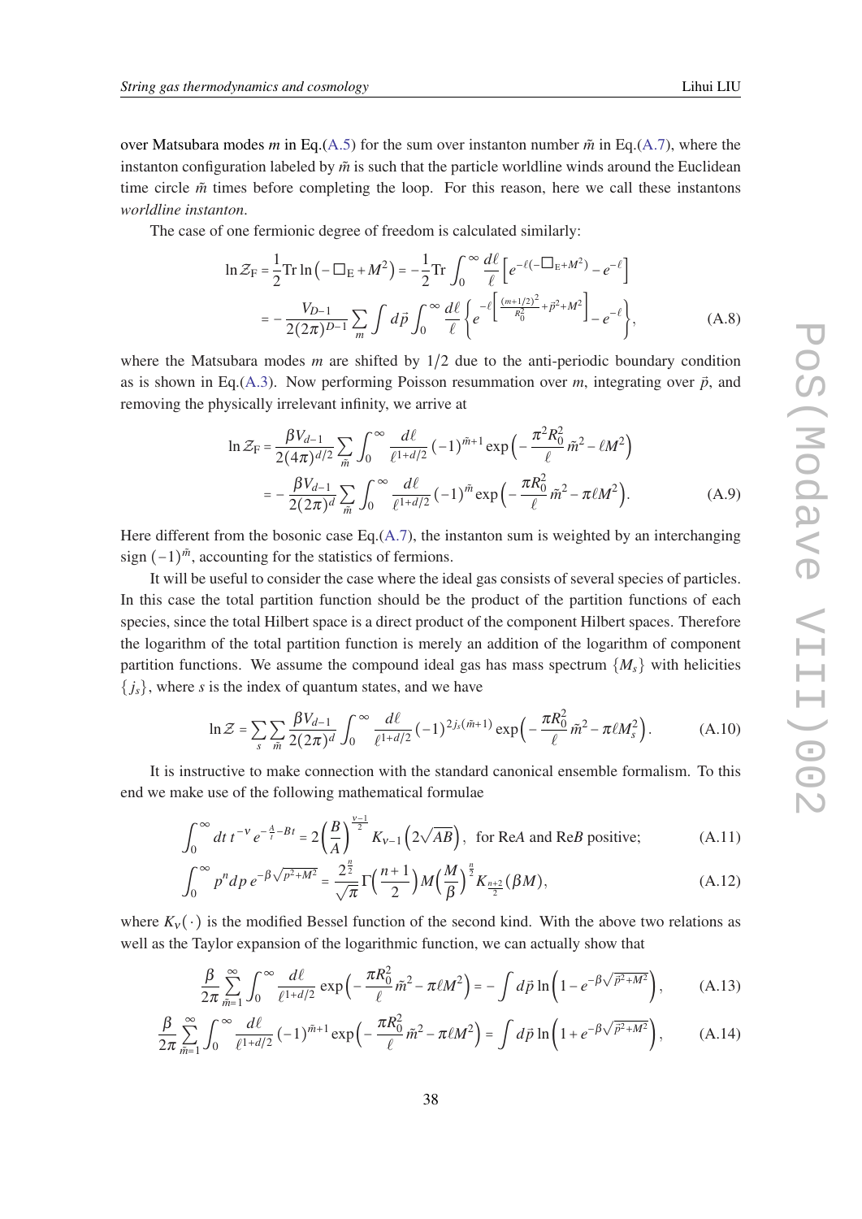over Matsubara modes $m$ in Eq.(A.5) for the sum over instanton number $\tilde{m}$ in Eq.(A.7), where the instanton configuration labeled by $\tilde{m}$ is such that the particle worldline winds around the Euclidean time circle $\tilde{m}$ times before completing the loop. For this reason, here we call these instantons *worldline instanton*.

The case of one fermionic degree of freedom is calculated similarly:

$$
\begin{aligned}
\ln \mathcal{Z}_{\mathrm{F}} &= \frac{1}{2}\mathrm{Tr}\ln\left(-\Box_{\mathrm{E}}+M^2\right) = -\frac{1}{2}\mathrm{Tr}\int_0^\infty \frac{d\ell}{\ell}\left[e^{-\ell(-\Box_{\mathrm{E}}+M^2)} - e^{-\ell}\right] \\
&= -\frac{V_{D-1}}{2(2\pi)^{D-1}}\sum_m \int d\vec{p}\int_0^\infty \frac{d\ell}{\ell}\left\{e^{-\ell\left[\frac{(m+1/2)^2}{R_0^2}+\vec{p}^2+M^2\right]} - e^{-\ell}\right\},
\end{aligned}
\tag{A.8}
$$

where the Matsubara modes $m$ are shifted by $1/2$ due to the anti-periodic boundary condition as is shown in Eq.(A.3). Now performing Poisson resummation over $m$, integrating over $\vec{p}$, and removing the physically irrelevant infinity, we arrive at

$$
\begin{aligned}
\ln \mathcal{Z}_{\mathrm{F}} &= \frac{\beta V_{d-1}}{2(4\pi)^{d/2}}\sum_{\tilde{m}}\int_0^\infty \frac{d\ell}{\ell^{1+d/2}}(-1)^{\tilde{m}+1}\exp\Big(-\frac{\pi^2 R_0^2}{\ell}\tilde{m}^2 - \ell M^2\Big) \\
&= -\frac{\beta V_{d-1}}{2(2\pi)^d}\sum_{\tilde{m}}\int_0^\infty \frac{d\ell}{\ell^{1+d/2}}(-1)^{\tilde{m}}\exp\Big(-\frac{\pi R_0^2}{\ell}\tilde{m}^2 - \pi\ell M^2\Big).
\end{aligned}
\tag{A.9}
$$

Here different from the bosonic case Eq.(A.7), the instanton sum is weighted by an interchanging sign $(-1)^{\tilde{m}}$, accounting for the statistics of fermions.

It will be useful to consider the case where the ideal gas consists of several species of particles. In this case the total partition function should be the product of the partition functions of each species, since the total Hilbert space is a direct product of the component Hilbert spaces. Therefore the logarithm of the total partition function is merely an addition of the logarithm of component partition functions. We assume the compound ideal gas has mass spectrum $\{M_s\}$ with helicities $\{j_s\}$, where $s$ is the index of quantum states, and we have

$$
\ln \mathcal{Z} = \sum_s \sum_{\tilde{m}} \frac{\beta V_{d-1}}{2(2\pi)^d}\int_0^\infty \frac{d\ell}{\ell^{1+d/2}}(-1)^{2j_s(\tilde{m}+1)}\exp\Big(-\frac{\pi R_0^2}{\ell}\tilde{m}^2 - \pi\ell M_s^2\Big).
\tag{A.10}
$$

It is instructive to make connection with the standard canonical ensemble formalism. To this end we make use of the following mathematical formulae

$$
\int_0^\infty dt\, t^{-\nu}e^{-\frac{A}{t}-Bt} = 2\left(\frac{B}{A}\right)^{\frac{\nu-1}{2}}K_{\nu-1}\left(2\sqrt{AB}\right),\ \text{ for Re}A \text{ and Re}B \text{ positive;}
\tag{A.11}
$$

$$
\int_0^\infty p^n dp\, e^{-\beta\sqrt{p^2+M^2}} = \frac{2^{\frac{n}{2}}}{\sqrt{\pi}}\Gamma\Big(\frac{n+1}{2}\Big)M\Big(\frac{M}{\beta}\Big)^{\frac{n}{2}}K_{\frac{n+2}{2}}(\beta M),
\tag{A.12}
$$

where $K_\nu(\cdot)$ is the modified Bessel function of the second kind. With the above two relations as well as the Taylor expansion of the logarithmic function, we can actually show that

$$
\frac{\beta}{2\pi}\sum_{\tilde{m}=1}^\infty\int_0^\infty \frac{d\ell}{\ell^{1+d/2}}\exp\Big(-\frac{\pi R_0^2}{\ell}\tilde{m}^2 - \pi\ell M^2\Big) = -\int d\vec{p}\,\ln\Big(1-e^{-\beta\sqrt{\vec{p}^2+M^2}}\Big),
\tag{A.13}
$$

$$
\frac{\beta}{2\pi}\sum_{\tilde{m}=1}^\infty\int_0^\infty \frac{d\ell}{\ell^{1+d/2}}(-1)^{\tilde{m}+1}\exp\Big(-\frac{\pi R_0^2}{\ell}\tilde{m}^2 - \pi\ell M^2\Big) = \int d\vec{p}\,\ln\Big(1+e^{-\beta\sqrt{\vec{p}^2+M^2}}\Big),
\tag{A.14}
$$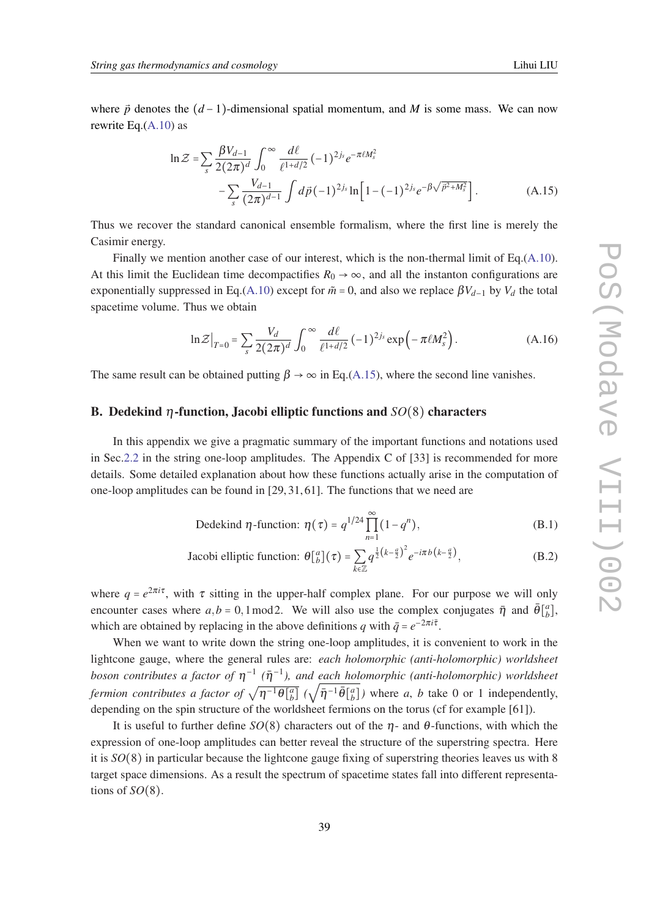where $\vec{p}$ denotes the $(d-1)$-dimensional spatial momentum, and $M$ is some mass. We can now rewrite Eq.(A.10) as

$$\ln \mathcal{Z} = \sum_s \frac{\beta V_{d-1}}{2(2\pi)^d} \int_0^\infty \frac{d\ell}{\ell^{1+d/2}} (-1)^{2j_s} e^{-\pi\ell M_s^2} - \sum_s \frac{V_{d-1}}{(2\pi)^{d-1}} \int d\vec{p}\, (-1)^{2j_s} \ln\Big[1-(-1)^{2j_s} e^{-\beta\sqrt{\vec{p}^2+M_s^2}}\Big]. \tag{A.15}$$

Thus we recover the standard canonical ensemble formalism, where the first line is merely the Casimir energy.

Finally we mention another case of our interest, which is the non-thermal limit of Eq.(A.10). At this limit the Euclidean time decompactifies $R_0 \to \infty$, and all the instanton configurations are exponentially suppressed in Eq.(A.10) except for $\tilde{m} = 0$, and also we replace $\beta V_{d-1}$ by $V_d$ the total spacetime volume. Thus we obtain

$$\ln \mathcal{Z}\big|_{T=0} = \sum_s \frac{V_d}{2(2\pi)^d} \int_0^\infty \frac{d\ell}{\ell^{1+d/2}} (-1)^{2j_s} \exp\Big(-\pi\ell M_s^2\Big). \tag{A.16}$$

The same result can be obtained putting $\beta \to \infty$ in Eq.(A.15), where the second line vanishes.

## B. Dedekind $\eta$-function, Jacobi elliptic functions and $SO(8)$ characters

In this appendix we give a pragmatic summary of the important functions and notations used in Sec.2.2 in the string one-loop amplitudes. The Appendix C of [33] is recommended for more details. Some detailed explanation about how these functions actually arise in the computation of one-loop amplitudes can be found in [29, 31, 61]. The functions that we need are

$$\text{Dedekind } \eta\text{-function: } \eta(\tau) = q^{1/24} \prod_{n=1}^{\infty} (1-q^n), \tag{B.1}$$

$$\text{Jacobi elliptic function: } \theta\big[{}^a_b\big](\tau) = \sum_{k\in\mathbb{Z}} q^{\frac{1}{2}\left(k-\frac{a}{2}\right)^2} e^{-i\pi b\left(k-\frac{a}{2}\right)}, \tag{B.2}$$

where $q = e^{2\pi i\tau}$, with $\tau$ sitting in the upper-half complex plane. For our purpose we will only encounter cases where $a, b = 0, 1 \bmod 2$. We will also use the complex conjugates $\bar{\eta}$ and $\bar{\theta}\big[{}^a_b\big]$, which are obtained by replacing in the above definitions $q$ with $\bar{q} = e^{-2\pi i\bar{\tau}}$.

When we want to write down the string one-loop amplitudes, it is convenient to work in the lightcone gauge, where the general rules are: *each holomorphic (anti-holomorphic) worldsheet boson contributes a factor of* $\eta^{-1}$ *(*$\bar{\eta}^{-1}$*), and each holomorphic (anti-holomorphic) worldsheet fermion contributes a factor of* $\sqrt{\eta^{-1}\theta\big[{}^a_b\big]}$ *(*$\sqrt{\bar{\eta}^{-1}\bar{\theta}\big[{}^a_b\big]}$*)* where $a$, $b$ take 0 or 1 independently, depending on the spin structure of the worldsheet fermions on the torus (cf for example [61]).

It is useful to further define $SO(8)$ characters out of the $\eta$- and $\theta$-functions, with which the expression of one-loop amplitudes can better reveal the structure of the superstring spectra. Here it is $SO(8)$ in particular because the lightcone gauge fixing of superstring theories leaves us with 8 target space dimensions. As a result the spectrum of spacetime states fall into different representations of $SO(8)$.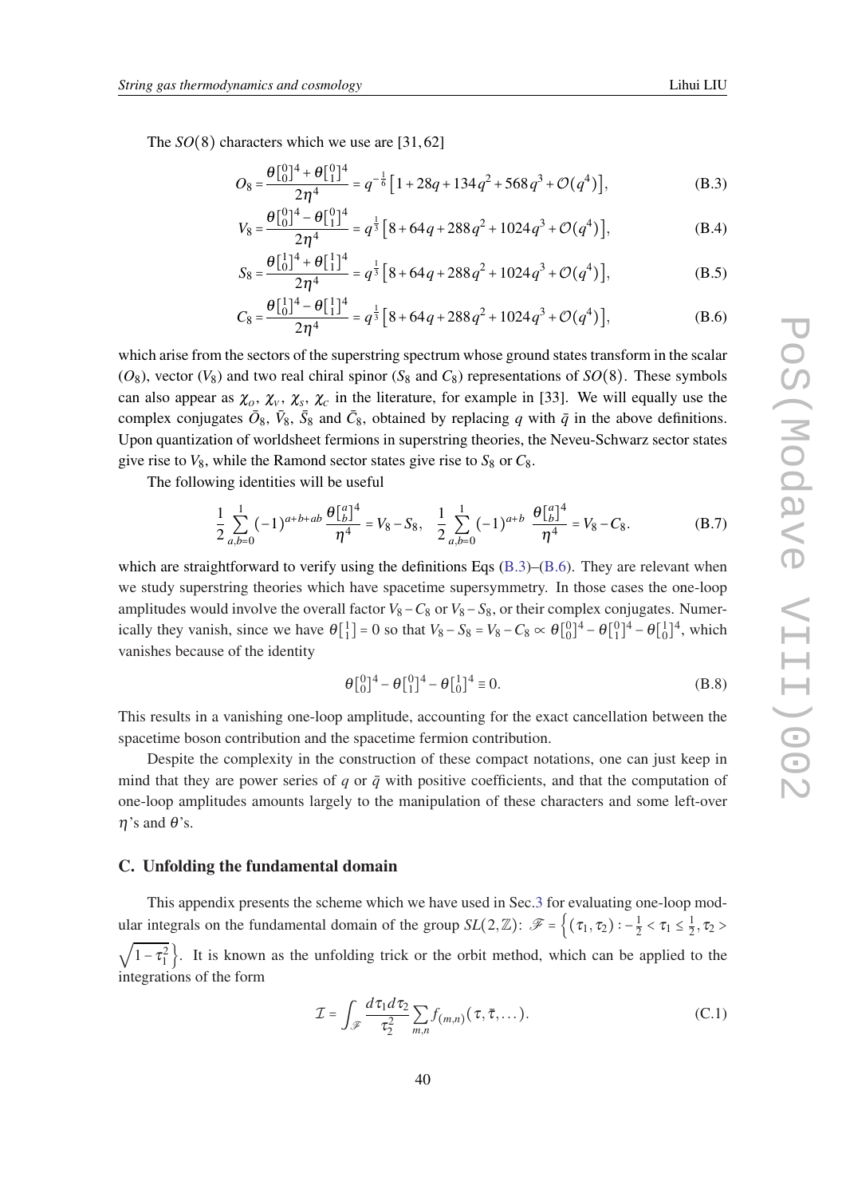The $SO(8)$ characters which we use are [31, 62]

$$O_8 = \frac{\theta\begin{bmatrix}0\\0\end{bmatrix}^4 + \theta\begin{bmatrix}0\\1\end{bmatrix}^4}{2\eta^4} = q^{-\frac{1}{6}}\left[1 + 28q + 134q^2 + 568q^3 + \mathcal{O}(q^4)\right], \tag{B.3}$$

$$V_8 = \frac{\theta\begin{bmatrix}0\\0\end{bmatrix}^4 - \theta\begin{bmatrix}0\\1\end{bmatrix}^4}{2\eta^4} = q^{\frac{1}{3}}\left[8 + 64q + 288q^2 + 1024q^3 + \mathcal{O}(q^4)\right], \tag{B.4}$$

$$S_8 = \frac{\theta\begin{bmatrix}1\\0\end{bmatrix}^4 + \theta\begin{bmatrix}1\\1\end{bmatrix}^4}{2\eta^4} = q^{\frac{1}{3}}\left[8 + 64q + 288q^2 + 1024q^3 + \mathcal{O}(q^4)\right], \tag{B.5}$$

$$C_8 = \frac{\theta\begin{bmatrix}1\\0\end{bmatrix}^4 - \theta\begin{bmatrix}1\\1\end{bmatrix}^4}{2\eta^4} = q^{\frac{1}{3}}\left[8 + 64q + 288q^2 + 1024q^3 + \mathcal{O}(q^4)\right], \tag{B.6}$$

which arise from the sectors of the superstring spectrum whose ground states transform in the scalar ($O_8$), vector ($V_8$) and two real chiral spinor ($S_8$ and $C_8$) representations of $SO(8)$. These symbols can also appear as $\chi_o$, $\chi_v$, $\chi_s$, $\chi_c$ in the literature, for example in [33]. We will equally use the complex conjugates $\bar{O}_8$, $\bar{V}_8$, $\bar{S}_8$ and $\bar{C}_8$, obtained by replacing $q$ with $\bar{q}$ in the above definitions. Upon quantization of worldsheet fermions in superstring theories, the Neveu-Schwarz sector states give rise to $V_8$, while the Ramond sector states give rise to $S_8$ or $C_8$.

The following identities will be useful

$$\frac{1}{2}\sum_{a,b=0}^{1}(-1)^{a+b+ab}\,\frac{\theta\begin{bmatrix}a\\b\end{bmatrix}^4}{\eta^4} = V_8 - S_8, \quad \frac{1}{2}\sum_{a,b=0}^{1}(-1)^{a+b}\,\frac{\theta\begin{bmatrix}a\\b\end{bmatrix}^4}{\eta^4} = V_8 - C_8. \tag{B.7}$$

which are straightforward to verify using the definitions Eqs (B.3)–(B.6). They are relevant when we study superstring theories which have spacetime supersymmetry. In those cases the one-loop amplitudes would involve the overall factor $V_8 - C_8$ or $V_8 - S_8$, or their complex conjugates. Numerically they vanish, since we have $\theta\begin{bmatrix}1\\1\end{bmatrix} = 0$ so that $V_8 - S_8 = V_8 - C_8 \propto \theta\begin{bmatrix}0\\0\end{bmatrix}^4 - \theta\begin{bmatrix}0\\1\end{bmatrix}^4 - \theta\begin{bmatrix}1\\0\end{bmatrix}^4$, which vanishes because of the identity

$$\theta\begin{bmatrix}0\\0\end{bmatrix}^4 - \theta\begin{bmatrix}0\\1\end{bmatrix}^4 - \theta\begin{bmatrix}1\\0\end{bmatrix}^4 \equiv 0. \tag{B.8}$$

This results in a vanishing one-loop amplitude, accounting for the exact cancellation between the spacetime boson contribution and the spacetime fermion contribution.

Despite the complexity in the construction of these compact notations, one can just keep in mind that they are power series of $q$ or $\bar{q}$ with positive coefficients, and that the computation of one-loop amplitudes amounts largely to the manipulation of these characters and some left-over $\eta$'s and $\theta$'s.

## C. Unfolding the fundamental domain

This appendix presents the scheme which we have used in Sec.3 for evaluating one-loop modular integrals on the fundamental domain of the group $SL(2,\mathbb{Z})$: $\mathscr{F} = \left\{(\tau_1, \tau_2) : -\frac{1}{2} < \tau_1 \le \frac{1}{2}, \tau_2 > \sqrt{1-\tau_1^2}\right\}$. It is known as the unfolding trick or the orbit method, which can be applied to the integrations of the form

$$\mathcal{I} = \int_{\mathscr{F}} \frac{d\tau_1 d\tau_2}{\tau_2^2} \sum_{m,n} f_{(m,n)}(\tau, \bar{\tau}, \dots). \tag{C.1}$$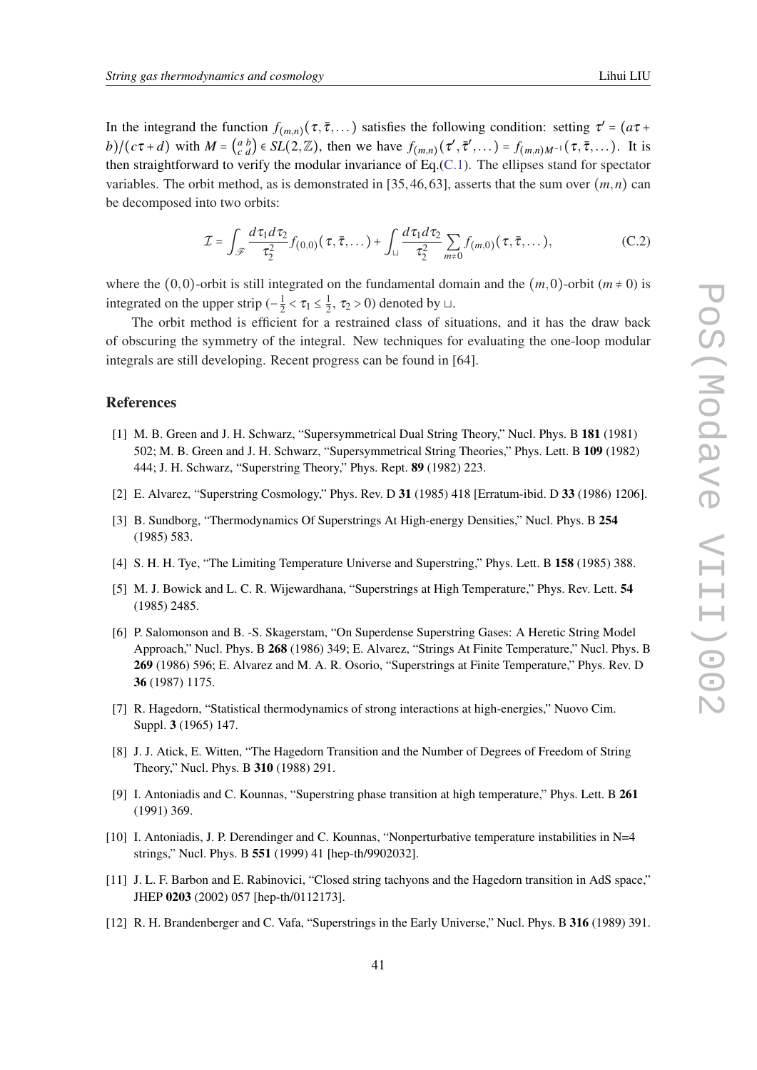In the integrand the function $f_{(m,n)}(\tau, \bar{\tau}, \dots)$ satisfies the following condition: setting $\tau' = (a\tau + b)/(c\tau + d)$ with $M = \begin{pmatrix} a & b \\ c & d \end{pmatrix} \in SL(2, \mathbb{Z})$, then we have $f_{(m,n)}(\tau', \bar{\tau}', \dots) = f_{(m,n)M^{-1}}(\tau, \bar{\tau}, \dots)$. It is then straightforward to verify the modular invariance of Eq.(C.1). The ellipses stand for spectator variables. The orbit method, as is demonstrated in [35, 46, 63], asserts that the sum over $(m,n)$ can be decomposed into two orbits:

$$\mathcal{I} = \int_{\mathscr{F}} \frac{d\tau_1 d\tau_2}{\tau_2^2} f_{(0,0)}(\tau, \bar{\tau}, \dots) + \int_{\sqcup} \frac{d\tau_1 d\tau_2}{\tau_2^2} \sum_{m \neq 0} f_{(m,0)}(\tau, \bar{\tau}, \dots), \tag{C.2}$$

where the $(0,0)$-orbit is still integrated on the fundamental domain and the $(m,0)$-orbit ($m \neq 0$) is integrated on the upper strip ($-\frac{1}{2} < \tau_1 \leq \frac{1}{2}$, $\tau_2 > 0$) denoted by $\sqcup$.

The orbit method is efficient for a restrained class of situations, and it has the draw back of obscuring the symmetry of the integral. New techniques for evaluating the one-loop modular integrals are still developing. Recent progress can be found in [64].

## References

[1] M. B. Green and J. H. Schwarz, "Supersymmetrical Dual String Theory," Nucl. Phys. B **181** (1981) 502; M. B. Green and J. H. Schwarz, "Supersymmetrical String Theories," Phys. Lett. B **109** (1982) 444; J. H. Schwarz, "Superstring Theory," Phys. Rept. **89** (1982) 223.

[2] E. Alvarez, "Superstring Cosmology," Phys. Rev. D **31** (1985) 418 [Erratum-ibid. D **33** (1986) 1206].

[3] B. Sundborg, "Thermodynamics Of Superstrings At High-energy Densities," Nucl. Phys. B **254** (1985) 583.

[4] S. H. H. Tye, "The Limiting Temperature Universe and Superstring," Phys. Lett. B **158** (1985) 388.

[5] M. J. Bowick and L. C. R. Wijewardhana, "Superstrings at High Temperature," Phys. Rev. Lett. **54** (1985) 2485.

[6] P. Salomonson and B. -S. Skagerstam, "On Superdense Superstring Gases: A Heretic String Model Approach," Nucl. Phys. B **268** (1986) 349; E. Alvarez, "Strings At Finite Temperature," Nucl. Phys. B **269** (1986) 596; E. Alvarez and M. A. R. Osorio, "Superstrings at Finite Temperature," Phys. Rev. D **36** (1987) 1175.

[7] R. Hagedorn, "Statistical thermodynamics of strong interactions at high-energies," Nuovo Cim. Suppl. **3** (1965) 147.

[8] J. J. Atick, E. Witten, "The Hagedorn Transition and the Number of Degrees of Freedom of String Theory," Nucl. Phys. B **310** (1988) 291.

[9] I. Antoniadis and C. Kounnas, "Superstring phase transition at high temperature," Phys. Lett. B **261** (1991) 369.

[10] I. Antoniadis, J. P. Derendinger and C. Kounnas, "Nonperturbative temperature instabilities in N=4 strings," Nucl. Phys. B **551** (1999) 41 [hep-th/9902032].

[11] J. L. F. Barbon and E. Rabinovici, "Closed string tachyons and the Hagedorn transition in AdS space," JHEP **0203** (2002) 057 [hep-th/0112173].

[12] R. H. Brandenberger and C. Vafa, "Superstrings in the Early Universe," Nucl. Phys. B **316** (1989) 391.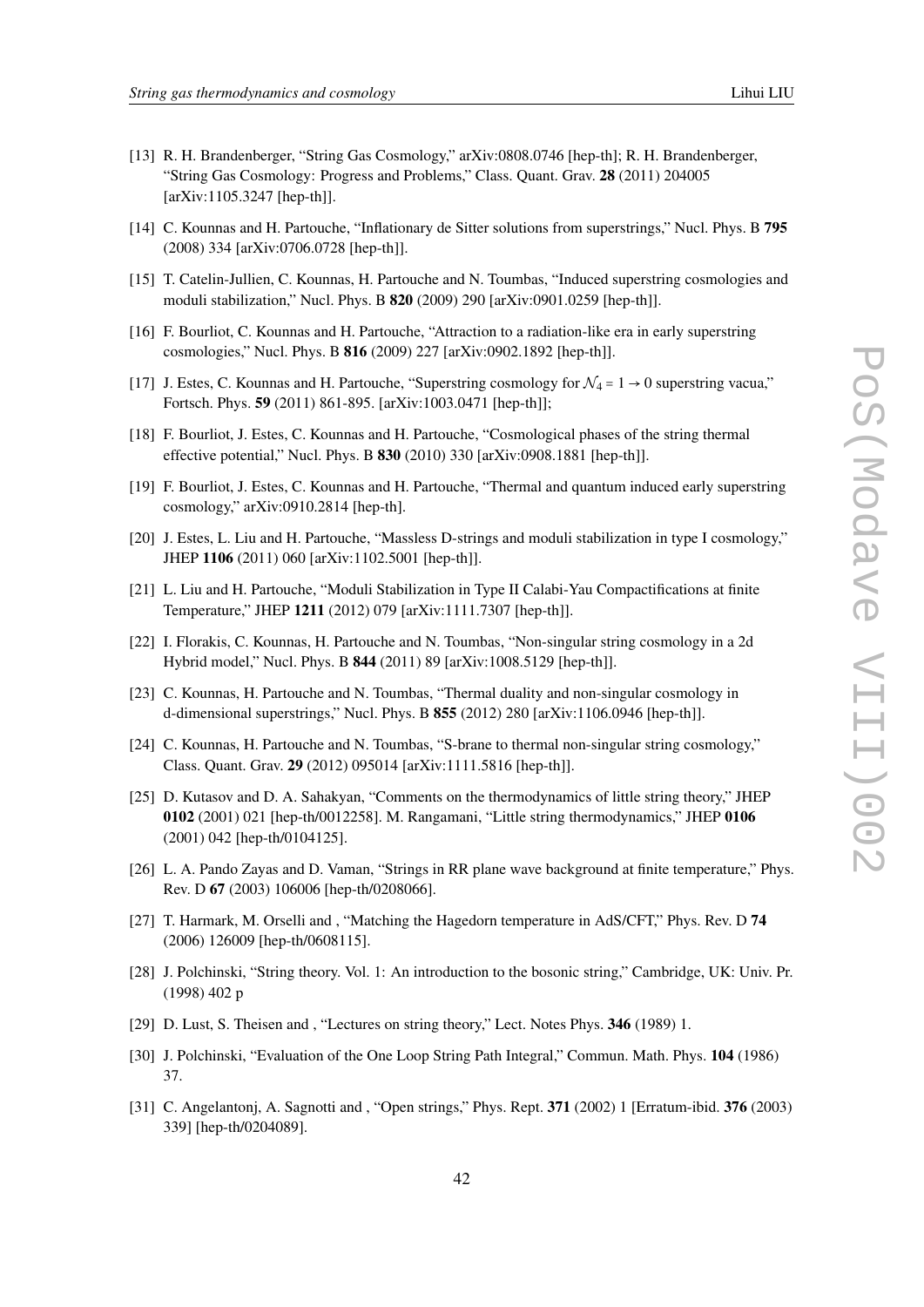[13] R. H. Brandenberger, "String Gas Cosmology," arXiv:0808.0746 [hep-th]; R. H. Brandenberger, "String Gas Cosmology: Progress and Problems," Class. Quant. Grav. **28** (2011) 204005 [arXiv:1105.3247 [hep-th]].

[14] C. Kounnas and H. Partouche, "Inflationary de Sitter solutions from superstrings," Nucl. Phys. B **795** (2008) 334 [arXiv:0706.0728 [hep-th]].

[15] T. Catelin-Jullien, C. Kounnas, H. Partouche and N. Toumbas, "Induced superstring cosmologies and moduli stabilization," Nucl. Phys. B **820** (2009) 290 [arXiv:0901.0259 [hep-th]].

[16] F. Bourliot, C. Kounnas and H. Partouche, "Attraction to a radiation-like era in early superstring cosmologies," Nucl. Phys. B **816** (2009) 227 [arXiv:0902.1892 [hep-th]].

[17] J. Estes, C. Kounnas and H. Partouche, "Superstring cosmology for $\mathcal{N}_4 = 1 \rightarrow 0$ superstring vacua," Fortsch. Phys. **59** (2011) 861-895. [arXiv:1003.0471 [hep-th]];

[18] F. Bourliot, J. Estes, C. Kounnas and H. Partouche, "Cosmological phases of the string thermal effective potential," Nucl. Phys. B **830** (2010) 330 [arXiv:0908.1881 [hep-th]].

[19] F. Bourliot, J. Estes, C. Kounnas and H. Partouche, "Thermal and quantum induced early superstring cosmology," arXiv:0910.2814 [hep-th].

[20] J. Estes, L. Liu and H. Partouche, "Massless D-strings and moduli stabilization in type I cosmology," JHEP **1106** (2011) 060 [arXiv:1102.5001 [hep-th]].

[21] L. Liu and H. Partouche, "Moduli Stabilization in Type II Calabi-Yau Compactifications at finite Temperature," JHEP **1211** (2012) 079 [arXiv:1111.7307 [hep-th]].

[22] I. Florakis, C. Kounnas, H. Partouche and N. Toumbas, "Non-singular string cosmology in a 2d Hybrid model," Nucl. Phys. B **844** (2011) 89 [arXiv:1008.5129 [hep-th]].

[23] C. Kounnas, H. Partouche and N. Toumbas, "Thermal duality and non-singular cosmology in d-dimensional superstrings," Nucl. Phys. B **855** (2012) 280 [arXiv:1106.0946 [hep-th]].

[24] C. Kounnas, H. Partouche and N. Toumbas, "S-brane to thermal non-singular string cosmology," Class. Quant. Grav. **29** (2012) 095014 [arXiv:1111.5816 [hep-th]].

[25] D. Kutasov and D. A. Sahakyan, "Comments on the thermodynamics of little string theory," JHEP **0102** (2001) 021 [hep-th/0012258]. M. Rangamani, "Little string thermodynamics," JHEP **0106** (2001) 042 [hep-th/0104125].

[26] L. A. Pando Zayas and D. Vaman, "Strings in RR plane wave background at finite temperature," Phys. Rev. D **67** (2003) 106006 [hep-th/0208066].

[27] T. Harmark, M. Orselli and , "Matching the Hagedorn temperature in AdS/CFT," Phys. Rev. D **74** (2006) 126009 [hep-th/0608115].

[28] J. Polchinski, "String theory. Vol. 1: An introduction to the bosonic string," Cambridge, UK: Univ. Pr. (1998) 402 p

[29] D. Lust, S. Theisen and , "Lectures on string theory," Lect. Notes Phys. **346** (1989) 1.

[30] J. Polchinski, "Evaluation of the One Loop String Path Integral," Commun. Math. Phys. **104** (1986) 37.

[31] C. Angelantonj, A. Sagnotti and , "Open strings," Phys. Rept. **371** (2002) 1 [Erratum-ibid. **376** (2003) 339] [hep-th/0204089].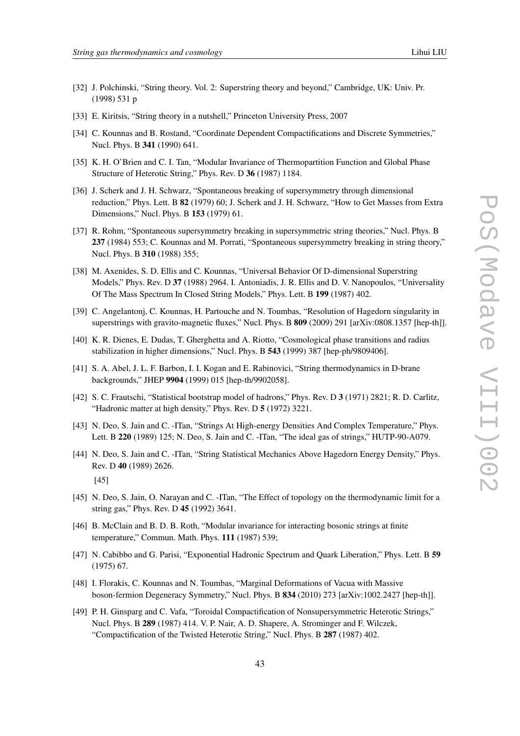[32] J. Polchinski, “String theory. Vol. 2: Superstring theory and beyond,” Cambridge, UK: Univ. Pr. (1998) 531 p

[33] E. Kiritsis, “String theory in a nutshell,” Princeton University Press, 2007

[34] C. Kounnas and B. Rostand, “Coordinate Dependent Compactifications and Discrete Symmetries,” Nucl. Phys. B **341** (1990) 641.

[35] K. H. O’Brien and C. I. Tan, “Modular Invariance of Thermopartition Function and Global Phase Structure of Heterotic String,” Phys. Rev. D **36** (1987) 1184.

[36] J. Scherk and J. H. Schwarz, “Spontaneous breaking of supersymmetry through dimensional reduction,” Phys. Lett. B **82** (1979) 60; J. Scherk and J. H. Schwarz, “How to Get Masses from Extra Dimensions,” Nucl. Phys. B **153** (1979) 61.

[37] R. Rohm, “Spontaneous supersymmetry breaking in supersymmetric string theories,” Nucl. Phys. B **237** (1984) 553; C. Kounnas and M. Porrati, “Spontaneous supersymmetry breaking in string theory,” Nucl. Phys. B **310** (1988) 355;

[38] M. Axenides, S. D. Ellis and C. Kounnas, “Universal Behavior Of D-dimensional Superstring Models,” Phys. Rev. D **37** (1988) 2964. I. Antoniadis, J. R. Ellis and D. V. Nanopoulos, “Universality Of The Mass Spectrum In Closed String Models,” Phys. Lett. B **199** (1987) 402.

[39] C. Angelantonj, C. Kounnas, H. Partouche and N. Toumbas, “Resolution of Hagedorn singularity in superstrings with gravito-magnetic fluxes,” Nucl. Phys. B **809** (2009) 291 [arXiv:0808.1357 [hep-th]].

[40] K. R. Dienes, E. Dudas, T. Gherghetta and A. Riotto, “Cosmological phase transitions and radius stabilization in higher dimensions,” Nucl. Phys. B **543** (1999) 387 [hep-ph/9809406].

[41] S. A. Abel, J. L. F. Barbon, I. I. Kogan and E. Rabinovici, “String thermodynamics in D-brane backgrounds,” JHEP **9904** (1999) 015 [hep-th/9902058].

[42] S. C. Frautschi, “Statistical bootstrap model of hadrons,” Phys. Rev. D **3** (1971) 2821; R. D. Carlitz, “Hadronic matter at high density,” Phys. Rev. D **5** (1972) 3221.

[43] N. Deo, S. Jain and C. -ITan, “Strings At High-energy Densities And Complex Temperature,” Phys. Lett. B **220** (1989) 125; N. Deo, S. Jain and C. -ITan, “The ideal gas of strings,” HUTP-90-A079.

[44] N. Deo, S. Jain and C. -ITan, “String Statistical Mechanics Above Hagedorn Energy Density,” Phys. Rev. D **40** (1989) 2626.

[45]

[45] N. Deo, S. Jain, O. Narayan and C. -ITan, “The Effect of topology on the thermodynamic limit for a string gas,” Phys. Rev. D **45** (1992) 3641.

[46] B. McClain and B. D. B. Roth, “Modular invariance for interacting bosonic strings at finite temperature,” Commun. Math. Phys. **111** (1987) 539;

[47] N. Cabibbo and G. Parisi, “Exponential Hadronic Spectrum and Quark Liberation,” Phys. Lett. B **59** (1975) 67.

[48] I. Florakis, C. Kounnas and N. Toumbas, “Marginal Deformations of Vacua with Massive boson-fermion Degeneracy Symmetry,” Nucl. Phys. B **834** (2010) 273 [arXiv:1002.2427 [hep-th]].

[49] P. H. Ginsparg and C. Vafa, “Toroidal Compactification of Nonsupersymmetric Heterotic Strings,” Nucl. Phys. B **289** (1987) 414. V. P. Nair, A. D. Shapere, A. Strominger and F. Wilczek, “Compactification of the Twisted Heterotic String,” Nucl. Phys. B **287** (1987) 402.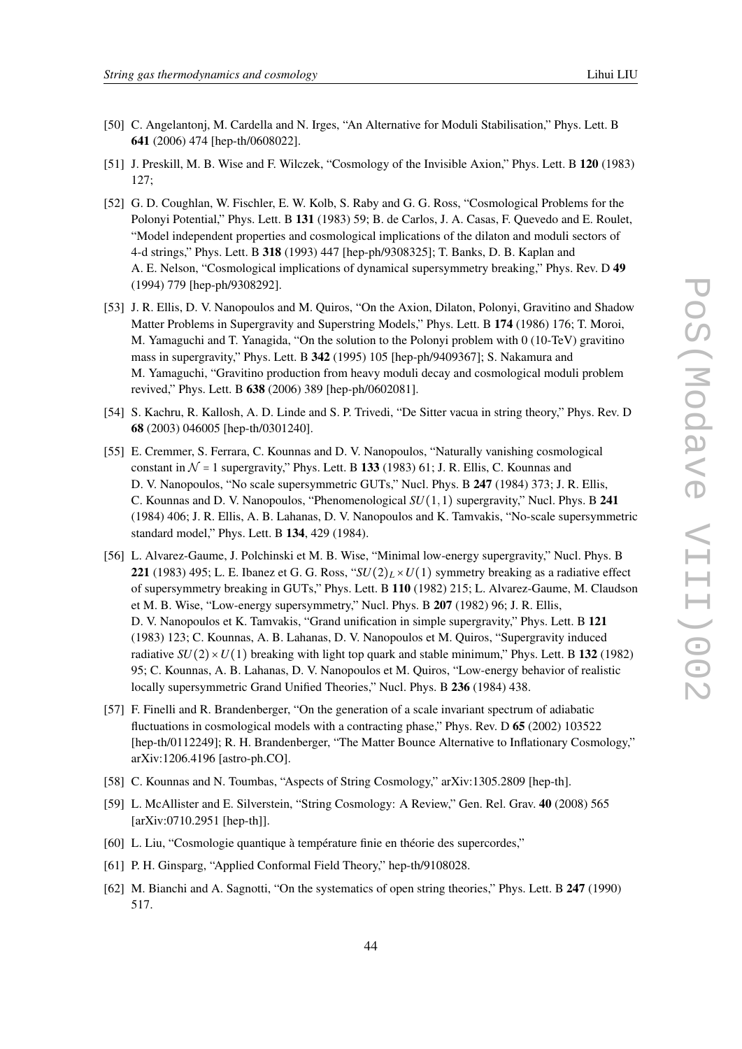[50] C. Angelantonj, M. Cardella and N. Irges, “An Alternative for Moduli Stabilisation,” Phys. Lett. B **641** (2006) 474 [hep-th/0608022].

[51] J. Preskill, M. B. Wise and F. Wilczek, “Cosmology of the Invisible Axion,” Phys. Lett. B **120** (1983) 127;

[52] G. D. Coughlan, W. Fischler, E. W. Kolb, S. Raby and G. G. Ross, “Cosmological Problems for the Polonyi Potential,” Phys. Lett. B **131** (1983) 59; B. de Carlos, J. A. Casas, F. Quevedo and E. Roulet, “Model independent properties and cosmological implications of the dilaton and moduli sectors of 4-d strings,” Phys. Lett. B **318** (1993) 447 [hep-ph/9308325]; T. Banks, D. B. Kaplan and A. E. Nelson, “Cosmological implications of dynamical supersymmetry breaking,” Phys. Rev. D **49** (1994) 779 [hep-ph/9308292].

[53] J. R. Ellis, D. V. Nanopoulos and M. Quiros, “On the Axion, Dilaton, Polonyi, Gravitino and Shadow Matter Problems in Supergravity and Superstring Models,” Phys. Lett. B **174** (1986) 176; T. Moroi, M. Yamaguchi and T. Yanagida, “On the solution to the Polonyi problem with 0 (10-TeV) gravitino mass in supergravity,” Phys. Lett. B **342** (1995) 105 [hep-ph/9409367]; S. Nakamura and M. Yamaguchi, “Gravitino production from heavy moduli decay and cosmological moduli problem revived,” Phys. Lett. B **638** (2006) 389 [hep-ph/0602081].

[54] S. Kachru, R. Kallosh, A. D. Linde and S. P. Trivedi, “De Sitter vacua in string theory,” Phys. Rev. D **68** (2003) 046005 [hep-th/0301240].

[55] E. Cremmer, S. Ferrara, C. Kounnas and D. V. Nanopoulos, “Naturally vanishing cosmological constant in $\mathcal{N}=1$ supergravity,” Phys. Lett. B **133** (1983) 61; J. R. Ellis, C. Kounnas and D. V. Nanopoulos, “No scale supersymmetric GUTs,” Nucl. Phys. B **247** (1984) 373; J. R. Ellis, C. Kounnas and D. V. Nanopoulos, “Phenomenological $SU(1,1)$ supergravity,” Nucl. Phys. B **241** (1984) 406; J. R. Ellis, A. B. Lahanas, D. V. Nanopoulos and K. Tamvakis, “No-scale supersymmetric standard model,” Phys. Lett. B **134**, 429 (1984).

[56] L. Alvarez-Gaume, J. Polchinski et M. B. Wise, “Minimal low-energy supergravity,” Nucl. Phys. B **221** (1983) 495; L. E. Ibanez et G. G. Ross, “$SU(2)_L \times U(1)$ symmetry breaking as a radiative effect of supersymmetry breaking in GUTs,” Phys. Lett. B **110** (1982) 215; L. Alvarez-Gaume, M. Claudson et M. B. Wise, “Low-energy supersymmetry,” Nucl. Phys. B **207** (1982) 96; J. R. Ellis, D. V. Nanopoulos et K. Tamvakis, “Grand unification in simple supergravity,” Phys. Lett. B **121** (1983) 123; C. Kounnas, A. B. Lahanas, D. V. Nanopoulos et M. Quiros, “Supergravity induced radiative $SU(2) \times U(1)$ breaking with light top quark and stable minimum,” Phys. Lett. B **132** (1982) 95; C. Kounnas, A. B. Lahanas, D. V. Nanopoulos et M. Quiros, “Low-energy behavior of realistic locally supersymmetric Grand Unified Theories,” Nucl. Phys. B **236** (1984) 438.

[57] F. Finelli and R. Brandenberger, “On the generation of a scale invariant spectrum of adiabatic fluctuations in cosmological models with a contracting phase,” Phys. Rev. D **65** (2002) 103522 [hep-th/0112249]; R. H. Brandenberger, “The Matter Bounce Alternative to Inflationary Cosmology,” arXiv:1206.4196 [astro-ph.CO].

[58] C. Kounnas and N. Toumbas, “Aspects of String Cosmology,” arXiv:1305.2809 [hep-th].

[59] L. McAllister and E. Silverstein, “String Cosmology: A Review,” Gen. Rel. Grav. **40** (2008) 565 [arXiv:0710.2951 [hep-th]].

[60] L. Liu, “Cosmologie quantique à température finie en théorie des supercordes,”

[61] P. H. Ginsparg, “Applied Conformal Field Theory,” hep-th/9108028.

[62] M. Bianchi and A. Sagnotti, “On the systematics of open string theories,” Phys. Lett. B **247** (1990) 517.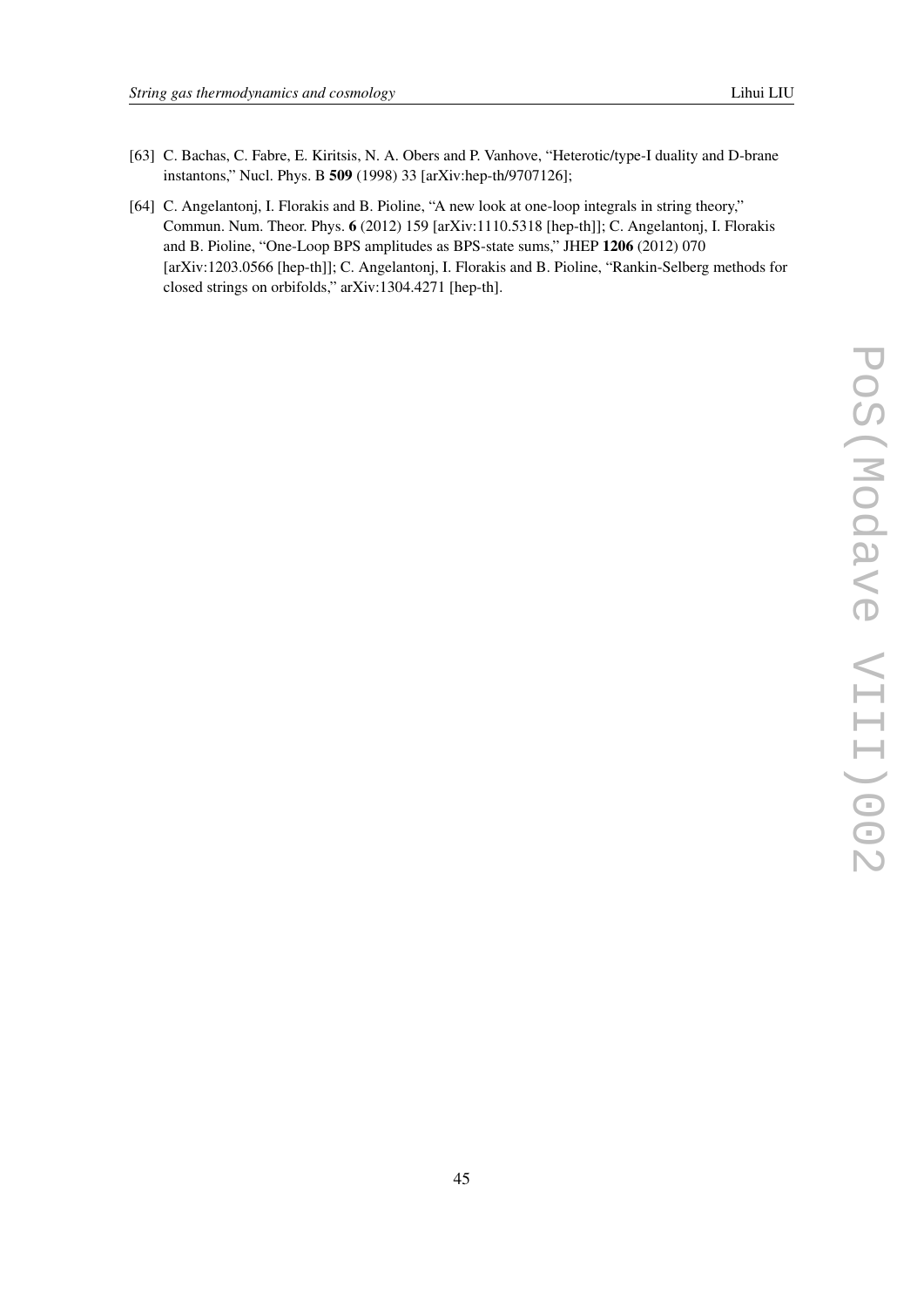[63] C. Bachas, C. Fabre, E. Kiritsis, N. A. Obers and P. Vanhove, “Heterotic/type-I duality and D-brane instantons,” Nucl. Phys. B **509** (1998) 33 [arXiv:hep-th/9707126];

[64] C. Angelantonj, I. Florakis and B. Pioline, “A new look at one-loop integrals in string theory,” Commun. Num. Theor. Phys. **6** (2012) 159 [arXiv:1110.5318 [hep-th]]; C. Angelantonj, I. Florakis and B. Pioline, “One-Loop BPS amplitudes as BPS-state sums,” JHEP **1206** (2012) 070 [arXiv:1203.0566 [hep-th]]; C. Angelantonj, I. Florakis and B. Pioline, “Rankin-Selberg methods for closed strings on orbifolds,” arXiv:1304.4271 [hep-th].